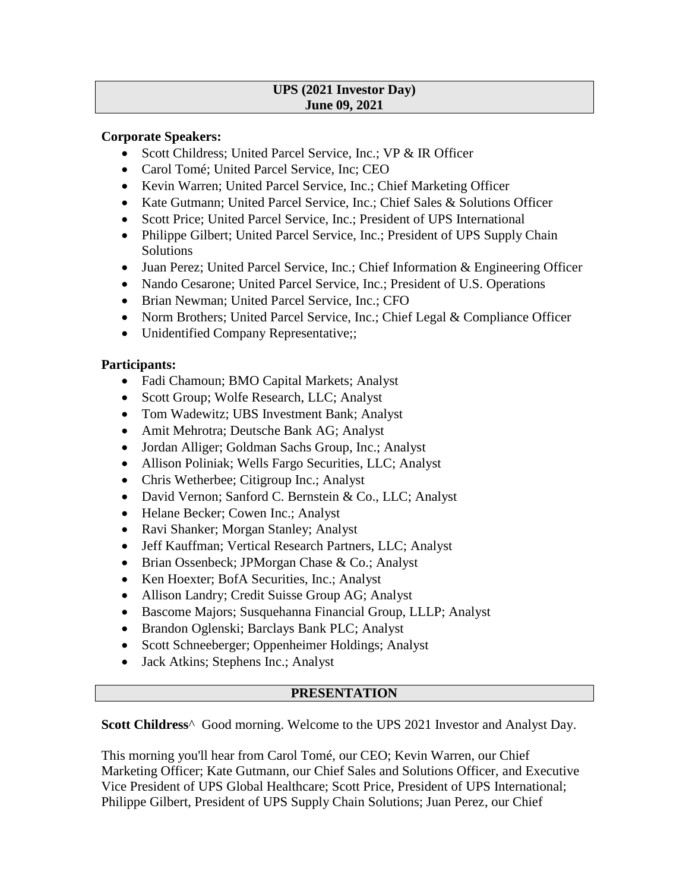**UPS (2021 Investor Day)**
**June 09, 2021**

**Corporate Speakers:**

- Scott Childress; United Parcel Service, Inc.; VP & IR Officer
- Carol Tomé; United Parcel Service, Inc; CEO
- Kevin Warren; United Parcel Service, Inc.; Chief Marketing Officer
- Kate Gutmann; United Parcel Service, Inc.; Chief Sales & Solutions Officer
- Scott Price; United Parcel Service, Inc.; President of UPS International
- Philippe Gilbert; United Parcel Service, Inc.; President of UPS Supply Chain Solutions
- Juan Perez; United Parcel Service, Inc.; Chief Information & Engineering Officer
- Nando Cesarone; United Parcel Service, Inc.; President of U.S. Operations
- Brian Newman; United Parcel Service, Inc.; CFO
- Norm Brothers; United Parcel Service, Inc.; Chief Legal & Compliance Officer
- Unidentified Company Representative;;

**Participants:**

- Fadi Chamoun; BMO Capital Markets; Analyst
- Scott Group; Wolfe Research, LLC; Analyst
- Tom Wadewitz; UBS Investment Bank; Analyst
- Amit Mehrotra; Deutsche Bank AG; Analyst
- Jordan Alliger; Goldman Sachs Group, Inc.; Analyst
- Allison Poliniak; Wells Fargo Securities, LLC; Analyst
- Chris Wetherbee; Citigroup Inc.; Analyst
- David Vernon; Sanford C. Bernstein & Co., LLC; Analyst
- Helane Becker; Cowen Inc.; Analyst
- Ravi Shanker; Morgan Stanley; Analyst
- Jeff Kauffman; Vertical Research Partners, LLC; Analyst
- Brian Ossenbeck; JPMorgan Chase & Co.; Analyst
- Ken Hoexter; BofA Securities, Inc.; Analyst
- Allison Landry; Credit Suisse Group AG; Analyst
- Bascome Majors; Susquehanna Financial Group, LLLP; Analyst
- Brandon Oglenski; Barclays Bank PLC; Analyst
- Scott Schneeberger; Oppenheimer Holdings; Analyst
- Jack Atkins; Stephens Inc.; Analyst

**PRESENTATION**

**Scott Childress**^ Good morning. Welcome to the UPS 2021 Investor and Analyst Day.

This morning you'll hear from Carol Tomé, our CEO; Kevin Warren, our Chief Marketing Officer; Kate Gutmann, our Chief Sales and Solutions Officer, and Executive Vice President of UPS Global Healthcare; Scott Price, President of UPS International; Philippe Gilbert, President of UPS Supply Chain Solutions; Juan Perez, our Chief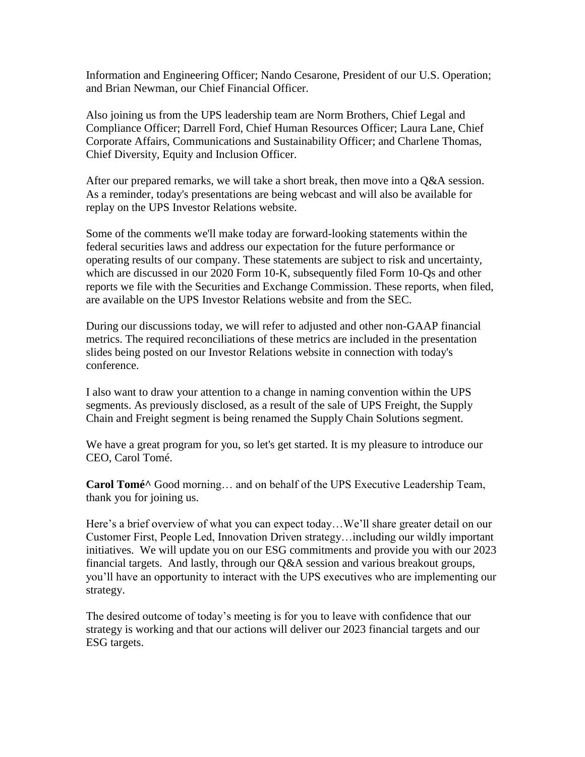Information and Engineering Officer; Nando Cesarone, President of our U.S. Operation; and Brian Newman, our Chief Financial Officer.

Also joining us from the UPS leadership team are Norm Brothers, Chief Legal and Compliance Officer; Darrell Ford, Chief Human Resources Officer; Laura Lane, Chief Corporate Affairs, Communications and Sustainability Officer; and Charlene Thomas, Chief Diversity, Equity and Inclusion Officer.

After our prepared remarks, we will take a short break, then move into a Q&A session. As a reminder, today's presentations are being webcast and will also be available for replay on the UPS Investor Relations website.

Some of the comments we'll make today are forward-looking statements within the federal securities laws and address our expectation for the future performance or operating results of our company. These statements are subject to risk and uncertainty, which are discussed in our 2020 Form 10-K, subsequently filed Form 10-Qs and other reports we file with the Securities and Exchange Commission. These reports, when filed, are available on the UPS Investor Relations website and from the SEC.

During our discussions today, we will refer to adjusted and other non-GAAP financial metrics. The required reconciliations of these metrics are included in the presentation slides being posted on our Investor Relations website in connection with today's conference.

I also want to draw your attention to a change in naming convention within the UPS segments. As previously disclosed, as a result of the sale of UPS Freight, the Supply Chain and Freight segment is being renamed the Supply Chain Solutions segment.

We have a great program for you, so let's get started. It is my pleasure to introduce our CEO, Carol Tomé.

**Carol Tomé^** Good morning… and on behalf of the UPS Executive Leadership Team, thank you for joining us.

Here's a brief overview of what you can expect today…We'll share greater detail on our Customer First, People Led, Innovation Driven strategy…including our wildly important initiatives. We will update you on our ESG commitments and provide you with our 2023 financial targets. And lastly, through our Q&A session and various breakout groups, you'll have an opportunity to interact with the UPS executives who are implementing our strategy.

The desired outcome of today's meeting is for you to leave with confidence that our strategy is working and that our actions will deliver our 2023 financial targets and our ESG targets.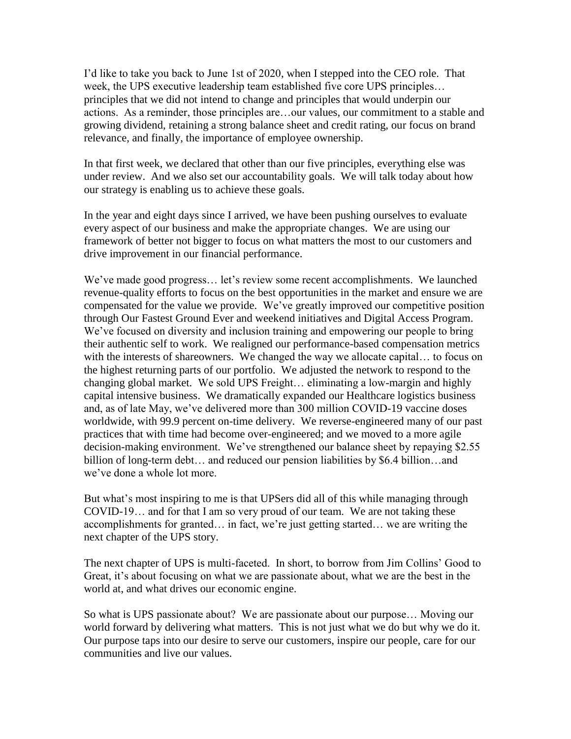I'd like to take you back to June 1st of 2020, when I stepped into the CEO role. That week, the UPS executive leadership team established five core UPS principles… principles that we did not intend to change and principles that would underpin our actions. As a reminder, those principles are…our values, our commitment to a stable and growing dividend, retaining a strong balance sheet and credit rating, our focus on brand relevance, and finally, the importance of employee ownership.

In that first week, we declared that other than our five principles, everything else was under review. And we also set our accountability goals. We will talk today about how our strategy is enabling us to achieve these goals.

In the year and eight days since I arrived, we have been pushing ourselves to evaluate every aspect of our business and make the appropriate changes. We are using our framework of better not bigger to focus on what matters the most to our customers and drive improvement in our financial performance.

We've made good progress… let's review some recent accomplishments. We launched revenue-quality efforts to focus on the best opportunities in the market and ensure we are compensated for the value we provide. We've greatly improved our competitive position through Our Fastest Ground Ever and weekend initiatives and Digital Access Program. We've focused on diversity and inclusion training and empowering our people to bring their authentic self to work. We realigned our performance-based compensation metrics with the interests of shareowners. We changed the way we allocate capital… to focus on the highest returning parts of our portfolio. We adjusted the network to respond to the changing global market. We sold UPS Freight… eliminating a low-margin and highly capital intensive business. We dramatically expanded our Healthcare logistics business and, as of late May, we've delivered more than 300 million COVID-19 vaccine doses worldwide, with 99.9 percent on-time delivery. We reverse-engineered many of our past practices that with time had become over-engineered; and we moved to a more agile decision-making environment. We've strengthened our balance sheet by repaying $2.55 billion of long-term debt… and reduced our pension liabilities by $6.4 billion…and we've done a whole lot more.

But what's most inspiring to me is that UPSers did all of this while managing through COVID-19… and for that I am so very proud of our team. We are not taking these accomplishments for granted… in fact, we're just getting started… we are writing the next chapter of the UPS story.

The next chapter of UPS is multi-faceted. In short, to borrow from Jim Collins' Good to Great, it's about focusing on what we are passionate about, what we are the best in the world at, and what drives our economic engine.

So what is UPS passionate about? We are passionate about our purpose… Moving our world forward by delivering what matters. This is not just what we do but why we do it. Our purpose taps into our desire to serve our customers, inspire our people, care for our communities and live our values.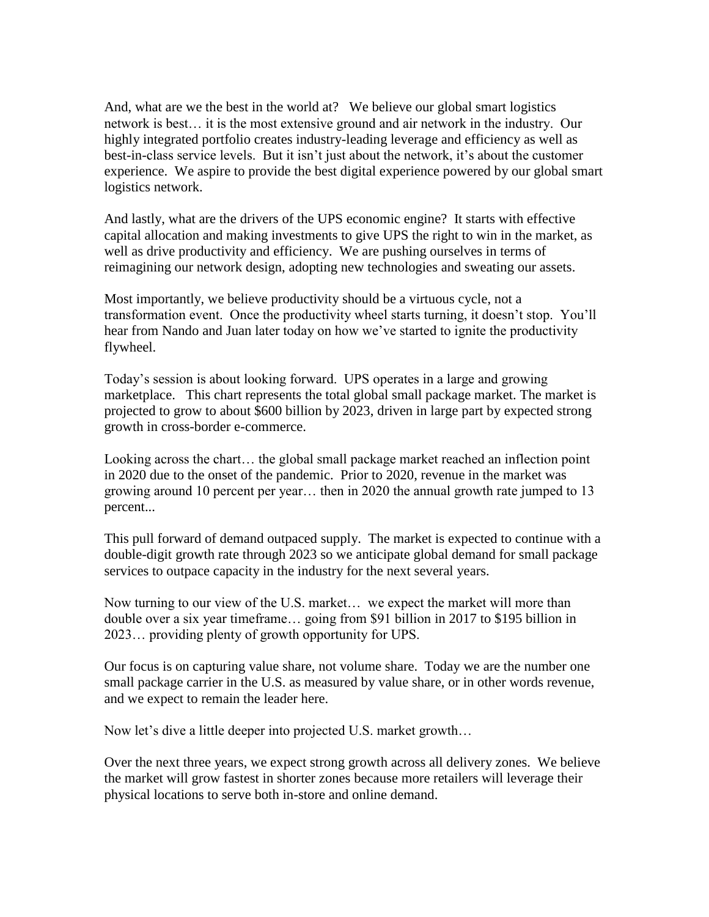And, what are we the best in the world at? We believe our global smart logistics network is best… it is the most extensive ground and air network in the industry. Our highly integrated portfolio creates industry-leading leverage and efficiency as well as best-in-class service levels. But it isn't just about the network, it's about the customer experience. We aspire to provide the best digital experience powered by our global smart logistics network.

And lastly, what are the drivers of the UPS economic engine? It starts with effective capital allocation and making investments to give UPS the right to win in the market, as well as drive productivity and efficiency. We are pushing ourselves in terms of reimagining our network design, adopting new technologies and sweating our assets.

Most importantly, we believe productivity should be a virtuous cycle, not a transformation event. Once the productivity wheel starts turning, it doesn't stop. You'll hear from Nando and Juan later today on how we've started to ignite the productivity flywheel.

Today's session is about looking forward. UPS operates in a large and growing marketplace. This chart represents the total global small package market. The market is projected to grow to about $600 billion by 2023, driven in large part by expected strong growth in cross-border e-commerce.

Looking across the chart… the global small package market reached an inflection point in 2020 due to the onset of the pandemic. Prior to 2020, revenue in the market was growing around 10 percent per year… then in 2020 the annual growth rate jumped to 13 percent...

This pull forward of demand outpaced supply. The market is expected to continue with a double-digit growth rate through 2023 so we anticipate global demand for small package services to outpace capacity in the industry for the next several years.

Now turning to our view of the U.S. market… we expect the market will more than double over a six year timeframe… going from $91 billion in 2017 to $195 billion in 2023… providing plenty of growth opportunity for UPS.

Our focus is on capturing value share, not volume share. Today we are the number one small package carrier in the U.S. as measured by value share, or in other words revenue, and we expect to remain the leader here.

Now let's dive a little deeper into projected U.S. market growth…

Over the next three years, we expect strong growth across all delivery zones. We believe the market will grow fastest in shorter zones because more retailers will leverage their physical locations to serve both in-store and online demand.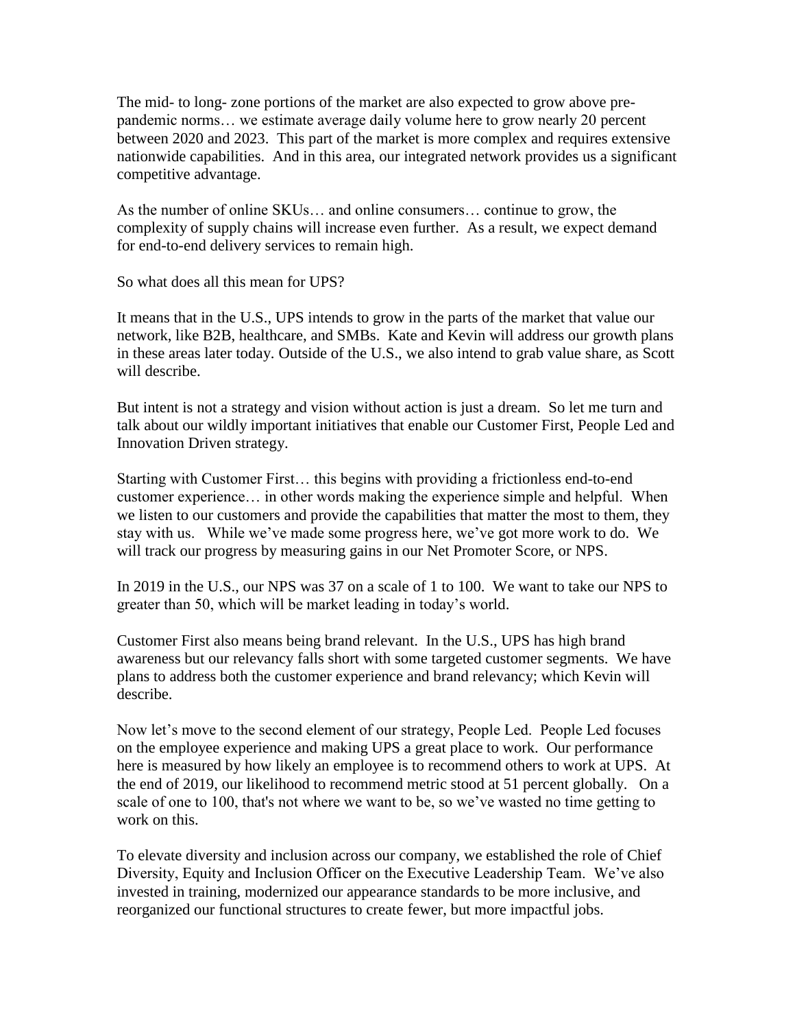The mid- to long- zone portions of the market are also expected to grow above pre-pandemic norms… we estimate average daily volume here to grow nearly 20 percent between 2020 and 2023. This part of the market is more complex and requires extensive nationwide capabilities. And in this area, our integrated network provides us a significant competitive advantage.

As the number of online SKUs… and online consumers… continue to grow, the complexity of supply chains will increase even further. As a result, we expect demand for end-to-end delivery services to remain high.

So what does all this mean for UPS?

It means that in the U.S., UPS intends to grow in the parts of the market that value our network, like B2B, healthcare, and SMBs. Kate and Kevin will address our growth plans in these areas later today. Outside of the U.S., we also intend to grab value share, as Scott will describe.

But intent is not a strategy and vision without action is just a dream. So let me turn and talk about our wildly important initiatives that enable our Customer First, People Led and Innovation Driven strategy.

Starting with Customer First… this begins with providing a frictionless end-to-end customer experience… in other words making the experience simple and helpful. When we listen to our customers and provide the capabilities that matter the most to them, they stay with us. While we've made some progress here, we've got more work to do. We will track our progress by measuring gains in our Net Promoter Score, or NPS.

In 2019 in the U.S., our NPS was 37 on a scale of 1 to 100. We want to take our NPS to greater than 50, which will be market leading in today's world.

Customer First also means being brand relevant. In the U.S., UPS has high brand awareness but our relevancy falls short with some targeted customer segments. We have plans to address both the customer experience and brand relevancy; which Kevin will describe.

Now let's move to the second element of our strategy, People Led. People Led focuses on the employee experience and making UPS a great place to work. Our performance here is measured by how likely an employee is to recommend others to work at UPS. At the end of 2019, our likelihood to recommend metric stood at 51 percent globally. On a scale of one to 100, that's not where we want to be, so we've wasted no time getting to work on this.

To elevate diversity and inclusion across our company, we established the role of Chief Diversity, Equity and Inclusion Officer on the Executive Leadership Team. We've also invested in training, modernized our appearance standards to be more inclusive, and reorganized our functional structures to create fewer, but more impactful jobs.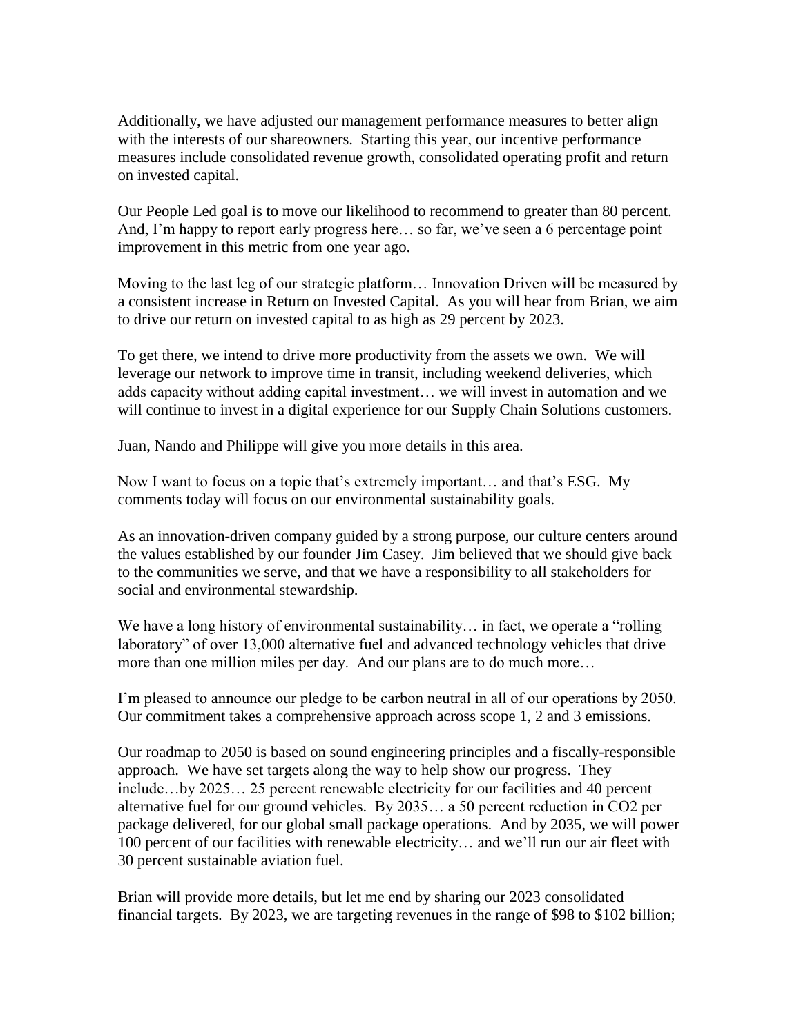Additionally, we have adjusted our management performance measures to better align with the interests of our shareowners. Starting this year, our incentive performance measures include consolidated revenue growth, consolidated operating profit and return on invested capital.

Our People Led goal is to move our likelihood to recommend to greater than 80 percent. And, I'm happy to report early progress here… so far, we've seen a 6 percentage point improvement in this metric from one year ago.

Moving to the last leg of our strategic platform… Innovation Driven will be measured by a consistent increase in Return on Invested Capital. As you will hear from Brian, we aim to drive our return on invested capital to as high as 29 percent by 2023.

To get there, we intend to drive more productivity from the assets we own. We will leverage our network to improve time in transit, including weekend deliveries, which adds capacity without adding capital investment… we will invest in automation and we will continue to invest in a digital experience for our Supply Chain Solutions customers.

Juan, Nando and Philippe will give you more details in this area.

Now I want to focus on a topic that's extremely important… and that's ESG. My comments today will focus on our environmental sustainability goals.

As an innovation-driven company guided by a strong purpose, our culture centers around the values established by our founder Jim Casey. Jim believed that we should give back to the communities we serve, and that we have a responsibility to all stakeholders for social and environmental stewardship.

We have a long history of environmental sustainability… in fact, we operate a "rolling laboratory" of over 13,000 alternative fuel and advanced technology vehicles that drive more than one million miles per day. And our plans are to do much more…

I'm pleased to announce our pledge to be carbon neutral in all of our operations by 2050. Our commitment takes a comprehensive approach across scope 1, 2 and 3 emissions.

Our roadmap to 2050 is based on sound engineering principles and a fiscally-responsible approach. We have set targets along the way to help show our progress. They include…by 2025… 25 percent renewable electricity for our facilities and 40 percent alternative fuel for our ground vehicles. By 2035… a 50 percent reduction in $CO_2$ per package delivered, for our global small package operations. And by 2035, we will power 100 percent of our facilities with renewable electricity… and we'll run our air fleet with 30 percent sustainable aviation fuel.

Brian will provide more details, but let me end by sharing our 2023 consolidated financial targets. By 2023, we are targeting revenues in the range of $98 to $102 billion;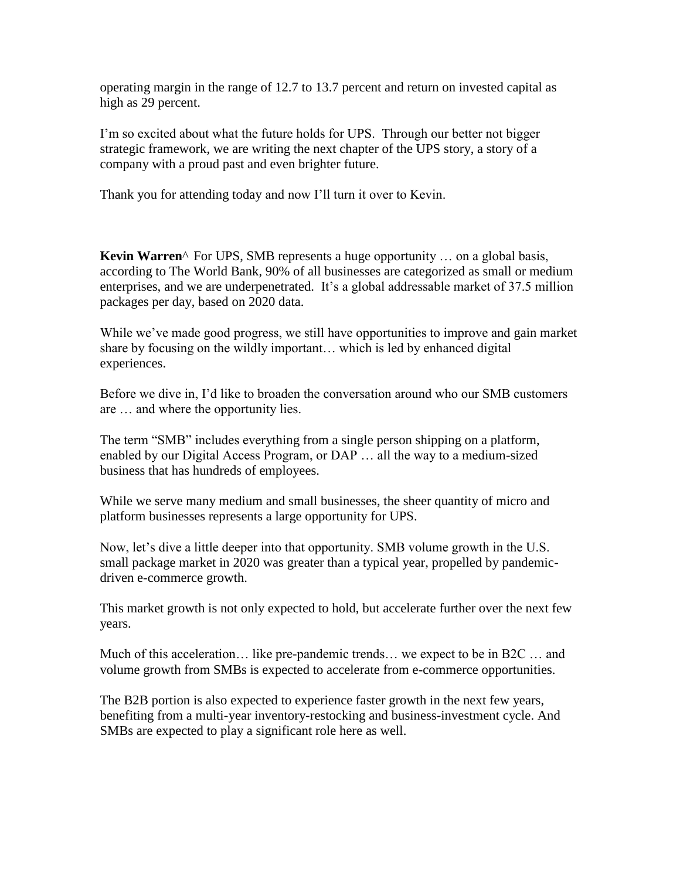operating margin in the range of 12.7 to 13.7 percent and return on invested capital as high as 29 percent.

I'm so excited about what the future holds for UPS. Through our better not bigger strategic framework, we are writing the next chapter of the UPS story, a story of a company with a proud past and even brighter future.

Thank you for attending today and now I'll turn it over to Kevin.

**Kevin Warren**^ For UPS, SMB represents a huge opportunity … on a global basis, according to The World Bank, 90% of all businesses are categorized as small or medium enterprises, and we are underpenetrated. It's a global addressable market of 37.5 million packages per day, based on 2020 data.

While we've made good progress, we still have opportunities to improve and gain market share by focusing on the wildly important… which is led by enhanced digital experiences.

Before we dive in, I'd like to broaden the conversation around who our SMB customers are … and where the opportunity lies.

The term "SMB" includes everything from a single person shipping on a platform, enabled by our Digital Access Program, or DAP … all the way to a medium-sized business that has hundreds of employees.

While we serve many medium and small businesses, the sheer quantity of micro and platform businesses represents a large opportunity for UPS.

Now, let's dive a little deeper into that opportunity. SMB volume growth in the U.S. small package market in 2020 was greater than a typical year, propelled by pandemic-driven e-commerce growth.

This market growth is not only expected to hold, but accelerate further over the next few years.

Much of this acceleration… like pre-pandemic trends… we expect to be in B2C … and volume growth from SMBs is expected to accelerate from e-commerce opportunities.

The B2B portion is also expected to experience faster growth in the next few years, benefiting from a multi-year inventory-restocking and business-investment cycle. And SMBs are expected to play a significant role here as well.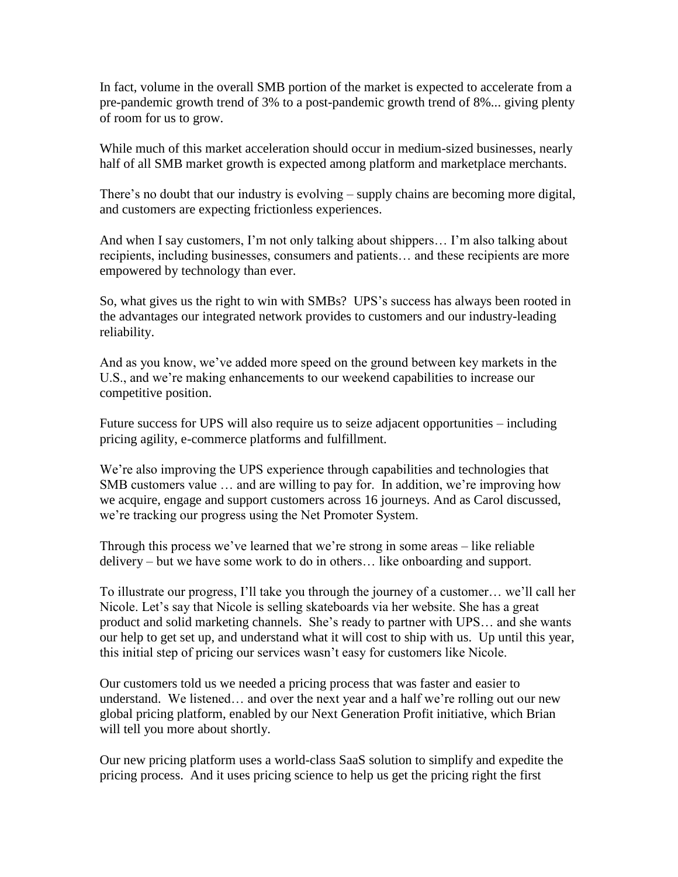In fact, volume in the overall SMB portion of the market is expected to accelerate from a pre-pandemic growth trend of 3% to a post-pandemic growth trend of 8%... giving plenty of room for us to grow.

While much of this market acceleration should occur in medium-sized businesses, nearly half of all SMB market growth is expected among platform and marketplace merchants.

There's no doubt that our industry is evolving – supply chains are becoming more digital, and customers are expecting frictionless experiences.

And when I say customers, I'm not only talking about shippers… I'm also talking about recipients, including businesses, consumers and patients… and these recipients are more empowered by technology than ever.

So, what gives us the right to win with SMBs? UPS's success has always been rooted in the advantages our integrated network provides to customers and our industry-leading reliability.

And as you know, we've added more speed on the ground between key markets in the U.S., and we're making enhancements to our weekend capabilities to increase our competitive position.

Future success for UPS will also require us to seize adjacent opportunities – including pricing agility, e-commerce platforms and fulfillment.

We're also improving the UPS experience through capabilities and technologies that SMB customers value … and are willing to pay for. In addition, we're improving how we acquire, engage and support customers across 16 journeys. And as Carol discussed, we're tracking our progress using the Net Promoter System.

Through this process we've learned that we're strong in some areas – like reliable delivery – but we have some work to do in others… like onboarding and support.

To illustrate our progress, I'll take you through the journey of a customer… we'll call her Nicole. Let's say that Nicole is selling skateboards via her website. She has a great product and solid marketing channels. She's ready to partner with UPS… and she wants our help to get set up, and understand what it will cost to ship with us. Up until this year, this initial step of pricing our services wasn't easy for customers like Nicole.

Our customers told us we needed a pricing process that was faster and easier to understand. We listened… and over the next year and a half we're rolling out our new global pricing platform, enabled by our Next Generation Profit initiative, which Brian will tell you more about shortly.

Our new pricing platform uses a world-class SaaS solution to simplify and expedite the pricing process. And it uses pricing science to help us get the pricing right the first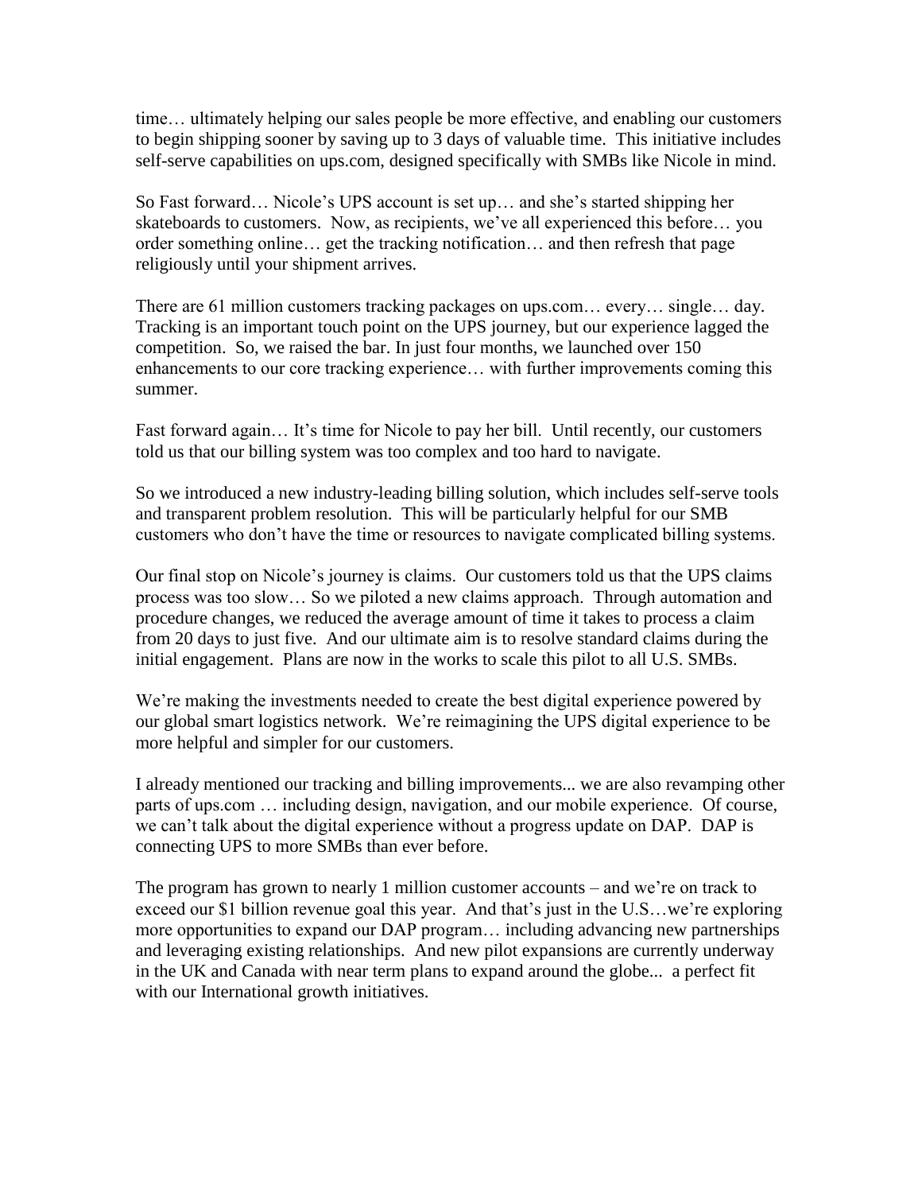time… ultimately helping our sales people be more effective, and enabling our customers to begin shipping sooner by saving up to 3 days of valuable time. This initiative includes self-serve capabilities on ups.com, designed specifically with SMBs like Nicole in mind.

So Fast forward… Nicole's UPS account is set up… and she's started shipping her skateboards to customers. Now, as recipients, we've all experienced this before… you order something online… get the tracking notification… and then refresh that page religiously until your shipment arrives.

There are 61 million customers tracking packages on ups.com… every… single… day. Tracking is an important touch point on the UPS journey, but our experience lagged the competition. So, we raised the bar. In just four months, we launched over 150 enhancements to our core tracking experience… with further improvements coming this summer.

Fast forward again… It's time for Nicole to pay her bill. Until recently, our customers told us that our billing system was too complex and too hard to navigate.

So we introduced a new industry-leading billing solution, which includes self-serve tools and transparent problem resolution. This will be particularly helpful for our SMB customers who don't have the time or resources to navigate complicated billing systems.

Our final stop on Nicole's journey is claims. Our customers told us that the UPS claims process was too slow… So we piloted a new claims approach. Through automation and procedure changes, we reduced the average amount of time it takes to process a claim from 20 days to just five. And our ultimate aim is to resolve standard claims during the initial engagement. Plans are now in the works to scale this pilot to all U.S. SMBs.

We're making the investments needed to create the best digital experience powered by our global smart logistics network. We're reimagining the UPS digital experience to be more helpful and simpler for our customers.

I already mentioned our tracking and billing improvements... we are also revamping other parts of ups.com … including design, navigation, and our mobile experience. Of course, we can't talk about the digital experience without a progress update on DAP. DAP is connecting UPS to more SMBs than ever before.

The program has grown to nearly 1 million customer accounts – and we're on track to exceed our $1 billion revenue goal this year. And that's just in the U.S…we're exploring more opportunities to expand our DAP program… including advancing new partnerships and leveraging existing relationships. And new pilot expansions are currently underway in the UK and Canada with near term plans to expand around the globe... a perfect fit with our International growth initiatives.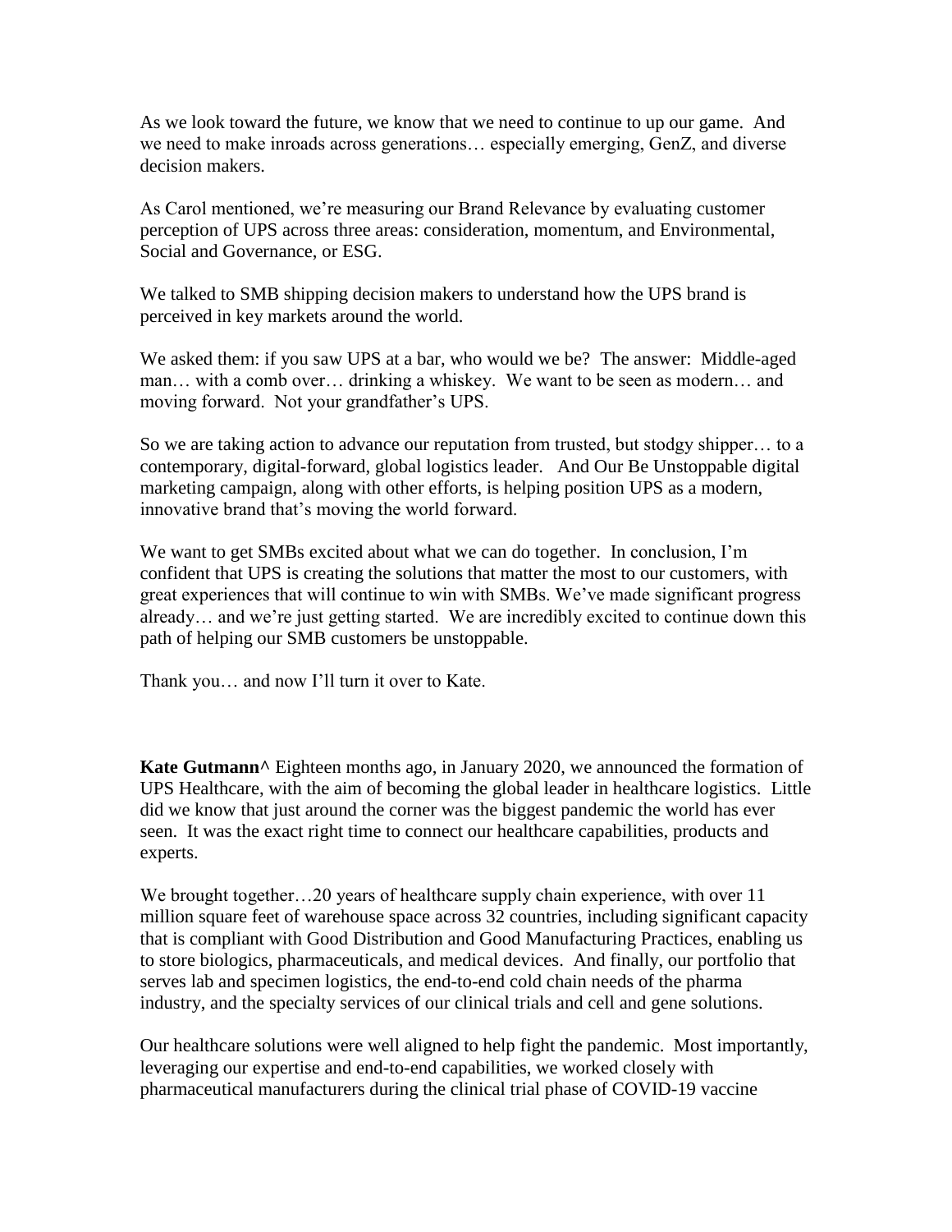As we look toward the future, we know that we need to continue to up our game. And we need to make inroads across generations… especially emerging, GenZ, and diverse decision makers.

As Carol mentioned, we're measuring our Brand Relevance by evaluating customer perception of UPS across three areas: consideration, momentum, and Environmental, Social and Governance, or ESG.

We talked to SMB shipping decision makers to understand how the UPS brand is perceived in key markets around the world.

We asked them: if you saw UPS at a bar, who would we be? The answer: Middle-aged man… with a comb over… drinking a whiskey. We want to be seen as modern… and moving forward. Not your grandfather's UPS.

So we are taking action to advance our reputation from trusted, but stodgy shipper… to a contemporary, digital-forward, global logistics leader. And Our Be Unstoppable digital marketing campaign, along with other efforts, is helping position UPS as a modern, innovative brand that's moving the world forward.

We want to get SMBs excited about what we can do together. In conclusion, I'm confident that UPS is creating the solutions that matter the most to our customers, with great experiences that will continue to win with SMBs. We've made significant progress already… and we're just getting started. We are incredibly excited to continue down this path of helping our SMB customers be unstoppable.

Thank you… and now I'll turn it over to Kate.

**Kate Gutmann^** Eighteen months ago, in January 2020, we announced the formation of UPS Healthcare, with the aim of becoming the global leader in healthcare logistics. Little did we know that just around the corner was the biggest pandemic the world has ever seen. It was the exact right time to connect our healthcare capabilities, products and experts.

We brought together…20 years of healthcare supply chain experience, with over 11 million square feet of warehouse space across 32 countries, including significant capacity that is compliant with Good Distribution and Good Manufacturing Practices, enabling us to store biologics, pharmaceuticals, and medical devices. And finally, our portfolio that serves lab and specimen logistics, the end-to-end cold chain needs of the pharma industry, and the specialty services of our clinical trials and cell and gene solutions.

Our healthcare solutions were well aligned to help fight the pandemic. Most importantly, leveraging our expertise and end-to-end capabilities, we worked closely with pharmaceutical manufacturers during the clinical trial phase of COVID-19 vaccine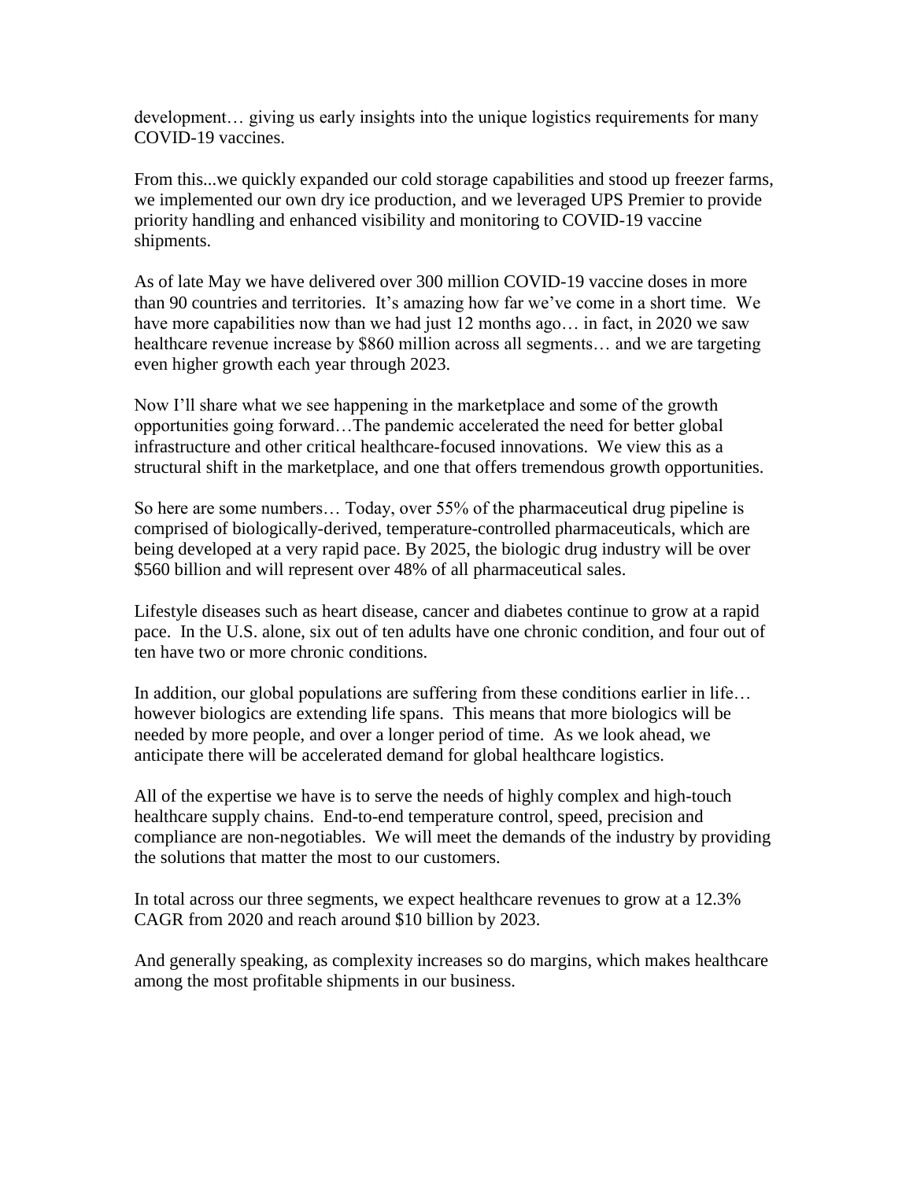development… giving us early insights into the unique logistics requirements for many COVID-19 vaccines.

From this...we quickly expanded our cold storage capabilities and stood up freezer farms, we implemented our own dry ice production, and we leveraged UPS Premier to provide priority handling and enhanced visibility and monitoring to COVID-19 vaccine shipments.

As of late May we have delivered over 300 million COVID-19 vaccine doses in more than 90 countries and territories. It's amazing how far we've come in a short time. We have more capabilities now than we had just 12 months ago… in fact, in 2020 we saw healthcare revenue increase by $860 million across all segments… and we are targeting even higher growth each year through 2023.

Now I'll share what we see happening in the marketplace and some of the growth opportunities going forward…The pandemic accelerated the need for better global infrastructure and other critical healthcare-focused innovations. We view this as a structural shift in the marketplace, and one that offers tremendous growth opportunities.

So here are some numbers… Today, over 55% of the pharmaceutical drug pipeline is comprised of biologically-derived, temperature-controlled pharmaceuticals, which are being developed at a very rapid pace. By 2025, the biologic drug industry will be over $560 billion and will represent over 48% of all pharmaceutical sales.

Lifestyle diseases such as heart disease, cancer and diabetes continue to grow at a rapid pace. In the U.S. alone, six out of ten adults have one chronic condition, and four out of ten have two or more chronic conditions.

In addition, our global populations are suffering from these conditions earlier in life… however biologics are extending life spans. This means that more biologics will be needed by more people, and over a longer period of time. As we look ahead, we anticipate there will be accelerated demand for global healthcare logistics.

All of the expertise we have is to serve the needs of highly complex and high-touch healthcare supply chains. End-to-end temperature control, speed, precision and compliance are non-negotiables. We will meet the demands of the industry by providing the solutions that matter the most to our customers.

In total across our three segments, we expect healthcare revenues to grow at a 12.3% CAGR from 2020 and reach around $10 billion by 2023.

And generally speaking, as complexity increases so do margins, which makes healthcare among the most profitable shipments in our business.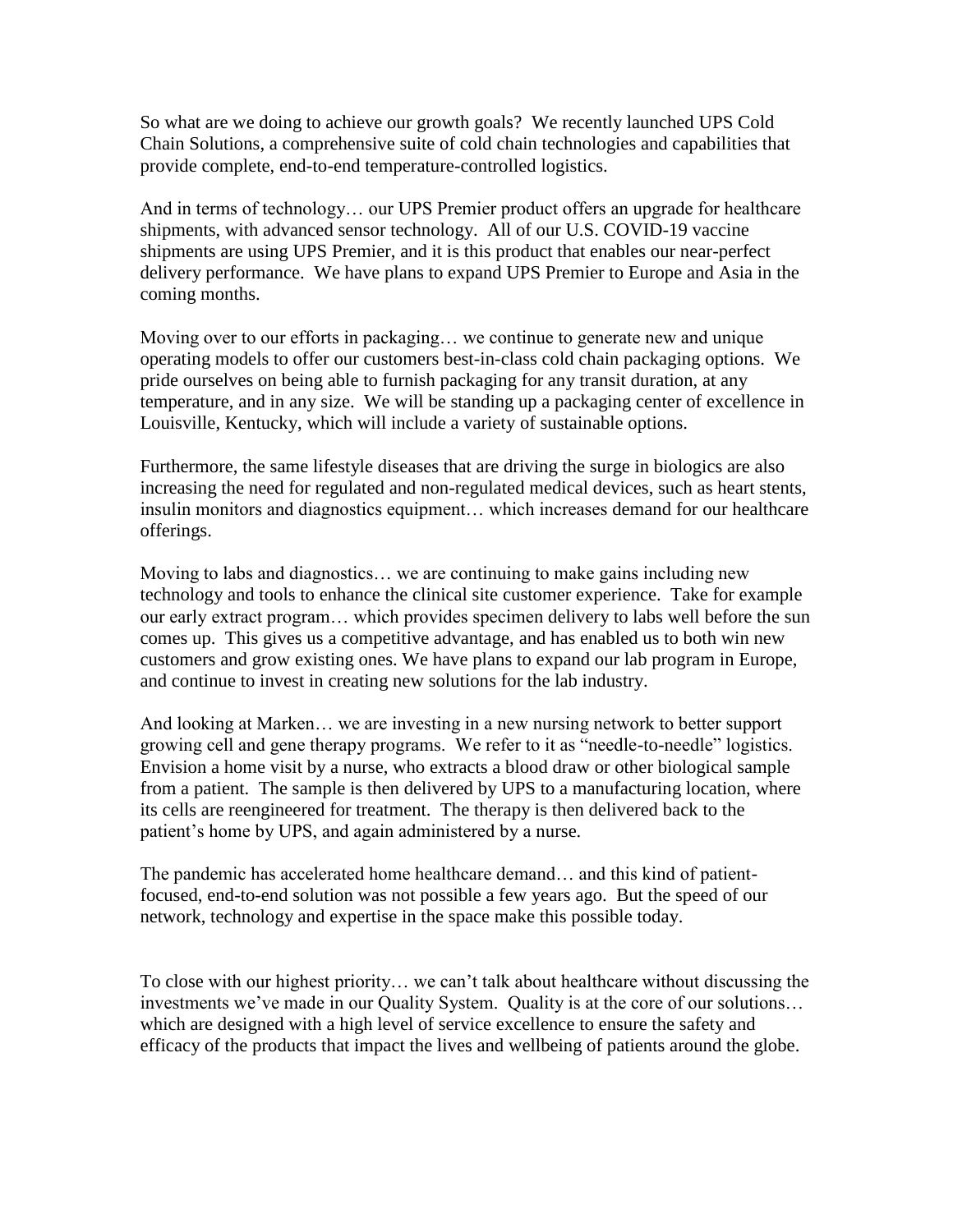So what are we doing to achieve our growth goals? We recently launched UPS Cold Chain Solutions, a comprehensive suite of cold chain technologies and capabilities that provide complete, end-to-end temperature-controlled logistics.

And in terms of technology… our UPS Premier product offers an upgrade for healthcare shipments, with advanced sensor technology. All of our U.S. COVID-19 vaccine shipments are using UPS Premier, and it is this product that enables our near-perfect delivery performance. We have plans to expand UPS Premier to Europe and Asia in the coming months.

Moving over to our efforts in packaging… we continue to generate new and unique operating models to offer our customers best-in-class cold chain packaging options. We pride ourselves on being able to furnish packaging for any transit duration, at any temperature, and in any size. We will be standing up a packaging center of excellence in Louisville, Kentucky, which will include a variety of sustainable options.

Furthermore, the same lifestyle diseases that are driving the surge in biologics are also increasing the need for regulated and non-regulated medical devices, such as heart stents, insulin monitors and diagnostics equipment… which increases demand for our healthcare offerings.

Moving to labs and diagnostics… we are continuing to make gains including new technology and tools to enhance the clinical site customer experience. Take for example our early extract program… which provides specimen delivery to labs well before the sun comes up. This gives us a competitive advantage, and has enabled us to both win new customers and grow existing ones. We have plans to expand our lab program in Europe, and continue to invest in creating new solutions for the lab industry.

And looking at Marken… we are investing in a new nursing network to better support growing cell and gene therapy programs. We refer to it as "needle-to-needle" logistics. Envision a home visit by a nurse, who extracts a blood draw or other biological sample from a patient. The sample is then delivered by UPS to a manufacturing location, where its cells are reengineered for treatment. The therapy is then delivered back to the patient's home by UPS, and again administered by a nurse.

The pandemic has accelerated home healthcare demand… and this kind of patient-focused, end-to-end solution was not possible a few years ago. But the speed of our network, technology and expertise in the space make this possible today.

To close with our highest priority… we can't talk about healthcare without discussing the investments we've made in our Quality System. Quality is at the core of our solutions… which are designed with a high level of service excellence to ensure the safety and efficacy of the products that impact the lives and wellbeing of patients around the globe.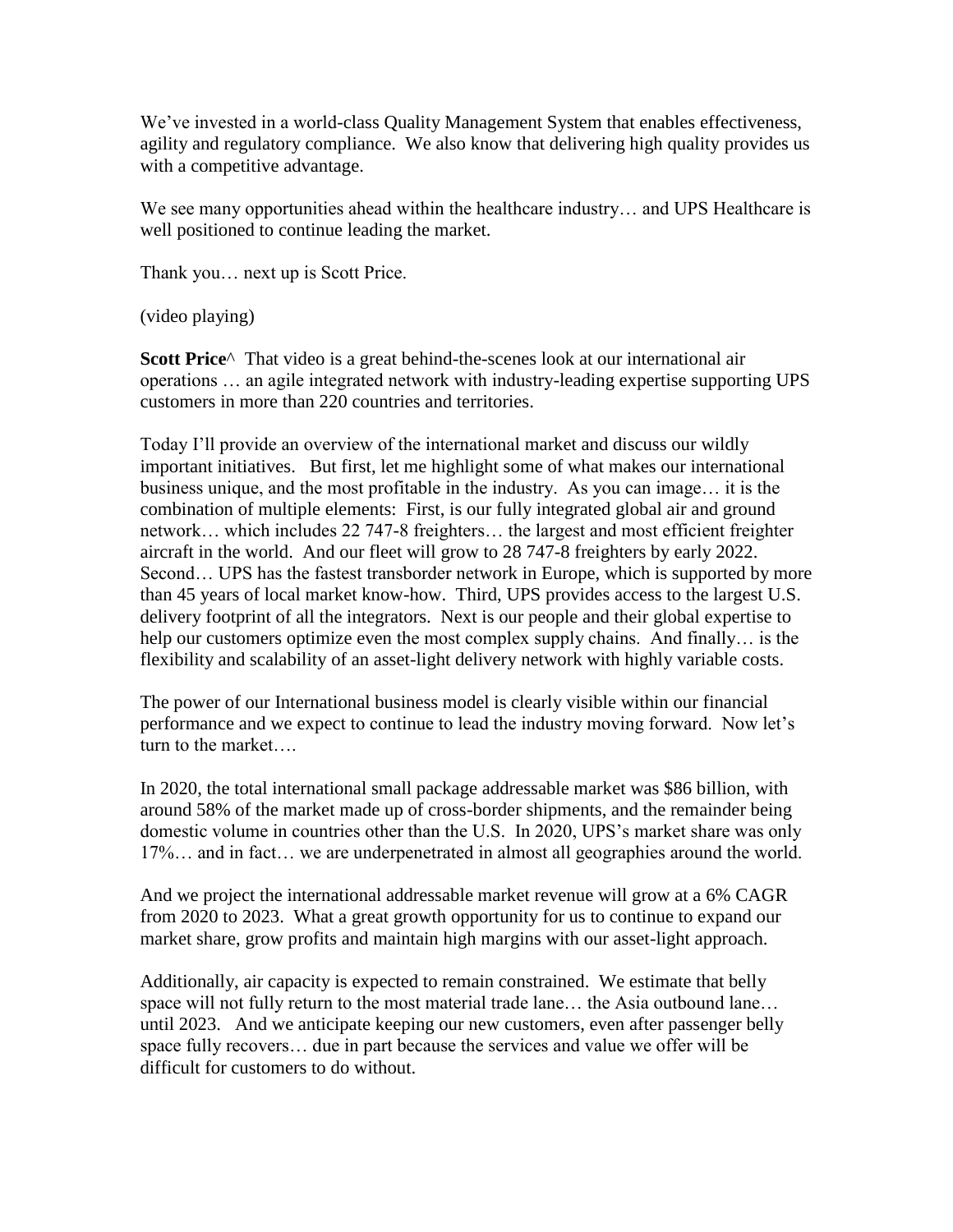We've invested in a world-class Quality Management System that enables effectiveness, agility and regulatory compliance. We also know that delivering high quality provides us with a competitive advantage.

We see many opportunities ahead within the healthcare industry… and UPS Healthcare is well positioned to continue leading the market.

Thank you… next up is Scott Price.

(video playing)

**Scott Price^** That video is a great behind-the-scenes look at our international air operations … an agile integrated network with industry-leading expertise supporting UPS customers in more than 220 countries and territories.

Today I'll provide an overview of the international market and discuss our wildly important initiatives. But first, let me highlight some of what makes our international business unique, and the most profitable in the industry. As you can image… it is the combination of multiple elements: First, is our fully integrated global air and ground network… which includes 22 747-8 freighters… the largest and most efficient freighter aircraft in the world. And our fleet will grow to 28 747-8 freighters by early 2022. Second… UPS has the fastest transborder network in Europe, which is supported by more than 45 years of local market know-how. Third, UPS provides access to the largest U.S. delivery footprint of all the integrators. Next is our people and their global expertise to help our customers optimize even the most complex supply chains. And finally… is the flexibility and scalability of an asset-light delivery network with highly variable costs.

The power of our International business model is clearly visible within our financial performance and we expect to continue to lead the industry moving forward. Now let's turn to the market….

In 2020, the total international small package addressable market was $86 billion, with around 58% of the market made up of cross-border shipments, and the remainder being domestic volume in countries other than the U.S. In 2020, UPS's market share was only 17%… and in fact… we are underpenetrated in almost all geographies around the world.

And we project the international addressable market revenue will grow at a 6% CAGR from 2020 to 2023. What a great growth opportunity for us to continue to expand our market share, grow profits and maintain high margins with our asset-light approach.

Additionally, air capacity is expected to remain constrained. We estimate that belly space will not fully return to the most material trade lane… the Asia outbound lane… until 2023. And we anticipate keeping our new customers, even after passenger belly space fully recovers… due in part because the services and value we offer will be difficult for customers to do without.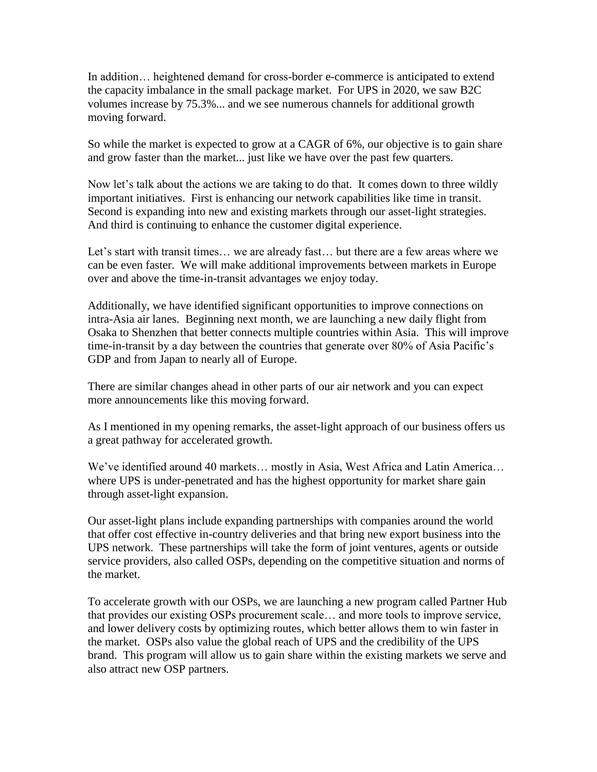In addition… heightened demand for cross-border e-commerce is anticipated to extend the capacity imbalance in the small package market. For UPS in 2020, we saw B2C volumes increase by 75.3%... and we see numerous channels for additional growth moving forward.

So while the market is expected to grow at a CAGR of 6%, our objective is to gain share and grow faster than the market... just like we have over the past few quarters.

Now let's talk about the actions we are taking to do that. It comes down to three wildly important initiatives. First is enhancing our network capabilities like time in transit. Second is expanding into new and existing markets through our asset-light strategies. And third is continuing to enhance the customer digital experience.

Let's start with transit times… we are already fast… but there are a few areas where we can be even faster. We will make additional improvements between markets in Europe over and above the time-in-transit advantages we enjoy today.

Additionally, we have identified significant opportunities to improve connections on intra-Asia air lanes. Beginning next month, we are launching a new daily flight from Osaka to Shenzhen that better connects multiple countries within Asia. This will improve time-in-transit by a day between the countries that generate over 80% of Asia Pacific's GDP and from Japan to nearly all of Europe.

There are similar changes ahead in other parts of our air network and you can expect more announcements like this moving forward.

As I mentioned in my opening remarks, the asset-light approach of our business offers us a great pathway for accelerated growth.

We've identified around 40 markets… mostly in Asia, West Africa and Latin America… where UPS is under-penetrated and has the highest opportunity for market share gain through asset-light expansion.

Our asset-light plans include expanding partnerships with companies around the world that offer cost effective in-country deliveries and that bring new export business into the UPS network. These partnerships will take the form of joint ventures, agents or outside service providers, also called OSPs, depending on the competitive situation and norms of the market.

To accelerate growth with our OSPs, we are launching a new program called Partner Hub that provides our existing OSPs procurement scale… and more tools to improve service, and lower delivery costs by optimizing routes, which better allows them to win faster in the market. OSPs also value the global reach of UPS and the credibility of the UPS brand. This program will allow us to gain share within the existing markets we serve and also attract new OSP partners.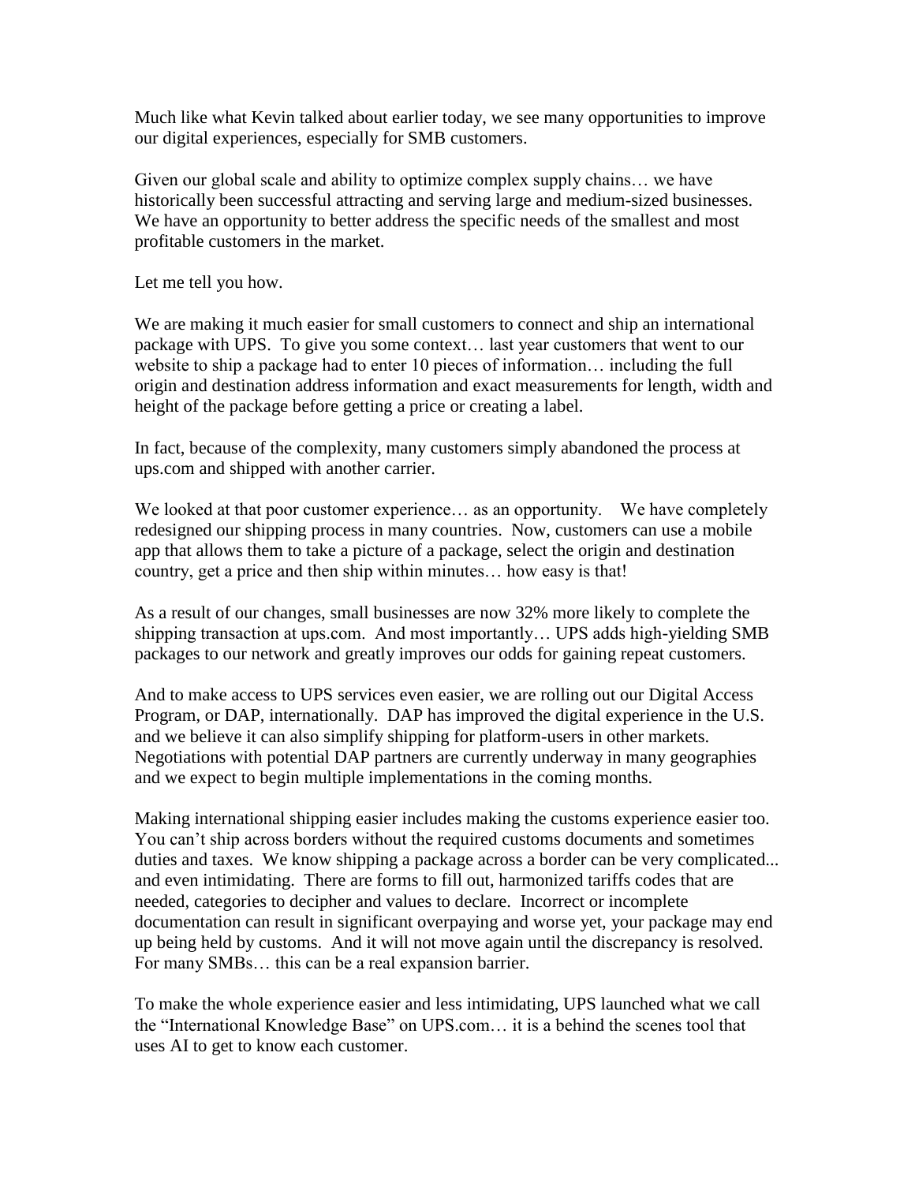Much like what Kevin talked about earlier today, we see many opportunities to improve our digital experiences, especially for SMB customers.

Given our global scale and ability to optimize complex supply chains… we have historically been successful attracting and serving large and medium-sized businesses. We have an opportunity to better address the specific needs of the smallest and most profitable customers in the market.

Let me tell you how.

We are making it much easier for small customers to connect and ship an international package with UPS. To give you some context… last year customers that went to our website to ship a package had to enter 10 pieces of information… including the full origin and destination address information and exact measurements for length, width and height of the package before getting a price or creating a label.

In fact, because of the complexity, many customers simply abandoned the process at ups.com and shipped with another carrier.

We looked at that poor customer experience… as an opportunity. We have completely redesigned our shipping process in many countries. Now, customers can use a mobile app that allows them to take a picture of a package, select the origin and destination country, get a price and then ship within minutes… how easy is that!

As a result of our changes, small businesses are now 32% more likely to complete the shipping transaction at ups.com. And most importantly… UPS adds high-yielding SMB packages to our network and greatly improves our odds for gaining repeat customers.

And to make access to UPS services even easier, we are rolling out our Digital Access Program, or DAP, internationally. DAP has improved the digital experience in the U.S. and we believe it can also simplify shipping for platform-users in other markets. Negotiations with potential DAP partners are currently underway in many geographies and we expect to begin multiple implementations in the coming months.

Making international shipping easier includes making the customs experience easier too. You can't ship across borders without the required customs documents and sometimes duties and taxes. We know shipping a package across a border can be very complicated... and even intimidating. There are forms to fill out, harmonized tariffs codes that are needed, categories to decipher and values to declare. Incorrect or incomplete documentation can result in significant overpaying and worse yet, your package may end up being held by customs. And it will not move again until the discrepancy is resolved. For many SMBs… this can be a real expansion barrier.

To make the whole experience easier and less intimidating, UPS launched what we call the "International Knowledge Base" on UPS.com… it is a behind the scenes tool that uses AI to get to know each customer.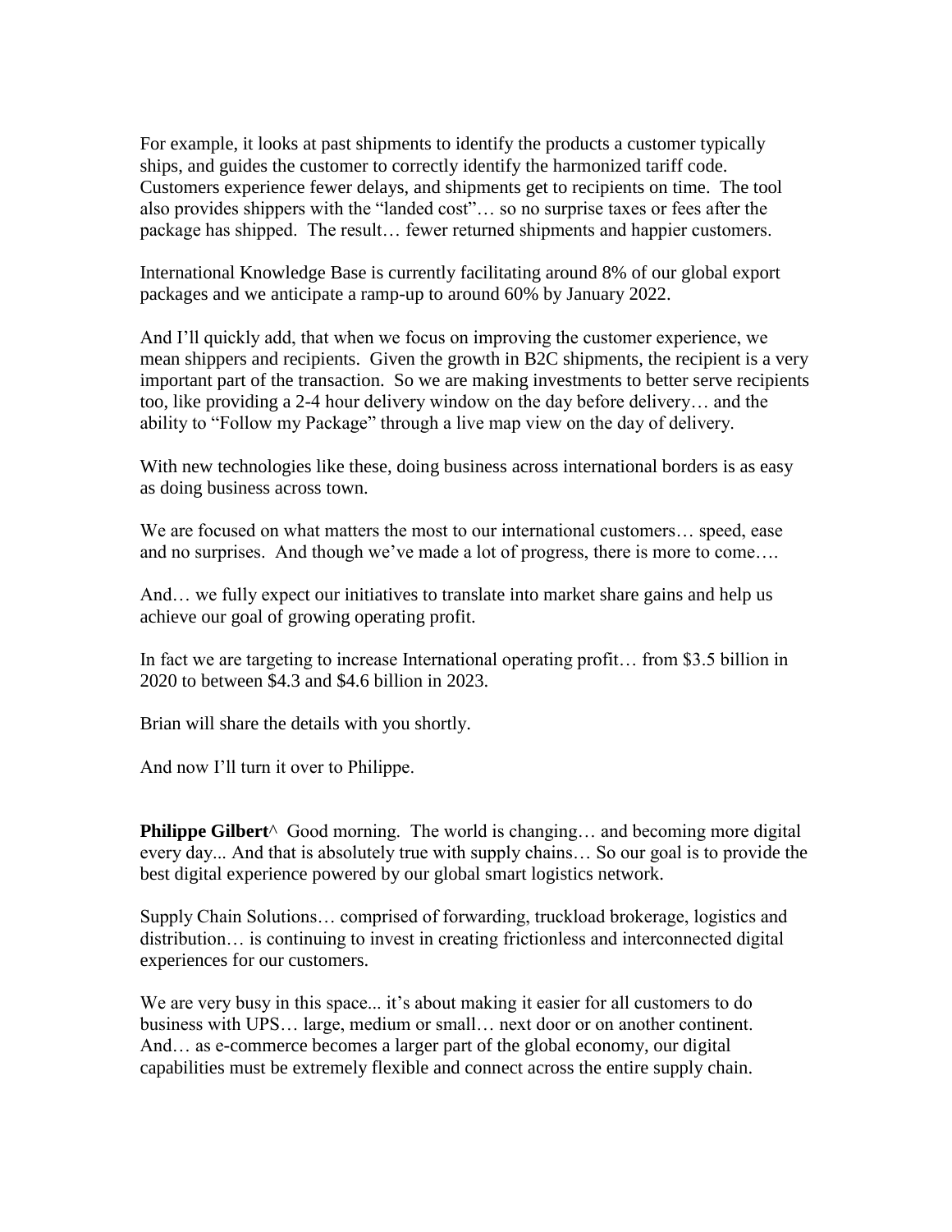For example, it looks at past shipments to identify the products a customer typically ships, and guides the customer to correctly identify the harmonized tariff code. Customers experience fewer delays, and shipments get to recipients on time. The tool also provides shippers with the "landed cost"… so no surprise taxes or fees after the package has shipped. The result… fewer returned shipments and happier customers.

International Knowledge Base is currently facilitating around 8% of our global export packages and we anticipate a ramp-up to around 60% by January 2022.

And I'll quickly add, that when we focus on improving the customer experience, we mean shippers and recipients. Given the growth in B2C shipments, the recipient is a very important part of the transaction. So we are making investments to better serve recipients too, like providing a 2-4 hour delivery window on the day before delivery… and the ability to "Follow my Package" through a live map view on the day of delivery.

With new technologies like these, doing business across international borders is as easy as doing business across town.

We are focused on what matters the most to our international customers… speed, ease and no surprises. And though we've made a lot of progress, there is more to come….

And… we fully expect our initiatives to translate into market share gains and help us achieve our goal of growing operating profit.

In fact we are targeting to increase International operating profit… from $3.5 billion in 2020 to between $4.3 and $4.6 billion in 2023.

Brian will share the details with you shortly.

And now I'll turn it over to Philippe.

**Philippe Gilbert**^ Good morning. The world is changing… and becoming more digital every day... And that is absolutely true with supply chains… So our goal is to provide the best digital experience powered by our global smart logistics network.

Supply Chain Solutions… comprised of forwarding, truckload brokerage, logistics and distribution… is continuing to invest in creating frictionless and interconnected digital experiences for our customers.

We are very busy in this space... it's about making it easier for all customers to do business with UPS… large, medium or small… next door or on another continent. And… as e-commerce becomes a larger part of the global economy, our digital capabilities must be extremely flexible and connect across the entire supply chain.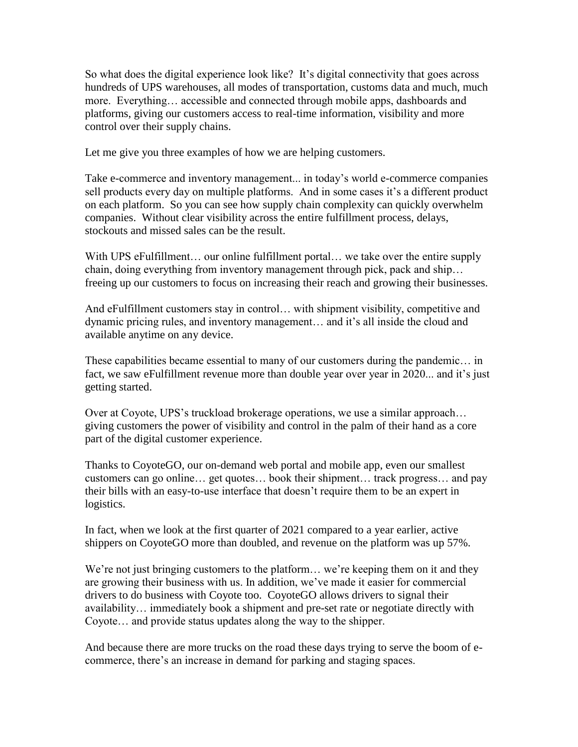So what does the digital experience look like? It's digital connectivity that goes across hundreds of UPS warehouses, all modes of transportation, customs data and much, much more. Everything… accessible and connected through mobile apps, dashboards and platforms, giving our customers access to real-time information, visibility and more control over their supply chains.

Let me give you three examples of how we are helping customers.

Take e-commerce and inventory management... in today's world e-commerce companies sell products every day on multiple platforms. And in some cases it's a different product on each platform. So you can see how supply chain complexity can quickly overwhelm companies. Without clear visibility across the entire fulfillment process, delays, stockouts and missed sales can be the result.

With UPS eFulfillment… our online fulfillment portal… we take over the entire supply chain, doing everything from inventory management through pick, pack and ship… freeing up our customers to focus on increasing their reach and growing their businesses.

And eFulfillment customers stay in control… with shipment visibility, competitive and dynamic pricing rules, and inventory management… and it's all inside the cloud and available anytime on any device.

These capabilities became essential to many of our customers during the pandemic… in fact, we saw eFulfillment revenue more than double year over year in 2020... and it's just getting started.

Over at Coyote, UPS's truckload brokerage operations, we use a similar approach… giving customers the power of visibility and control in the palm of their hand as a core part of the digital customer experience.

Thanks to CoyoteGO, our on-demand web portal and mobile app, even our smallest customers can go online… get quotes… book their shipment… track progress… and pay their bills with an easy-to-use interface that doesn't require them to be an expert in logistics.

In fact, when we look at the first quarter of 2021 compared to a year earlier, active shippers on CoyoteGO more than doubled, and revenue on the platform was up 57%.

We're not just bringing customers to the platform… we're keeping them on it and they are growing their business with us. In addition, we've made it easier for commercial drivers to do business with Coyote too. CoyoteGO allows drivers to signal their availability… immediately book a shipment and pre-set rate or negotiate directly with Coyote… and provide status updates along the way to the shipper.

And because there are more trucks on the road these days trying to serve the boom of e-commerce, there's an increase in demand for parking and staging spaces.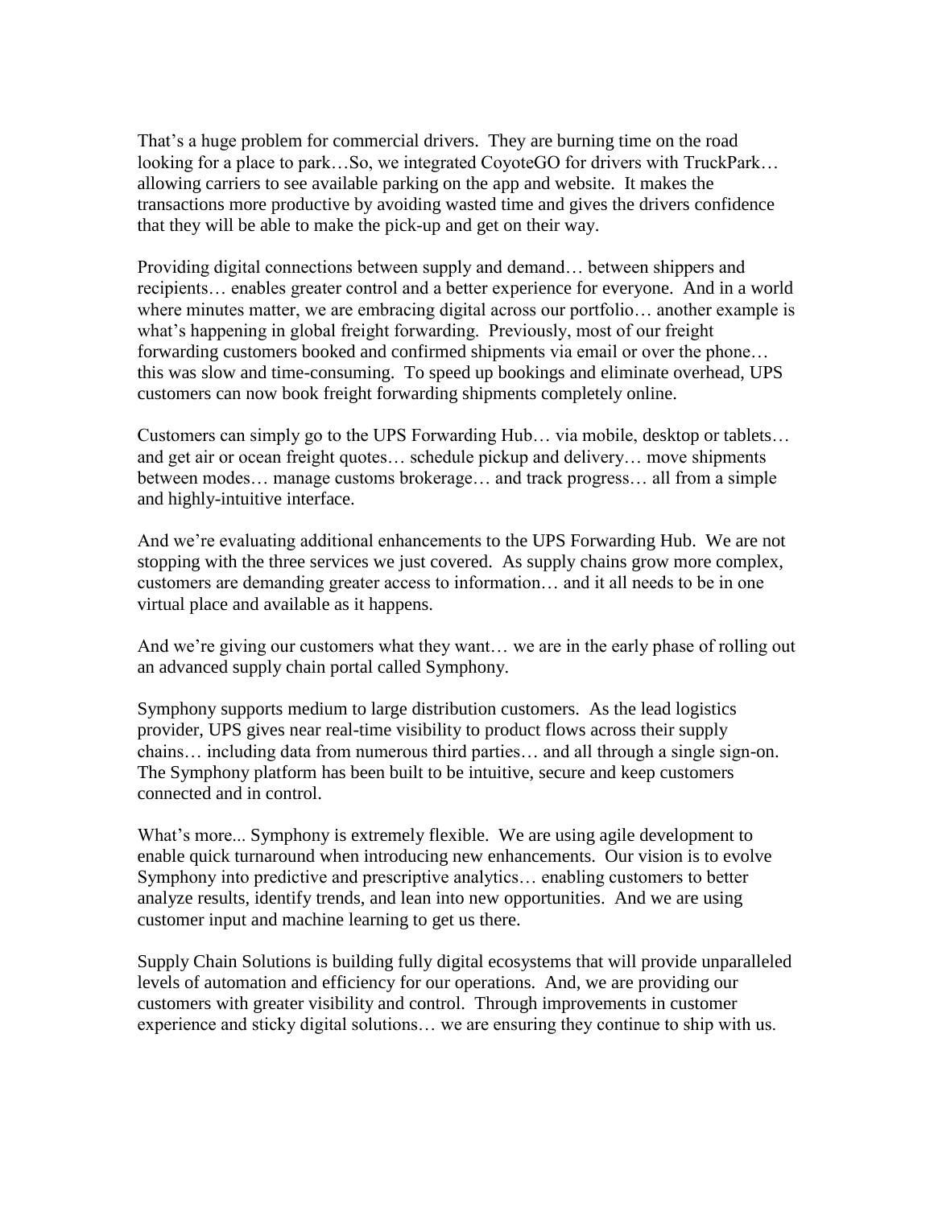That's a huge problem for commercial drivers. They are burning time on the road looking for a place to park…So, we integrated CoyoteGO for drivers with TruckPark… allowing carriers to see available parking on the app and website. It makes the transactions more productive by avoiding wasted time and gives the drivers confidence that they will be able to make the pick-up and get on their way.

Providing digital connections between supply and demand… between shippers and recipients… enables greater control and a better experience for everyone. And in a world where minutes matter, we are embracing digital across our portfolio… another example is what's happening in global freight forwarding. Previously, most of our freight forwarding customers booked and confirmed shipments via email or over the phone… this was slow and time-consuming. To speed up bookings and eliminate overhead, UPS customers can now book freight forwarding shipments completely online.

Customers can simply go to the UPS Forwarding Hub… via mobile, desktop or tablets… and get air or ocean freight quotes… schedule pickup and delivery… move shipments between modes… manage customs brokerage… and track progress… all from a simple and highly-intuitive interface.

And we're evaluating additional enhancements to the UPS Forwarding Hub. We are not stopping with the three services we just covered. As supply chains grow more complex, customers are demanding greater access to information… and it all needs to be in one virtual place and available as it happens.

And we're giving our customers what they want… we are in the early phase of rolling out an advanced supply chain portal called Symphony.

Symphony supports medium to large distribution customers. As the lead logistics provider, UPS gives near real-time visibility to product flows across their supply chains… including data from numerous third parties… and all through a single sign-on. The Symphony platform has been built to be intuitive, secure and keep customers connected and in control.

What's more... Symphony is extremely flexible. We are using agile development to enable quick turnaround when introducing new enhancements. Our vision is to evolve Symphony into predictive and prescriptive analytics… enabling customers to better analyze results, identify trends, and lean into new opportunities. And we are using customer input and machine learning to get us there.

Supply Chain Solutions is building fully digital ecosystems that will provide unparalleled levels of automation and efficiency for our operations. And, we are providing our customers with greater visibility and control. Through improvements in customer experience and sticky digital solutions… we are ensuring they continue to ship with us.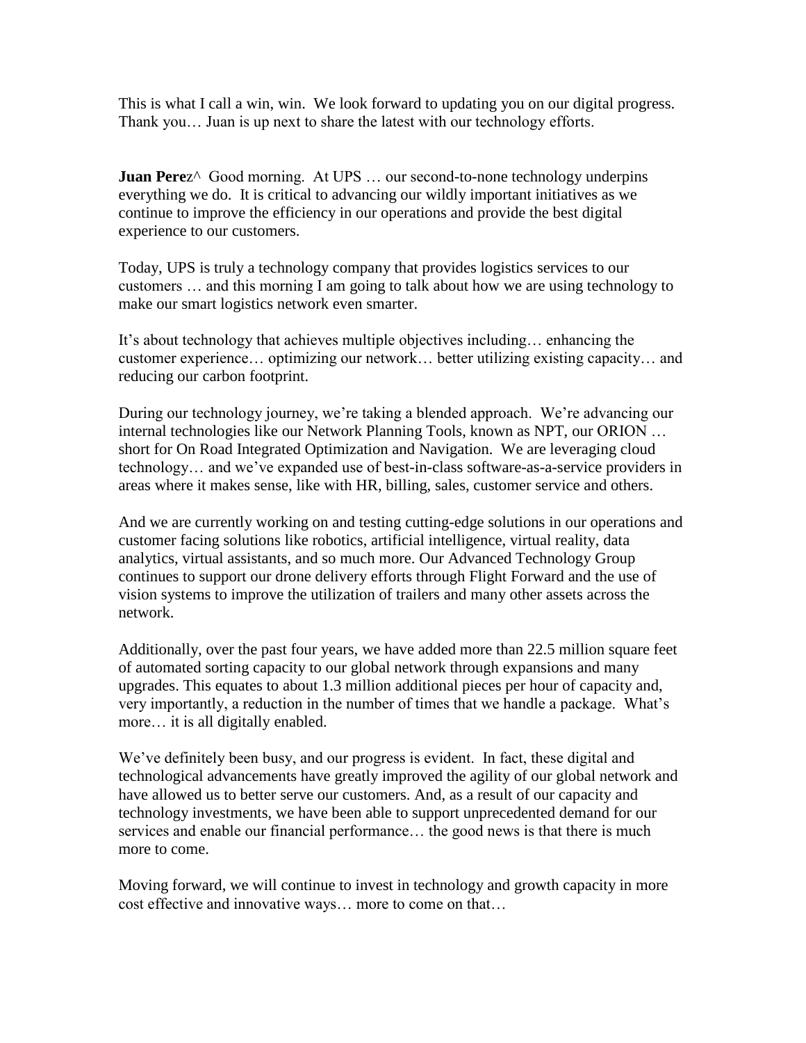This is what I call a win, win. We look forward to updating you on our digital progress. Thank you… Juan is up next to share the latest with our technology efforts.

**Juan Perez**^ Good morning. At UPS … our second-to-none technology underpins everything we do. It is critical to advancing our wildly important initiatives as we continue to improve the efficiency in our operations and provide the best digital experience to our customers.

Today, UPS is truly a technology company that provides logistics services to our customers … and this morning I am going to talk about how we are using technology to make our smart logistics network even smarter.

It's about technology that achieves multiple objectives including… enhancing the customer experience… optimizing our network… better utilizing existing capacity… and reducing our carbon footprint.

During our technology journey, we're taking a blended approach. We're advancing our internal technologies like our Network Planning Tools, known as NPT, our ORION … short for On Road Integrated Optimization and Navigation. We are leveraging cloud technology… and we've expanded use of best-in-class software-as-a-service providers in areas where it makes sense, like with HR, billing, sales, customer service and others.

And we are currently working on and testing cutting-edge solutions in our operations and customer facing solutions like robotics, artificial intelligence, virtual reality, data analytics, virtual assistants, and so much more. Our Advanced Technology Group continues to support our drone delivery efforts through Flight Forward and the use of vision systems to improve the utilization of trailers and many other assets across the network.

Additionally, over the past four years, we have added more than 22.5 million square feet of automated sorting capacity to our global network through expansions and many upgrades. This equates to about 1.3 million additional pieces per hour of capacity and, very importantly, a reduction in the number of times that we handle a package. What's more… it is all digitally enabled.

We've definitely been busy, and our progress is evident. In fact, these digital and technological advancements have greatly improved the agility of our global network and have allowed us to better serve our customers. And, as a result of our capacity and technology investments, we have been able to support unprecedented demand for our services and enable our financial performance… the good news is that there is much more to come.

Moving forward, we will continue to invest in technology and growth capacity in more cost effective and innovative ways… more to come on that…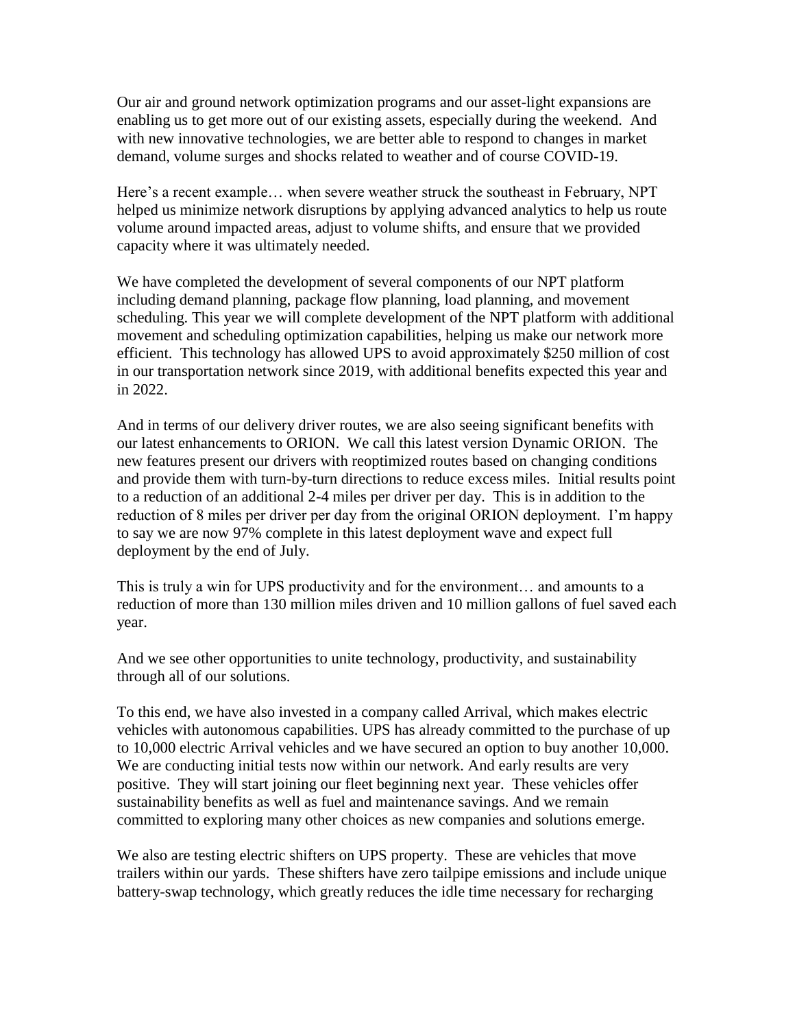Our air and ground network optimization programs and our asset-light expansions are enabling us to get more out of our existing assets, especially during the weekend. And with new innovative technologies, we are better able to respond to changes in market demand, volume surges and shocks related to weather and of course COVID-19.

Here's a recent example… when severe weather struck the southeast in February, NPT helped us minimize network disruptions by applying advanced analytics to help us route volume around impacted areas, adjust to volume shifts, and ensure that we provided capacity where it was ultimately needed.

We have completed the development of several components of our NPT platform including demand planning, package flow planning, load planning, and movement scheduling. This year we will complete development of the NPT platform with additional movement and scheduling optimization capabilities, helping us make our network more efficient. This technology has allowed UPS to avoid approximately $250 million of cost in our transportation network since 2019, with additional benefits expected this year and in 2022.

And in terms of our delivery driver routes, we are also seeing significant benefits with our latest enhancements to ORION. We call this latest version Dynamic ORION. The new features present our drivers with reoptimized routes based on changing conditions and provide them with turn-by-turn directions to reduce excess miles. Initial results point to a reduction of an additional 2-4 miles per driver per day. This is in addition to the reduction of 8 miles per driver per day from the original ORION deployment. I'm happy to say we are now 97% complete in this latest deployment wave and expect full deployment by the end of July.

This is truly a win for UPS productivity and for the environment… and amounts to a reduction of more than 130 million miles driven and 10 million gallons of fuel saved each year.

And we see other opportunities to unite technology, productivity, and sustainability through all of our solutions.

To this end, we have also invested in a company called Arrival, which makes electric vehicles with autonomous capabilities. UPS has already committed to the purchase of up to 10,000 electric Arrival vehicles and we have secured an option to buy another 10,000. We are conducting initial tests now within our network. And early results are very positive. They will start joining our fleet beginning next year. These vehicles offer sustainability benefits as well as fuel and maintenance savings. And we remain committed to exploring many other choices as new companies and solutions emerge.

We also are testing electric shifters on UPS property. These are vehicles that move trailers within our yards. These shifters have zero tailpipe emissions and include unique battery-swap technology, which greatly reduces the idle time necessary for recharging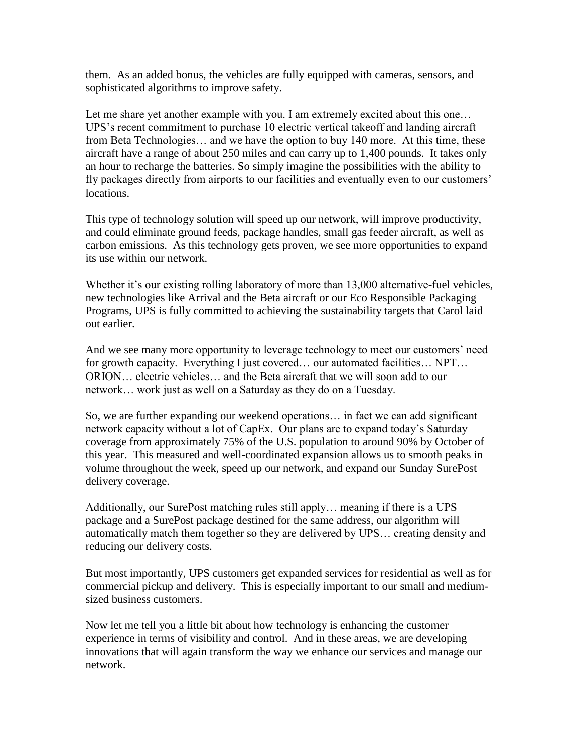them. As an added bonus, the vehicles are fully equipped with cameras, sensors, and sophisticated algorithms to improve safety.

Let me share yet another example with you. I am extremely excited about this one… UPS's recent commitment to purchase 10 electric vertical takeoff and landing aircraft from Beta Technologies… and we have the option to buy 140 more. At this time, these aircraft have a range of about 250 miles and can carry up to 1,400 pounds. It takes only an hour to recharge the batteries. So simply imagine the possibilities with the ability to fly packages directly from airports to our facilities and eventually even to our customers' locations.

This type of technology solution will speed up our network, will improve productivity, and could eliminate ground feeds, package handles, small gas feeder aircraft, as well as carbon emissions. As this technology gets proven, we see more opportunities to expand its use within our network.

Whether it's our existing rolling laboratory of more than 13,000 alternative-fuel vehicles, new technologies like Arrival and the Beta aircraft or our Eco Responsible Packaging Programs, UPS is fully committed to achieving the sustainability targets that Carol laid out earlier.

And we see many more opportunity to leverage technology to meet our customers' need for growth capacity. Everything I just covered… our automated facilities… NPT… ORION… electric vehicles… and the Beta aircraft that we will soon add to our network… work just as well on a Saturday as they do on a Tuesday.

So, we are further expanding our weekend operations… in fact we can add significant network capacity without a lot of CapEx. Our plans are to expand today's Saturday coverage from approximately 75% of the U.S. population to around 90% by October of this year. This measured and well-coordinated expansion allows us to smooth peaks in volume throughout the week, speed up our network, and expand our Sunday SurePost delivery coverage.

Additionally, our SurePost matching rules still apply… meaning if there is a UPS package and a SurePost package destined for the same address, our algorithm will automatically match them together so they are delivered by UPS… creating density and reducing our delivery costs.

But most importantly, UPS customers get expanded services for residential as well as for commercial pickup and delivery. This is especially important to our small and medium-sized business customers.

Now let me tell you a little bit about how technology is enhancing the customer experience in terms of visibility and control. And in these areas, we are developing innovations that will again transform the way we enhance our services and manage our network.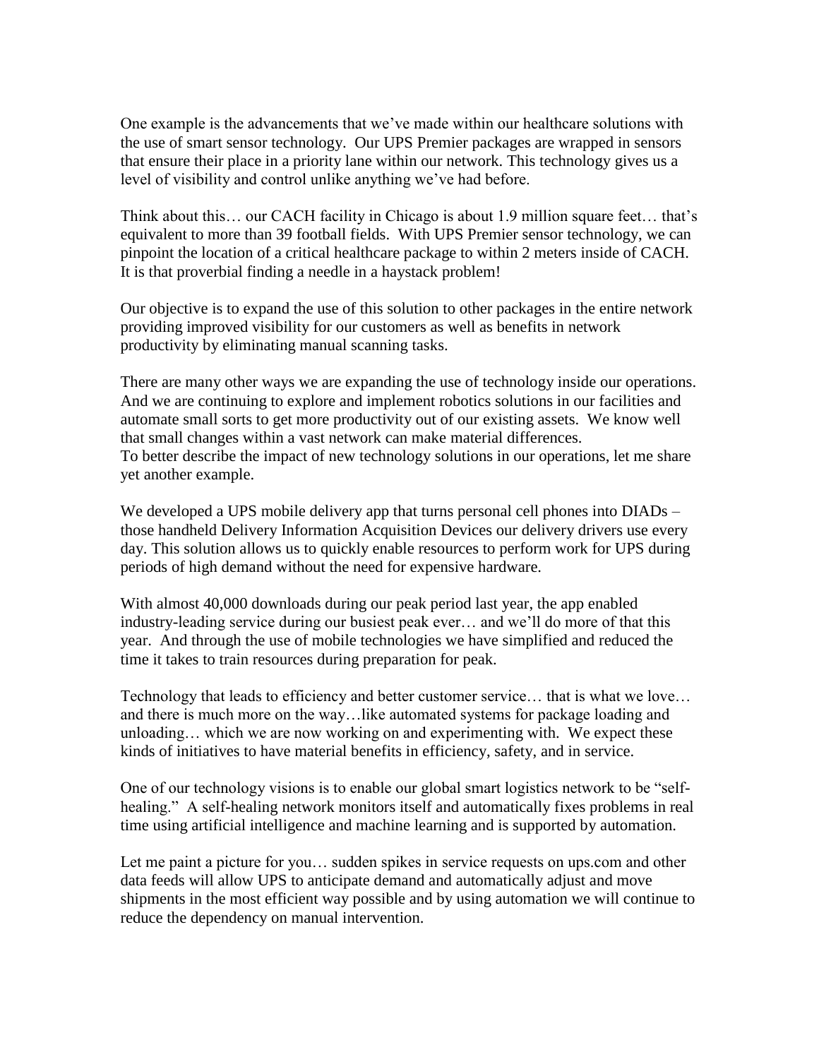One example is the advancements that we've made within our healthcare solutions with the use of smart sensor technology. Our UPS Premier packages are wrapped in sensors that ensure their place in a priority lane within our network. This technology gives us a level of visibility and control unlike anything we've had before.

Think about this… our CACH facility in Chicago is about 1.9 million square feet… that's equivalent to more than 39 football fields. With UPS Premier sensor technology, we can pinpoint the location of a critical healthcare package to within 2 meters inside of CACH. It is that proverbial finding a needle in a haystack problem!

Our objective is to expand the use of this solution to other packages in the entire network providing improved visibility for our customers as well as benefits in network productivity by eliminating manual scanning tasks.

There are many other ways we are expanding the use of technology inside our operations. And we are continuing to explore and implement robotics solutions in our facilities and automate small sorts to get more productivity out of our existing assets. We know well that small changes within a vast network can make material differences.
To better describe the impact of new technology solutions in our operations, let me share yet another example.

We developed a UPS mobile delivery app that turns personal cell phones into DIADs – those handheld Delivery Information Acquisition Devices our delivery drivers use every day. This solution allows us to quickly enable resources to perform work for UPS during periods of high demand without the need for expensive hardware.

With almost 40,000 downloads during our peak period last year, the app enabled industry-leading service during our busiest peak ever… and we'll do more of that this year. And through the use of mobile technologies we have simplified and reduced the time it takes to train resources during preparation for peak.

Technology that leads to efficiency and better customer service… that is what we love… and there is much more on the way…like automated systems for package loading and unloading… which we are now working on and experimenting with. We expect these kinds of initiatives to have material benefits in efficiency, safety, and in service.

One of our technology visions is to enable our global smart logistics network to be "self-healing." A self-healing network monitors itself and automatically fixes problems in real time using artificial intelligence and machine learning and is supported by automation.

Let me paint a picture for you… sudden spikes in service requests on ups.com and other data feeds will allow UPS to anticipate demand and automatically adjust and move shipments in the most efficient way possible and by using automation we will continue to reduce the dependency on manual intervention.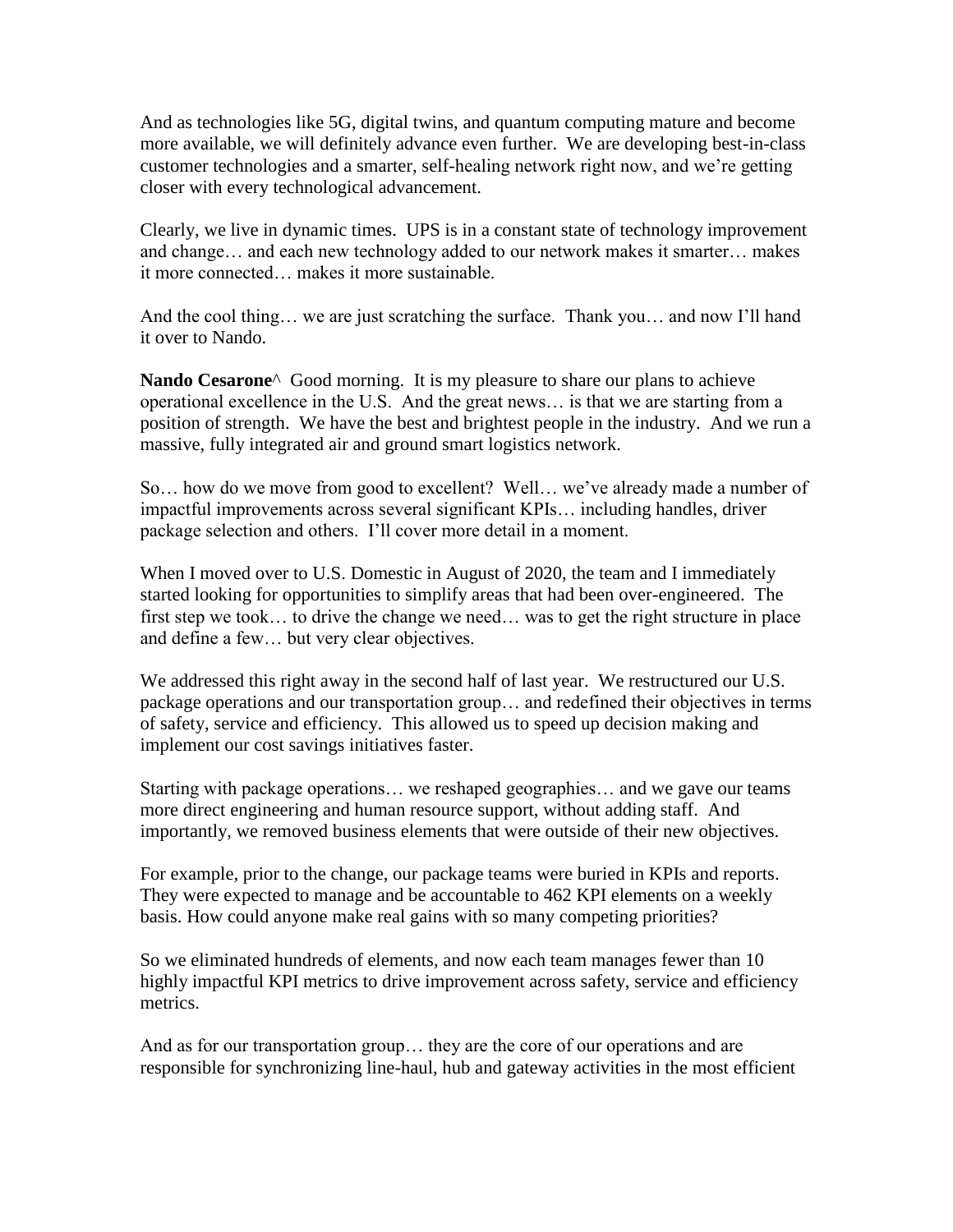And as technologies like 5G, digital twins, and quantum computing mature and become more available, we will definitely advance even further. We are developing best-in-class customer technologies and a smarter, self-healing network right now, and we're getting closer with every technological advancement.

Clearly, we live in dynamic times. UPS is in a constant state of technology improvement and change… and each new technology added to our network makes it smarter… makes it more connected… makes it more sustainable.

And the cool thing… we are just scratching the surface. Thank you… and now I'll hand it over to Nando.

**Nando Cesarone**^ Good morning. It is my pleasure to share our plans to achieve operational excellence in the U.S. And the great news… is that we are starting from a position of strength. We have the best and brightest people in the industry. And we run a massive, fully integrated air and ground smart logistics network.

So… how do we move from good to excellent? Well… we've already made a number of impactful improvements across several significant KPIs… including handles, driver package selection and others. I'll cover more detail in a moment.

When I moved over to U.S. Domestic in August of 2020, the team and I immediately started looking for opportunities to simplify areas that had been over-engineered. The first step we took… to drive the change we need… was to get the right structure in place and define a few… but very clear objectives.

We addressed this right away in the second half of last year. We restructured our U.S. package operations and our transportation group… and redefined their objectives in terms of safety, service and efficiency. This allowed us to speed up decision making and implement our cost savings initiatives faster.

Starting with package operations… we reshaped geographies… and we gave our teams more direct engineering and human resource support, without adding staff. And importantly, we removed business elements that were outside of their new objectives.

For example, prior to the change, our package teams were buried in KPIs and reports. They were expected to manage and be accountable to 462 KPI elements on a weekly basis. How could anyone make real gains with so many competing priorities?

So we eliminated hundreds of elements, and now each team manages fewer than 10 highly impactful KPI metrics to drive improvement across safety, service and efficiency metrics.

And as for our transportation group… they are the core of our operations and are responsible for synchronizing line-haul, hub and gateway activities in the most efficient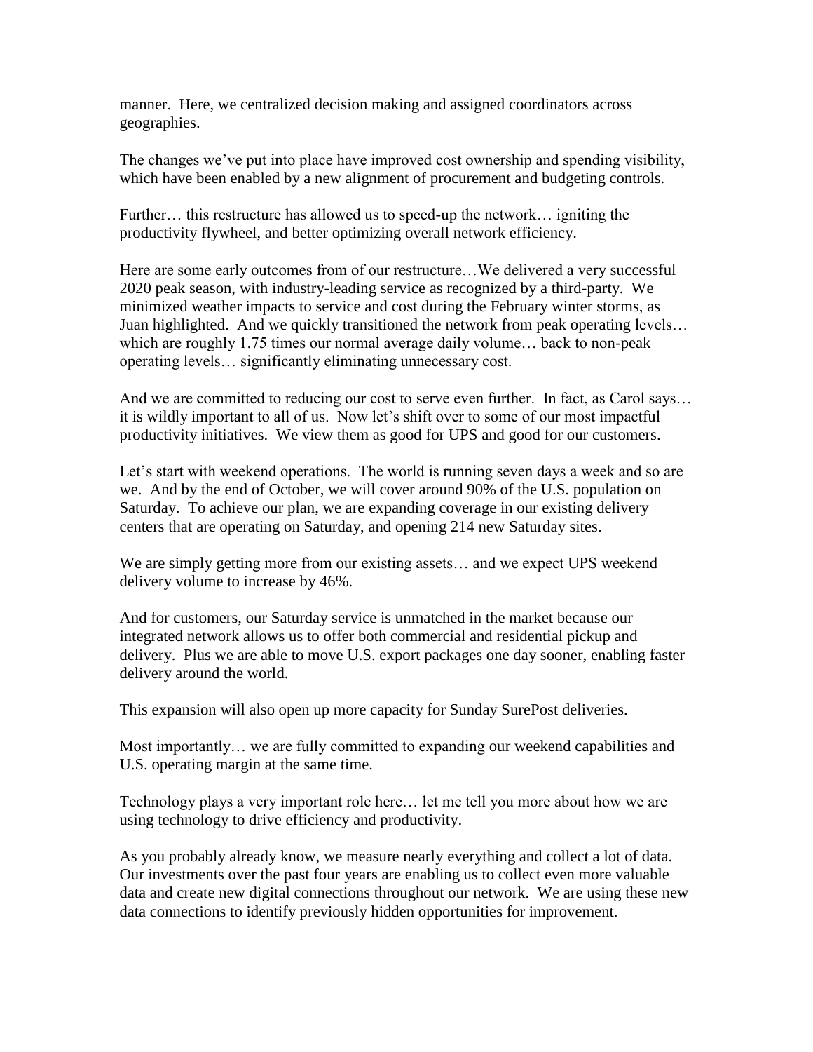manner. Here, we centralized decision making and assigned coordinators across geographies.

The changes we've put into place have improved cost ownership and spending visibility, which have been enabled by a new alignment of procurement and budgeting controls.

Further… this restructure has allowed us to speed-up the network… igniting the productivity flywheel, and better optimizing overall network efficiency.

Here are some early outcomes from of our restructure…We delivered a very successful 2020 peak season, with industry-leading service as recognized by a third-party. We minimized weather impacts to service and cost during the February winter storms, as Juan highlighted. And we quickly transitioned the network from peak operating levels… which are roughly 1.75 times our normal average daily volume… back to non-peak operating levels… significantly eliminating unnecessary cost.

And we are committed to reducing our cost to serve even further. In fact, as Carol says… it is wildly important to all of us. Now let's shift over to some of our most impactful productivity initiatives. We view them as good for UPS and good for our customers.

Let's start with weekend operations. The world is running seven days a week and so are we. And by the end of October, we will cover around 90% of the U.S. population on Saturday. To achieve our plan, we are expanding coverage in our existing delivery centers that are operating on Saturday, and opening 214 new Saturday sites.

We are simply getting more from our existing assets… and we expect UPS weekend delivery volume to increase by 46%.

And for customers, our Saturday service is unmatched in the market because our integrated network allows us to offer both commercial and residential pickup and delivery. Plus we are able to move U.S. export packages one day sooner, enabling faster delivery around the world.

This expansion will also open up more capacity for Sunday SurePost deliveries.

Most importantly… we are fully committed to expanding our weekend capabilities and U.S. operating margin at the same time.

Technology plays a very important role here… let me tell you more about how we are using technology to drive efficiency and productivity.

As you probably already know, we measure nearly everything and collect a lot of data. Our investments over the past four years are enabling us to collect even more valuable data and create new digital connections throughout our network. We are using these new data connections to identify previously hidden opportunities for improvement.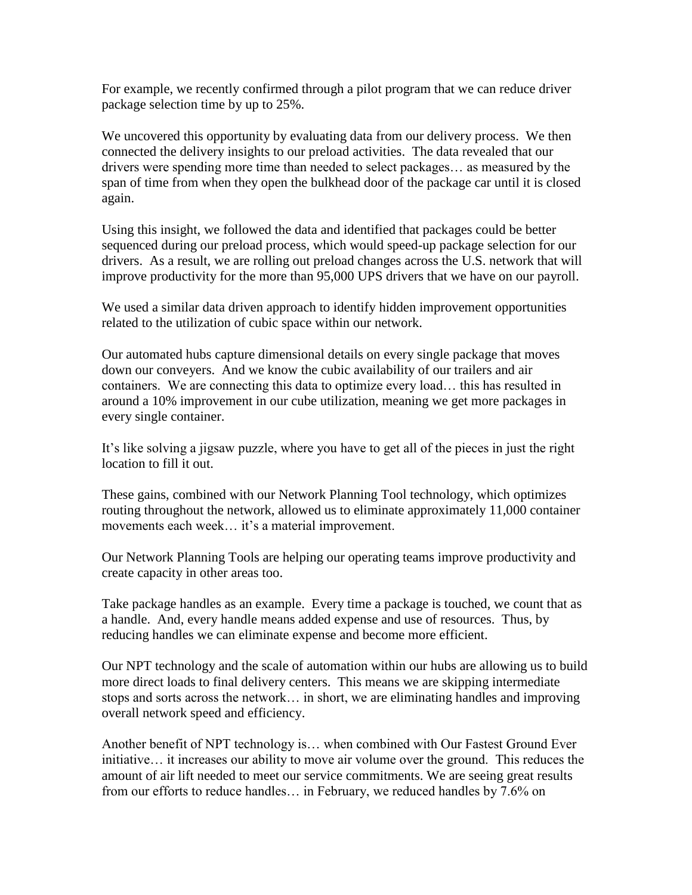For example, we recently confirmed through a pilot program that we can reduce driver package selection time by up to 25%.

We uncovered this opportunity by evaluating data from our delivery process. We then connected the delivery insights to our preload activities. The data revealed that our drivers were spending more time than needed to select packages… as measured by the span of time from when they open the bulkhead door of the package car until it is closed again.

Using this insight, we followed the data and identified that packages could be better sequenced during our preload process, which would speed-up package selection for our drivers. As a result, we are rolling out preload changes across the U.S. network that will improve productivity for the more than 95,000 UPS drivers that we have on our payroll.

We used a similar data driven approach to identify hidden improvement opportunities related to the utilization of cubic space within our network.

Our automated hubs capture dimensional details on every single package that moves down our conveyers. And we know the cubic availability of our trailers and air containers. We are connecting this data to optimize every load… this has resulted in around a 10% improvement in our cube utilization, meaning we get more packages in every single container.

It's like solving a jigsaw puzzle, where you have to get all of the pieces in just the right location to fill it out.

These gains, combined with our Network Planning Tool technology, which optimizes routing throughout the network, allowed us to eliminate approximately 11,000 container movements each week… it's a material improvement.

Our Network Planning Tools are helping our operating teams improve productivity and create capacity in other areas too.

Take package handles as an example. Every time a package is touched, we count that as a handle. And, every handle means added expense and use of resources. Thus, by reducing handles we can eliminate expense and become more efficient.

Our NPT technology and the scale of automation within our hubs are allowing us to build more direct loads to final delivery centers. This means we are skipping intermediate stops and sorts across the network… in short, we are eliminating handles and improving overall network speed and efficiency.

Another benefit of NPT technology is… when combined with Our Fastest Ground Ever initiative… it increases our ability to move air volume over the ground. This reduces the amount of air lift needed to meet our service commitments. We are seeing great results from our efforts to reduce handles… in February, we reduced handles by 7.6% on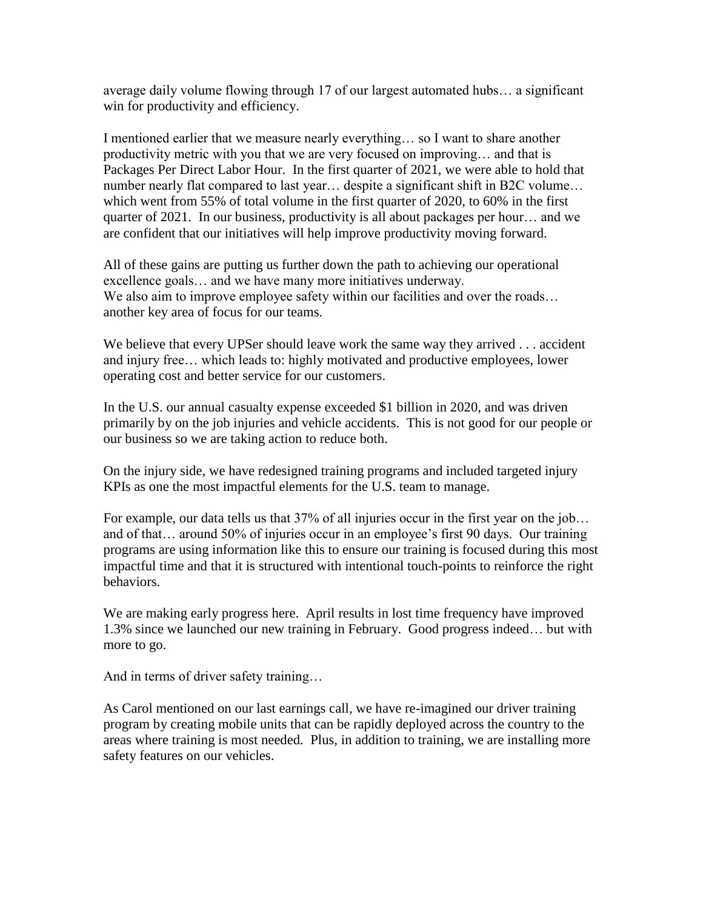average daily volume flowing through 17 of our largest automated hubs… a significant win for productivity and efficiency.

I mentioned earlier that we measure nearly everything… so I want to share another productivity metric with you that we are very focused on improving… and that is Packages Per Direct Labor Hour. In the first quarter of 2021, we were able to hold that number nearly flat compared to last year… despite a significant shift in B2C volume… which went from 55% of total volume in the first quarter of 2020, to 60% in the first quarter of 2021. In our business, productivity is all about packages per hour… and we are confident that our initiatives will help improve productivity moving forward.

All of these gains are putting us further down the path to achieving our operational excellence goals… and we have many more initiatives underway.
We also aim to improve employee safety within our facilities and over the roads… another key area of focus for our teams.

We believe that every UPSer should leave work the same way they arrived . . . accident and injury free… which leads to: highly motivated and productive employees, lower operating cost and better service for our customers.

In the U.S. our annual casualty expense exceeded $1 billion in 2020, and was driven primarily by on the job injuries and vehicle accidents. This is not good for our people or our business so we are taking action to reduce both.

On the injury side, we have redesigned training programs and included targeted injury KPIs as one the most impactful elements for the U.S. team to manage.

For example, our data tells us that 37% of all injuries occur in the first year on the job… and of that… around 50% of injuries occur in an employee's first 90 days. Our training programs are using information like this to ensure our training is focused during this most impactful time and that it is structured with intentional touch-points to reinforce the right behaviors.

We are making early progress here. April results in lost time frequency have improved 1.3% since we launched our new training in February. Good progress indeed… but with more to go.

And in terms of driver safety training…

As Carol mentioned on our last earnings call, we have re-imagined our driver training program by creating mobile units that can be rapidly deployed across the country to the areas where training is most needed. Plus, in addition to training, we are installing more safety features on our vehicles.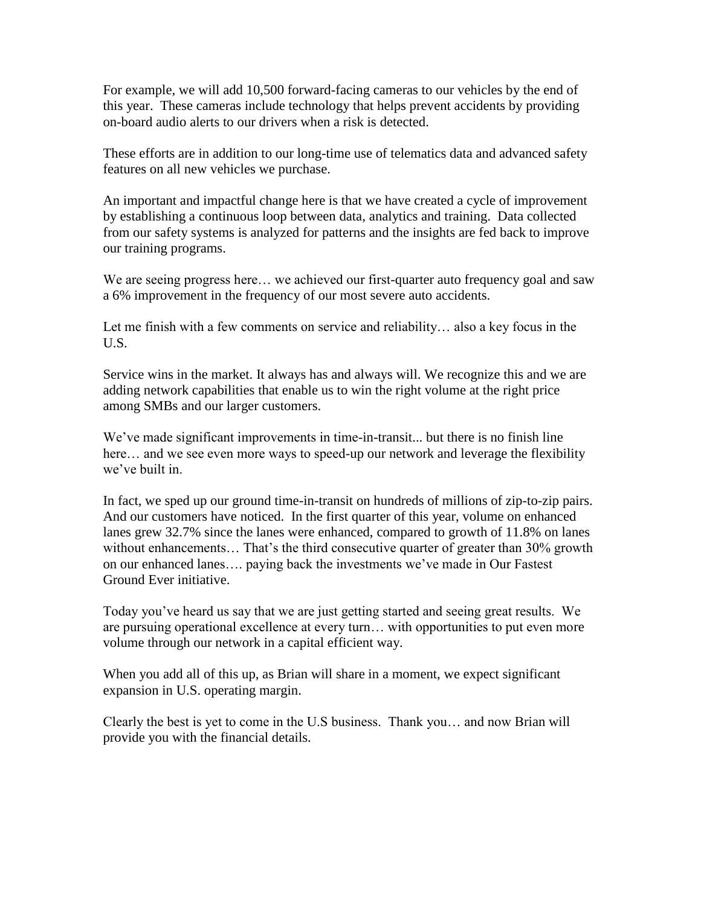For example, we will add 10,500 forward-facing cameras to our vehicles by the end of this year. These cameras include technology that helps prevent accidents by providing on-board audio alerts to our drivers when a risk is detected.

These efforts are in addition to our long-time use of telematics data and advanced safety features on all new vehicles we purchase.

An important and impactful change here is that we have created a cycle of improvement by establishing a continuous loop between data, analytics and training. Data collected from our safety systems is analyzed for patterns and the insights are fed back to improve our training programs.

We are seeing progress here… we achieved our first-quarter auto frequency goal and saw a 6% improvement in the frequency of our most severe auto accidents.

Let me finish with a few comments on service and reliability… also a key focus in the U.S.

Service wins in the market. It always has and always will. We recognize this and we are adding network capabilities that enable us to win the right volume at the right price among SMBs and our larger customers.

We've made significant improvements in time-in-transit... but there is no finish line here… and we see even more ways to speed-up our network and leverage the flexibility we've built in.

In fact, we sped up our ground time-in-transit on hundreds of millions of zip-to-zip pairs. And our customers have noticed. In the first quarter of this year, volume on enhanced lanes grew 32.7% since the lanes were enhanced, compared to growth of 11.8% on lanes without enhancements… That's the third consecutive quarter of greater than 30% growth on our enhanced lanes…. paying back the investments we've made in Our Fastest Ground Ever initiative.

Today you've heard us say that we are just getting started and seeing great results. We are pursuing operational excellence at every turn… with opportunities to put even more volume through our network in a capital efficient way.

When you add all of this up, as Brian will share in a moment, we expect significant expansion in U.S. operating margin.

Clearly the best is yet to come in the U.S business. Thank you… and now Brian will provide you with the financial details.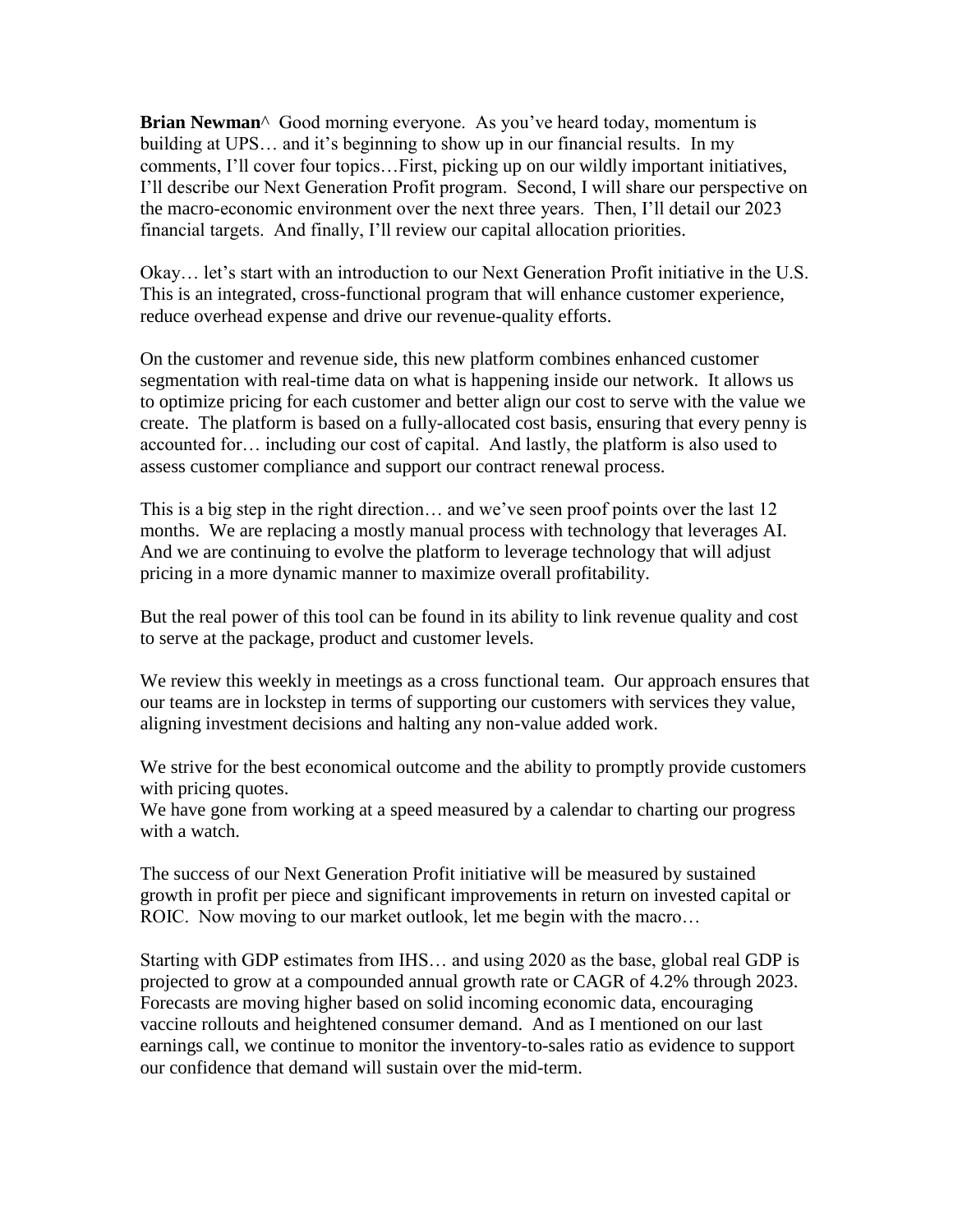**Brian Newman**^ Good morning everyone. As you've heard today, momentum is building at UPS… and it's beginning to show up in our financial results. In my comments, I'll cover four topics…First, picking up on our wildly important initiatives, I'll describe our Next Generation Profit program. Second, I will share our perspective on the macro-economic environment over the next three years. Then, I'll detail our 2023 financial targets. And finally, I'll review our capital allocation priorities.

Okay… let's start with an introduction to our Next Generation Profit initiative in the U.S. This is an integrated, cross-functional program that will enhance customer experience, reduce overhead expense and drive our revenue-quality efforts.

On the customer and revenue side, this new platform combines enhanced customer segmentation with real-time data on what is happening inside our network. It allows us to optimize pricing for each customer and better align our cost to serve with the value we create. The platform is based on a fully-allocated cost basis, ensuring that every penny is accounted for… including our cost of capital. And lastly, the platform is also used to assess customer compliance and support our contract renewal process.

This is a big step in the right direction… and we've seen proof points over the last 12 months. We are replacing a mostly manual process with technology that leverages AI. And we are continuing to evolve the platform to leverage technology that will adjust pricing in a more dynamic manner to maximize overall profitability.

But the real power of this tool can be found in its ability to link revenue quality and cost to serve at the package, product and customer levels.

We review this weekly in meetings as a cross functional team. Our approach ensures that our teams are in lockstep in terms of supporting our customers with services they value, aligning investment decisions and halting any non-value added work.

We strive for the best economical outcome and the ability to promptly provide customers with pricing quotes.
We have gone from working at a speed measured by a calendar to charting our progress with a watch.

The success of our Next Generation Profit initiative will be measured by sustained growth in profit per piece and significant improvements in return on invested capital or ROIC. Now moving to our market outlook, let me begin with the macro…

Starting with GDP estimates from IHS… and using 2020 as the base, global real GDP is projected to grow at a compounded annual growth rate or CAGR of 4.2% through 2023. Forecasts are moving higher based on solid incoming economic data, encouraging vaccine rollouts and heightened consumer demand. And as I mentioned on our last earnings call, we continue to monitor the inventory-to-sales ratio as evidence to support our confidence that demand will sustain over the mid-term.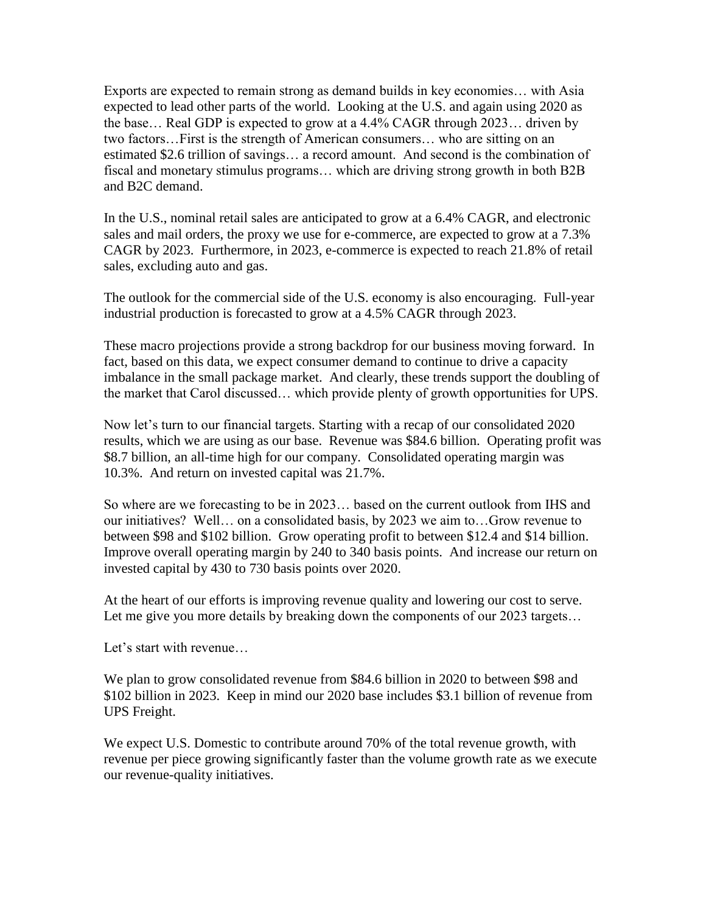Exports are expected to remain strong as demand builds in key economies… with Asia expected to lead other parts of the world. Looking at the U.S. and again using 2020 as the base… Real GDP is expected to grow at a 4.4% CAGR through 2023… driven by two factors…First is the strength of American consumers… who are sitting on an estimated $2.6 trillion of savings… a record amount. And second is the combination of fiscal and monetary stimulus programs… which are driving strong growth in both B2B and B2C demand.

In the U.S., nominal retail sales are anticipated to grow at a 6.4% CAGR, and electronic sales and mail orders, the proxy we use for e-commerce, are expected to grow at a 7.3% CAGR by 2023. Furthermore, in 2023, e-commerce is expected to reach 21.8% of retail sales, excluding auto and gas.

The outlook for the commercial side of the U.S. economy is also encouraging. Full-year industrial production is forecasted to grow at a 4.5% CAGR through 2023.

These macro projections provide a strong backdrop for our business moving forward. In fact, based on this data, we expect consumer demand to continue to drive a capacity imbalance in the small package market. And clearly, these trends support the doubling of the market that Carol discussed… which provide plenty of growth opportunities for UPS.

Now let's turn to our financial targets. Starting with a recap of our consolidated 2020 results, which we are using as our base. Revenue was $84.6 billion. Operating profit was $8.7 billion, an all-time high for our company. Consolidated operating margin was 10.3%. And return on invested capital was 21.7%.

So where are we forecasting to be in 2023… based on the current outlook from IHS and our initiatives? Well… on a consolidated basis, by 2023 we aim to…Grow revenue to between $98 and $102 billion. Grow operating profit to between $12.4 and $14 billion. Improve overall operating margin by 240 to 340 basis points. And increase our return on invested capital by 430 to 730 basis points over 2020.

At the heart of our efforts is improving revenue quality and lowering our cost to serve. Let me give you more details by breaking down the components of our 2023 targets…

Let's start with revenue…

We plan to grow consolidated revenue from $84.6 billion in 2020 to between $98 and $102 billion in 2023. Keep in mind our 2020 base includes $3.1 billion of revenue from UPS Freight.

We expect U.S. Domestic to contribute around 70% of the total revenue growth, with revenue per piece growing significantly faster than the volume growth rate as we execute our revenue-quality initiatives.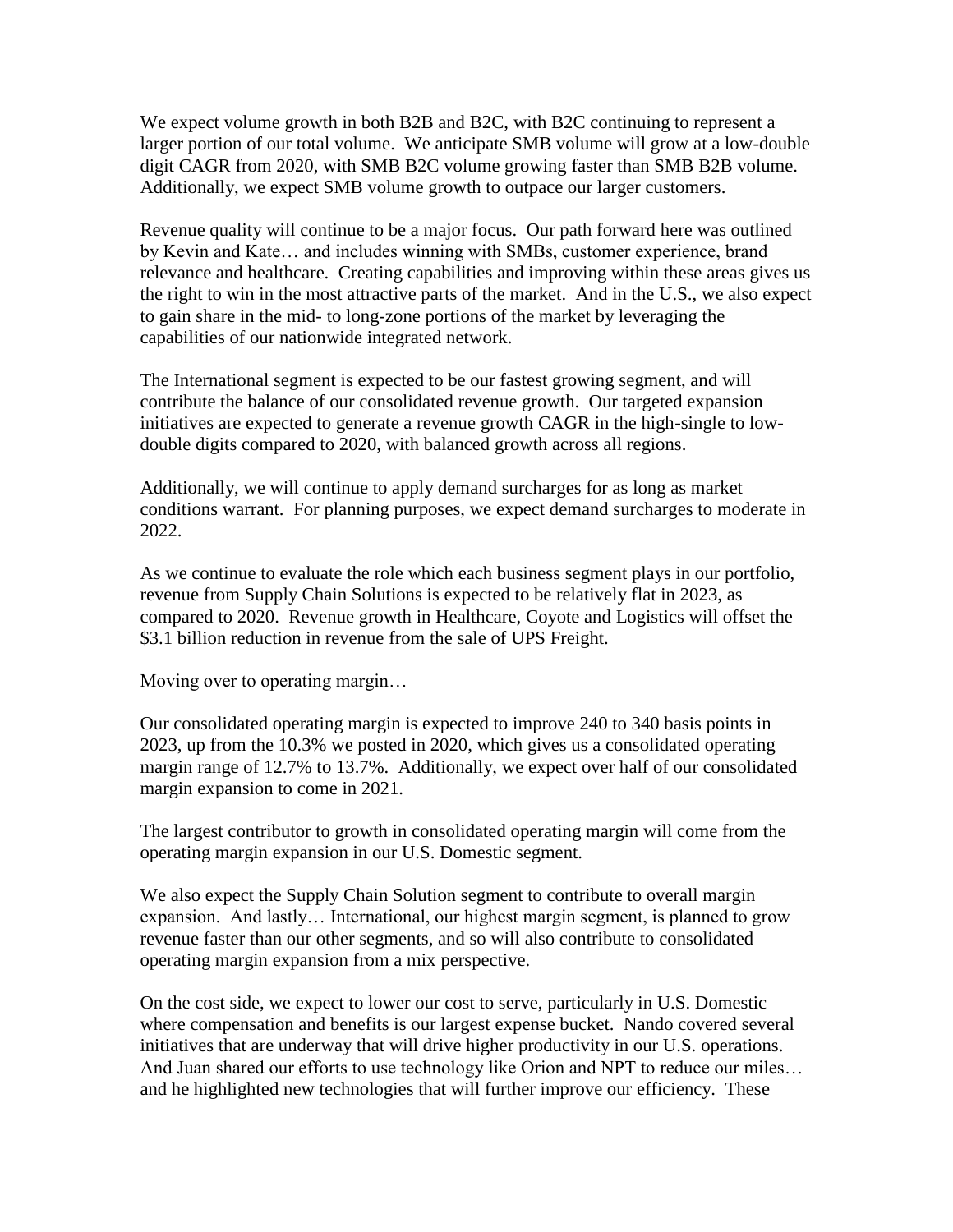We expect volume growth in both B2B and B2C, with B2C continuing to represent a larger portion of our total volume. We anticipate SMB volume will grow at a low-double digit CAGR from 2020, with SMB B2C volume growing faster than SMB B2B volume. Additionally, we expect SMB volume growth to outpace our larger customers.

Revenue quality will continue to be a major focus. Our path forward here was outlined by Kevin and Kate… and includes winning with SMBs, customer experience, brand relevance and healthcare. Creating capabilities and improving within these areas gives us the right to win in the most attractive parts of the market. And in the U.S., we also expect to gain share in the mid- to long-zone portions of the market by leveraging the capabilities of our nationwide integrated network.

The International segment is expected to be our fastest growing segment, and will contribute the balance of our consolidated revenue growth. Our targeted expansion initiatives are expected to generate a revenue growth CAGR in the high-single to low-double digits compared to 2020, with balanced growth across all regions.

Additionally, we will continue to apply demand surcharges for as long as market conditions warrant. For planning purposes, we expect demand surcharges to moderate in 2022.

As we continue to evaluate the role which each business segment plays in our portfolio, revenue from Supply Chain Solutions is expected to be relatively flat in 2023, as compared to 2020. Revenue growth in Healthcare, Coyote and Logistics will offset the $3.1 billion reduction in revenue from the sale of UPS Freight.

Moving over to operating margin…

Our consolidated operating margin is expected to improve 240 to 340 basis points in 2023, up from the 10.3% we posted in 2020, which gives us a consolidated operating margin range of 12.7% to 13.7%. Additionally, we expect over half of our consolidated margin expansion to come in 2021.

The largest contributor to growth in consolidated operating margin will come from the operating margin expansion in our U.S. Domestic segment.

We also expect the Supply Chain Solution segment to contribute to overall margin expansion. And lastly… International, our highest margin segment, is planned to grow revenue faster than our other segments, and so will also contribute to consolidated operating margin expansion from a mix perspective.

On the cost side, we expect to lower our cost to serve, particularly in U.S. Domestic where compensation and benefits is our largest expense bucket. Nando covered several initiatives that are underway that will drive higher productivity in our U.S. operations. And Juan shared our efforts to use technology like Orion and NPT to reduce our miles… and he highlighted new technologies that will further improve our efficiency. These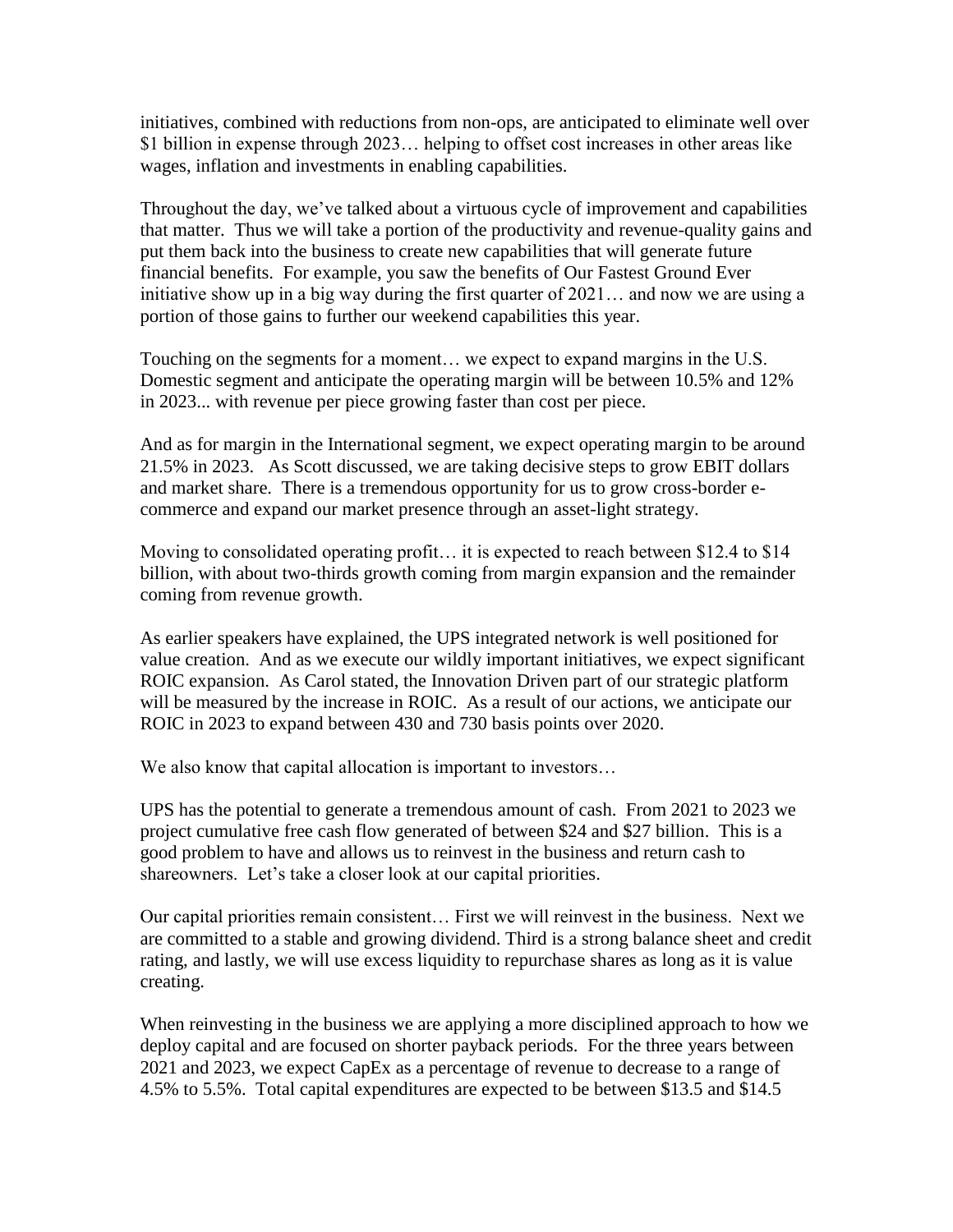initiatives, combined with reductions from non-ops, are anticipated to eliminate well over $1 billion in expense through 2023… helping to offset cost increases in other areas like wages, inflation and investments in enabling capabilities.

Throughout the day, we've talked about a virtuous cycle of improvement and capabilities that matter. Thus we will take a portion of the productivity and revenue-quality gains and put them back into the business to create new capabilities that will generate future financial benefits. For example, you saw the benefits of Our Fastest Ground Ever initiative show up in a big way during the first quarter of 2021… and now we are using a portion of those gains to further our weekend capabilities this year.

Touching on the segments for a moment… we expect to expand margins in the U.S. Domestic segment and anticipate the operating margin will be between 10.5% and 12% in 2023... with revenue per piece growing faster than cost per piece.

And as for margin in the International segment, we expect operating margin to be around 21.5% in 2023. As Scott discussed, we are taking decisive steps to grow EBIT dollars and market share. There is a tremendous opportunity for us to grow cross-border e-commerce and expand our market presence through an asset-light strategy.

Moving to consolidated operating profit… it is expected to reach between $12.4 to $14 billion, with about two-thirds growth coming from margin expansion and the remainder coming from revenue growth.

As earlier speakers have explained, the UPS integrated network is well positioned for value creation. And as we execute our wildly important initiatives, we expect significant ROIC expansion. As Carol stated, the Innovation Driven part of our strategic platform will be measured by the increase in ROIC. As a result of our actions, we anticipate our ROIC in 2023 to expand between 430 and 730 basis points over 2020.

We also know that capital allocation is important to investors…

UPS has the potential to generate a tremendous amount of cash. From 2021 to 2023 we project cumulative free cash flow generated of between $24 and $27 billion. This is a good problem to have and allows us to reinvest in the business and return cash to shareowners. Let's take a closer look at our capital priorities.

Our capital priorities remain consistent… First we will reinvest in the business. Next we are committed to a stable and growing dividend. Third is a strong balance sheet and credit rating, and lastly, we will use excess liquidity to repurchase shares as long as it is value creating.

When reinvesting in the business we are applying a more disciplined approach to how we deploy capital and are focused on shorter payback periods. For the three years between 2021 and 2023, we expect CapEx as a percentage of revenue to decrease to a range of 4.5% to 5.5%. Total capital expenditures are expected to be between $13.5 and $14.5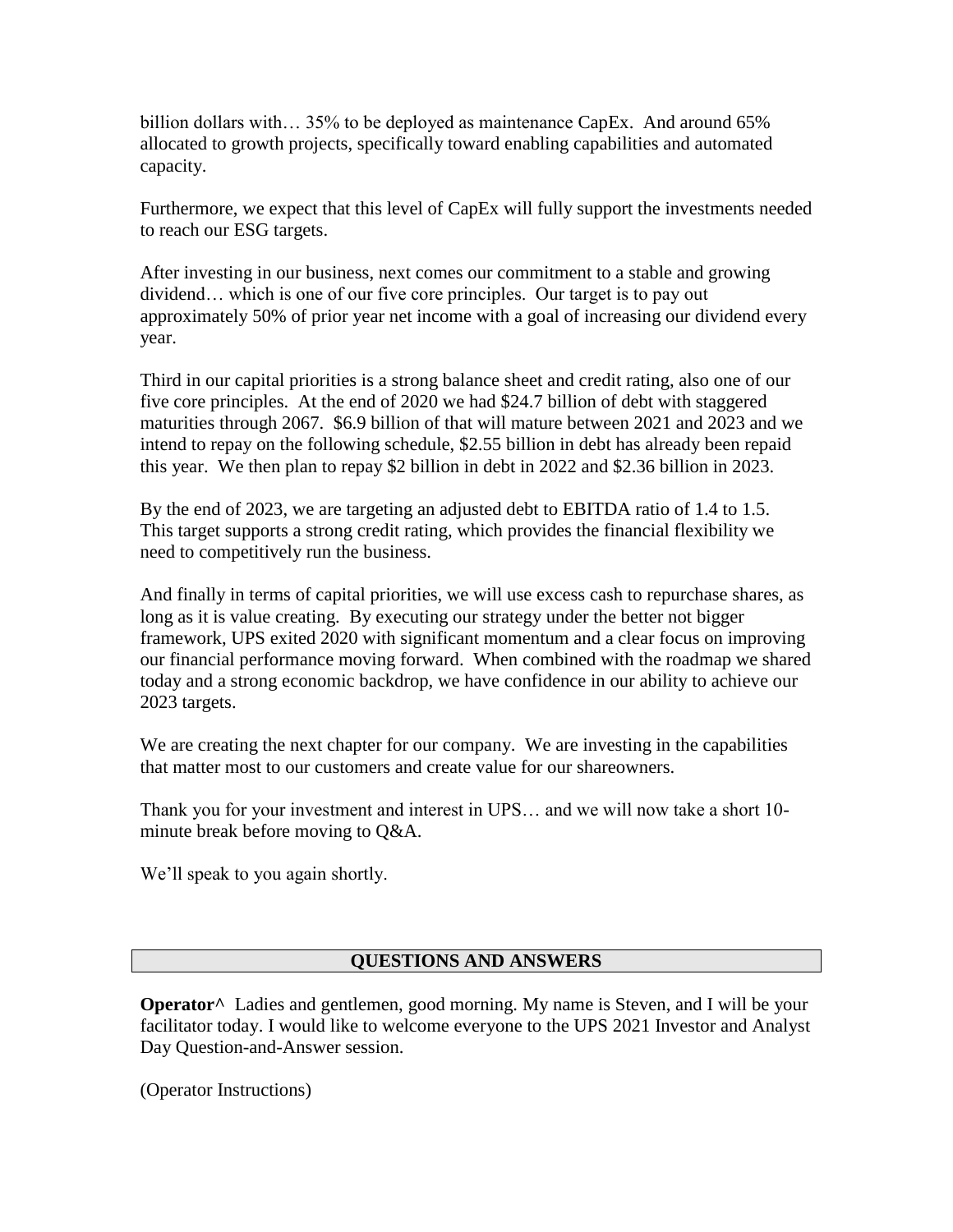billion dollars with… 35% to be deployed as maintenance CapEx. And around 65% allocated to growth projects, specifically toward enabling capabilities and automated capacity.

Furthermore, we expect that this level of CapEx will fully support the investments needed to reach our ESG targets.

After investing in our business, next comes our commitment to a stable and growing dividend… which is one of our five core principles. Our target is to pay out approximately 50% of prior year net income with a goal of increasing our dividend every year.

Third in our capital priorities is a strong balance sheet and credit rating, also one of our five core principles. At the end of 2020 we had $24.7 billion of debt with staggered maturities through 2067. $6.9 billion of that will mature between 2021 and 2023 and we intend to repay on the following schedule, $2.55 billion in debt has already been repaid this year. We then plan to repay $2 billion in debt in 2022 and $2.36 billion in 2023.

By the end of 2023, we are targeting an adjusted debt to EBITDA ratio of 1.4 to 1.5. This target supports a strong credit rating, which provides the financial flexibility we need to competitively run the business.

And finally in terms of capital priorities, we will use excess cash to repurchase shares, as long as it is value creating. By executing our strategy under the better not bigger framework, UPS exited 2020 with significant momentum and a clear focus on improving our financial performance moving forward. When combined with the roadmap we shared today and a strong economic backdrop, we have confidence in our ability to achieve our 2023 targets.

We are creating the next chapter for our company. We are investing in the capabilities that matter most to our customers and create value for our shareowners.

Thank you for your investment and interest in UPS… and we will now take a short 10-minute break before moving to Q&A.

We'll speak to you again shortly.

## QUESTIONS AND ANSWERS

**Operator^** Ladies and gentlemen, good morning. My name is Steven, and I will be your facilitator today. I would like to welcome everyone to the UPS 2021 Investor and Analyst Day Question-and-Answer session.

(Operator Instructions)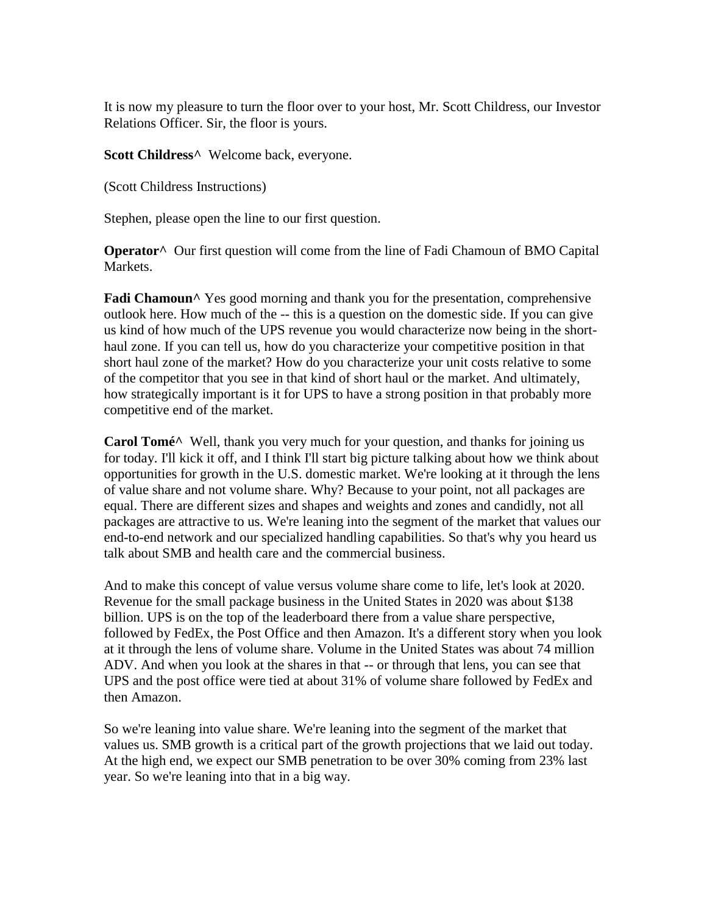It is now my pleasure to turn the floor over to your host, Mr. Scott Childress, our Investor Relations Officer. Sir, the floor is yours.

**Scott Childress^** Welcome back, everyone.

(Scott Childress Instructions)

Stephen, please open the line to our first question.

**Operator^** Our first question will come from the line of Fadi Chamoun of BMO Capital Markets.

**Fadi Chamoun^** Yes good morning and thank you for the presentation, comprehensive outlook here. How much of the -- this is a question on the domestic side. If you can give us kind of how much of the UPS revenue you would characterize now being in the short-haul zone. If you can tell us, how do you characterize your competitive position in that short haul zone of the market? How do you characterize your unit costs relative to some of the competitor that you see in that kind of short haul or the market. And ultimately, how strategically important is it for UPS to have a strong position in that probably more competitive end of the market.

**Carol Tomé^** Well, thank you very much for your question, and thanks for joining us for today. I'll kick it off, and I think I'll start big picture talking about how we think about opportunities for growth in the U.S. domestic market. We're looking at it through the lens of value share and not volume share. Why? Because to your point, not all packages are equal. There are different sizes and shapes and weights and zones and candidly, not all packages are attractive to us. We're leaning into the segment of the market that values our end-to-end network and our specialized handling capabilities. So that's why you heard us talk about SMB and health care and the commercial business.

And to make this concept of value versus volume share come to life, let's look at 2020. Revenue for the small package business in the United States in 2020 was about $138 billion. UPS is on the top of the leaderboard there from a value share perspective, followed by FedEx, the Post Office and then Amazon. It's a different story when you look at it through the lens of volume share. Volume in the United States was about 74 million ADV. And when you look at the shares in that -- or through that lens, you can see that UPS and the post office were tied at about 31% of volume share followed by FedEx and then Amazon.

So we're leaning into value share. We're leaning into the segment of the market that values us. SMB growth is a critical part of the growth projections that we laid out today. At the high end, we expect our SMB penetration to be over 30% coming from 23% last year. So we're leaning into that in a big way.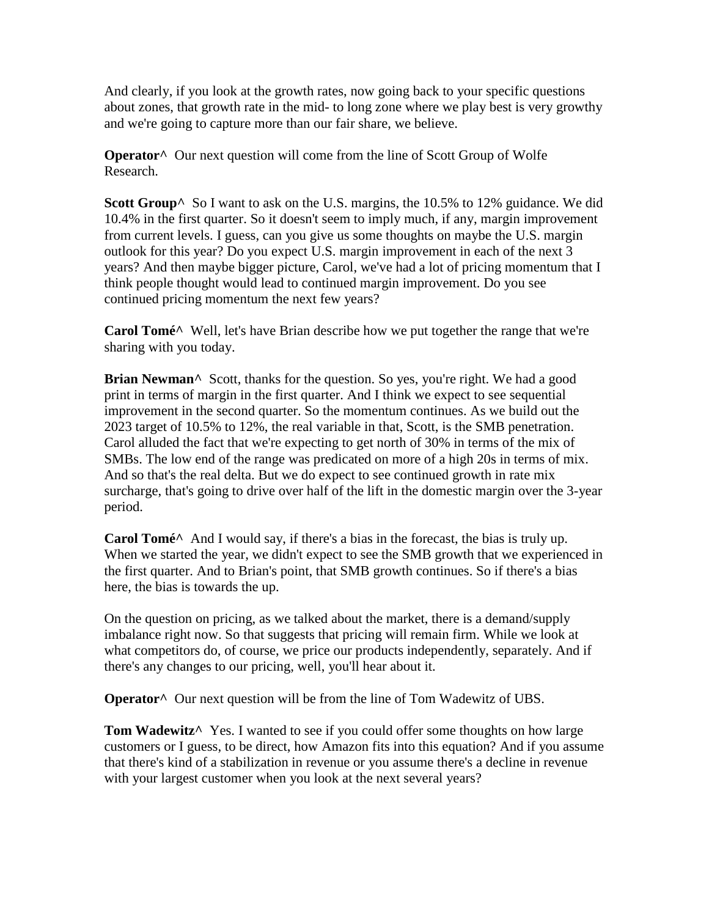And clearly, if you look at the growth rates, now going back to your specific questions about zones, that growth rate in the mid- to long zone where we play best is very growthy and we're going to capture more than our fair share, we believe.

**Operator^** Our next question will come from the line of Scott Group of Wolfe Research.

**Scott Group^** So I want to ask on the U.S. margins, the 10.5% to 12% guidance. We did 10.4% in the first quarter. So it doesn't seem to imply much, if any, margin improvement from current levels. I guess, can you give us some thoughts on maybe the U.S. margin outlook for this year? Do you expect U.S. margin improvement in each of the next 3 years? And then maybe bigger picture, Carol, we've had a lot of pricing momentum that I think people thought would lead to continued margin improvement. Do you see continued pricing momentum the next few years?

**Carol Tomé^** Well, let's have Brian describe how we put together the range that we're sharing with you today.

**Brian Newman^** Scott, thanks for the question. So yes, you're right. We had a good print in terms of margin in the first quarter. And I think we expect to see sequential improvement in the second quarter. So the momentum continues. As we build out the 2023 target of 10.5% to 12%, the real variable in that, Scott, is the SMB penetration. Carol alluded the fact that we're expecting to get north of 30% in terms of the mix of SMBs. The low end of the range was predicated on more of a high 20s in terms of mix. And so that's the real delta. But we do expect to see continued growth in rate mix surcharge, that's going to drive over half of the lift in the domestic margin over the 3-year period.

**Carol Tomé^** And I would say, if there's a bias in the forecast, the bias is truly up. When we started the year, we didn't expect to see the SMB growth that we experienced in the first quarter. And to Brian's point, that SMB growth continues. So if there's a bias here, the bias is towards the up.

On the question on pricing, as we talked about the market, there is a demand/supply imbalance right now. So that suggests that pricing will remain firm. While we look at what competitors do, of course, we price our products independently, separately. And if there's any changes to our pricing, well, you'll hear about it.

**Operator^** Our next question will be from the line of Tom Wadewitz of UBS.

**Tom Wadewitz^** Yes. I wanted to see if you could offer some thoughts on how large customers or I guess, to be direct, how Amazon fits into this equation? And if you assume that there's kind of a stabilization in revenue or you assume there's a decline in revenue with your largest customer when you look at the next several years?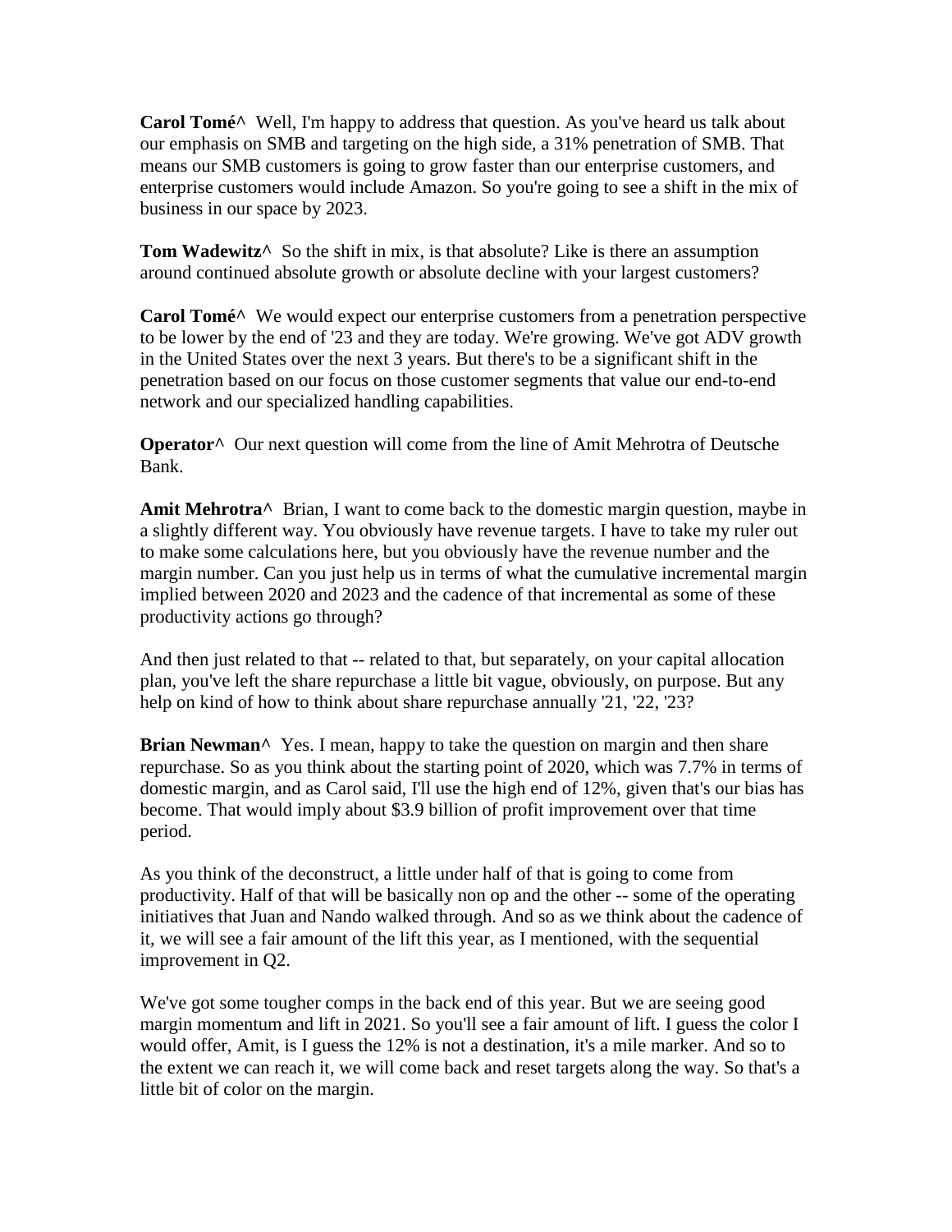**Carol Tomé^** Well, I'm happy to address that question. As you've heard us talk about our emphasis on SMB and targeting on the high side, a 31% penetration of SMB. That means our SMB customers is going to grow faster than our enterprise customers, and enterprise customers would include Amazon. So you're going to see a shift in the mix of business in our space by 2023.

**Tom Wadewitz^** So the shift in mix, is that absolute? Like is there an assumption around continued absolute growth or absolute decline with your largest customers?

**Carol Tomé^** We would expect our enterprise customers from a penetration perspective to be lower by the end of '23 and they are today. We're growing. We've got ADV growth in the United States over the next 3 years. But there's to be a significant shift in the penetration based on our focus on those customer segments that value our end-to-end network and our specialized handling capabilities.

**Operator^** Our next question will come from the line of Amit Mehrotra of Deutsche Bank.

**Amit Mehrotra^** Brian, I want to come back to the domestic margin question, maybe in a slightly different way. You obviously have revenue targets. I have to take my ruler out to make some calculations here, but you obviously have the revenue number and the margin number. Can you just help us in terms of what the cumulative incremental margin implied between 2020 and 2023 and the cadence of that incremental as some of these productivity actions go through?

And then just related to that -- related to that, but separately, on your capital allocation plan, you've left the share repurchase a little bit vague, obviously, on purpose. But any help on kind of how to think about share repurchase annually '21, '22, '23?

**Brian Newman^** Yes. I mean, happy to take the question on margin and then share repurchase. So as you think about the starting point of 2020, which was 7.7% in terms of domestic margin, and as Carol said, I'll use the high end of 12%, given that's our bias has become. That would imply about $3.9 billion of profit improvement over that time period.

As you think of the deconstruct, a little under half of that is going to come from productivity. Half of that will be basically non op and the other -- some of the operating initiatives that Juan and Nando walked through. And so as we think about the cadence of it, we will see a fair amount of the lift this year, as I mentioned, with the sequential improvement in Q2.

We've got some tougher comps in the back end of this year. But we are seeing good margin momentum and lift in 2021. So you'll see a fair amount of lift. I guess the color I would offer, Amit, is I guess the 12% is not a destination, it's a mile marker. And so to the extent we can reach it, we will come back and reset targets along the way. So that's a little bit of color on the margin.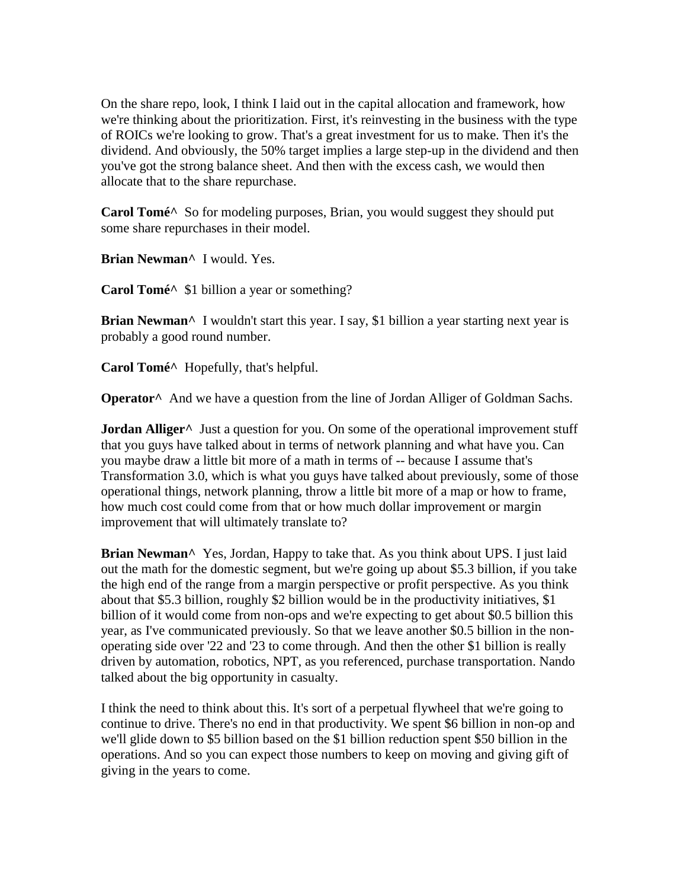On the share repo, look, I think I laid out in the capital allocation and framework, how we're thinking about the prioritization. First, it's reinvesting in the business with the type of ROICs we're looking to grow. That's a great investment for us to make. Then it's the dividend. And obviously, the 50% target implies a large step-up in the dividend and then you've got the strong balance sheet. And then with the excess cash, we would then allocate that to the share repurchase.

**Carol Tomé^** So for modeling purposes, Brian, you would suggest they should put some share repurchases in their model.

**Brian Newman^** I would. Yes.

**Carol Tomé^** $1 billion a year or something?

**Brian Newman^** I wouldn't start this year. I say, $1 billion a year starting next year is probably a good round number.

**Carol Tomé^** Hopefully, that's helpful.

**Operator^** And we have a question from the line of Jordan Alliger of Goldman Sachs.

**Jordan Alliger^** Just a question for you. On some of the operational improvement stuff that you guys have talked about in terms of network planning and what have you. Can you maybe draw a little bit more of a math in terms of -- because I assume that's Transformation 3.0, which is what you guys have talked about previously, some of those operational things, network planning, throw a little bit more of a map or how to frame, how much cost could come from that or how much dollar improvement or margin improvement that will ultimately translate to?

**Brian Newman^** Yes, Jordan, Happy to take that. As you think about UPS. I just laid out the math for the domestic segment, but we're going up about $5.3 billion, if you take the high end of the range from a margin perspective or profit perspective. As you think about that $5.3 billion, roughly $2 billion would be in the productivity initiatives, $1 billion of it would come from non-ops and we're expecting to get about $0.5 billion this year, as I've communicated previously. So that we leave another $0.5 billion in the non-operating side over '22 and '23 to come through. And then the other $1 billion is really driven by automation, robotics, NPT, as you referenced, purchase transportation. Nando talked about the big opportunity in casualty.

I think the need to think about this. It's sort of a perpetual flywheel that we're going to continue to drive. There's no end in that productivity. We spent $6 billion in non-op and we'll glide down to $5 billion based on the $1 billion reduction spent $50 billion in the operations. And so you can expect those numbers to keep on moving and giving gift of giving in the years to come.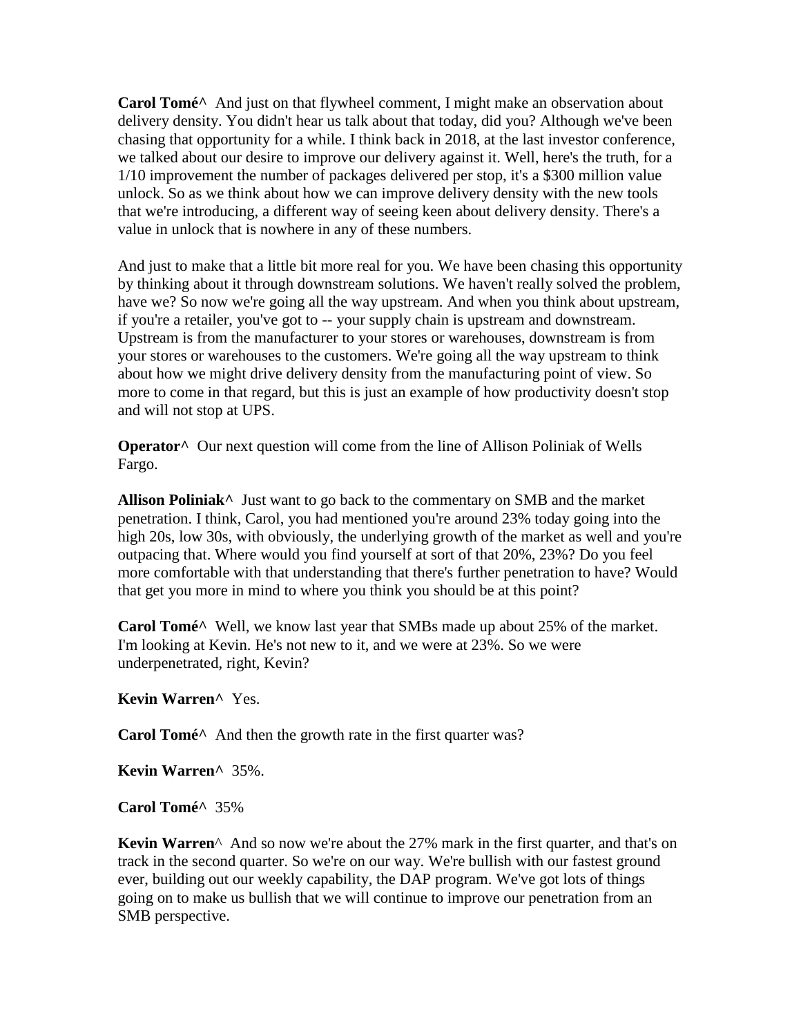**Carol Tomé^** And just on that flywheel comment, I might make an observation about delivery density. You didn't hear us talk about that today, did you? Although we've been chasing that opportunity for a while. I think back in 2018, at the last investor conference, we talked about our desire to improve our delivery against it. Well, here's the truth, for a 1/10 improvement the number of packages delivered per stop, it's a $300 million value unlock. So as we think about how we can improve delivery density with the new tools that we're introducing, a different way of seeing keen about delivery density. There's a value in unlock that is nowhere in any of these numbers.

And just to make that a little bit more real for you. We have been chasing this opportunity by thinking about it through downstream solutions. We haven't really solved the problem, have we? So now we're going all the way upstream. And when you think about upstream, if you're a retailer, you've got to -- your supply chain is upstream and downstream. Upstream is from the manufacturer to your stores or warehouses, downstream is from your stores or warehouses to the customers. We're going all the way upstream to think about how we might drive delivery density from the manufacturing point of view. So more to come in that regard, but this is just an example of how productivity doesn't stop and will not stop at UPS.

**Operator^** Our next question will come from the line of Allison Poliniak of Wells Fargo.

**Allison Poliniak^** Just want to go back to the commentary on SMB and the market penetration. I think, Carol, you had mentioned you're around 23% today going into the high 20s, low 30s, with obviously, the underlying growth of the market as well and you're outpacing that. Where would you find yourself at sort of that 20%, 23%? Do you feel more comfortable with that understanding that there's further penetration to have? Would that get you more in mind to where you think you should be at this point?

**Carol Tomé^** Well, we know last year that SMBs made up about 25% of the market. I'm looking at Kevin. He's not new to it, and we were at 23%. So we were underpenetrated, right, Kevin?

**Kevin Warren^** Yes.

**Carol Tomé^** And then the growth rate in the first quarter was?

**Kevin Warren^** 35%.

**Carol Tomé^** 35%

**Kevin Warren^** And so now we're about the 27% mark in the first quarter, and that's on track in the second quarter. So we're on our way. We're bullish with our fastest ground ever, building out our weekly capability, the DAP program. We've got lots of things going on to make us bullish that we will continue to improve our penetration from an SMB perspective.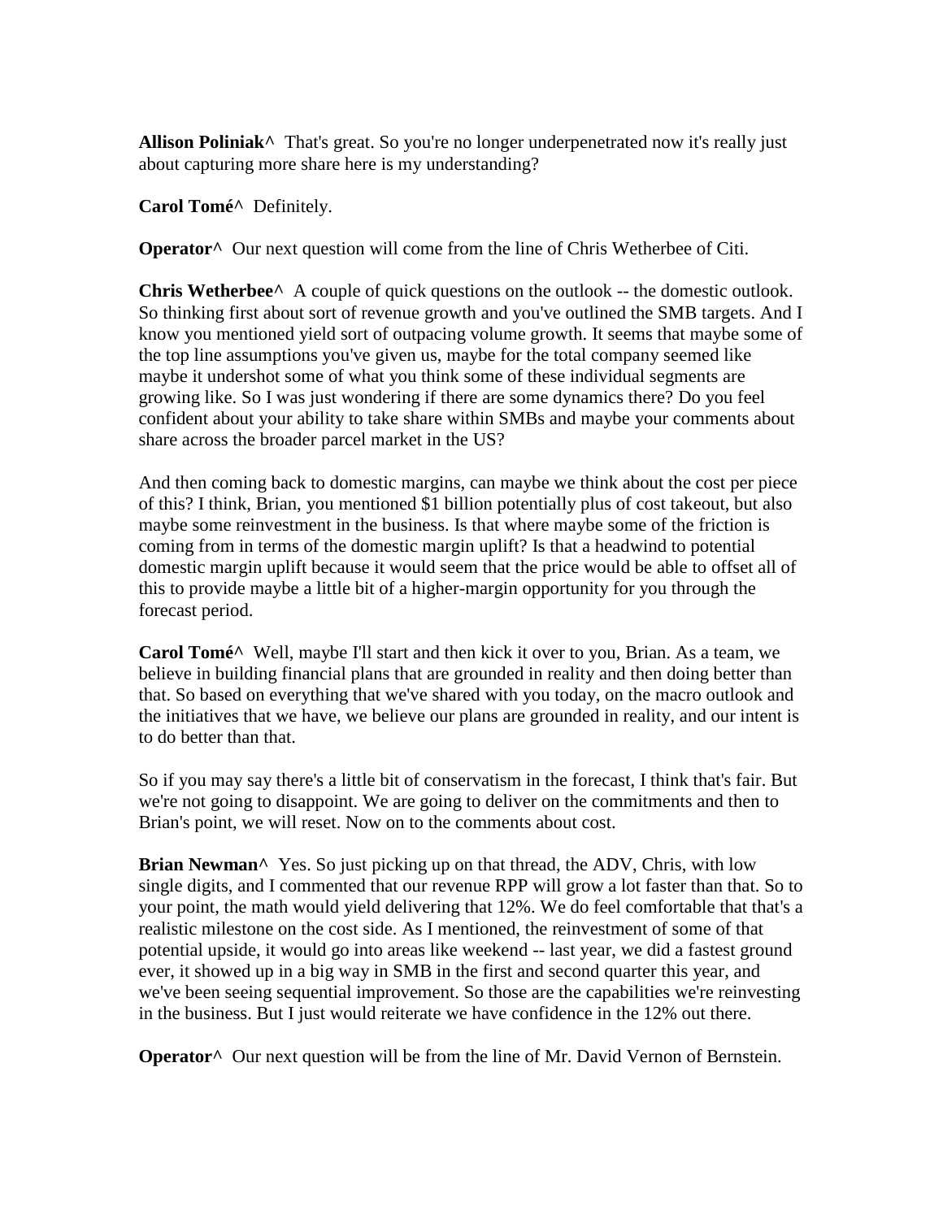**Allison Poliniak^** That's great. So you're no longer underpenetrated now it's really just about capturing more share here is my understanding?

**Carol Tomé^** Definitely.

**Operator^** Our next question will come from the line of Chris Wetherbee of Citi.

**Chris Wetherbee^** A couple of quick questions on the outlook -- the domestic outlook. So thinking first about sort of revenue growth and you've outlined the SMB targets. And I know you mentioned yield sort of outpacing volume growth. It seems that maybe some of the top line assumptions you've given us, maybe for the total company seemed like maybe it undershot some of what you think some of these individual segments are growing like. So I was just wondering if there are some dynamics there? Do you feel confident about your ability to take share within SMBs and maybe your comments about share across the broader parcel market in the US?

And then coming back to domestic margins, can maybe we think about the cost per piece of this? I think, Brian, you mentioned $1 billion potentially plus of cost takeout, but also maybe some reinvestment in the business. Is that where maybe some of the friction is coming from in terms of the domestic margin uplift? Is that a headwind to potential domestic margin uplift because it would seem that the price would be able to offset all of this to provide maybe a little bit of a higher-margin opportunity for you through the forecast period.

**Carol Tomé^** Well, maybe I'll start and then kick it over to you, Brian. As a team, we believe in building financial plans that are grounded in reality and then doing better than that. So based on everything that we've shared with you today, on the macro outlook and the initiatives that we have, we believe our plans are grounded in reality, and our intent is to do better than that.

So if you may say there's a little bit of conservatism in the forecast, I think that's fair. But we're not going to disappoint. We are going to deliver on the commitments and then to Brian's point, we will reset. Now on to the comments about cost.

**Brian Newman^** Yes. So just picking up on that thread, the ADV, Chris, with low single digits, and I commented that our revenue RPP will grow a lot faster than that. So to your point, the math would yield delivering that 12%. We do feel comfortable that that's a realistic milestone on the cost side. As I mentioned, the reinvestment of some of that potential upside, it would go into areas like weekend -- last year, we did a fastest ground ever, it showed up in a big way in SMB in the first and second quarter this year, and we've been seeing sequential improvement. So those are the capabilities we're reinvesting in the business. But I just would reiterate we have confidence in the 12% out there.

**Operator^** Our next question will be from the line of Mr. David Vernon of Bernstein.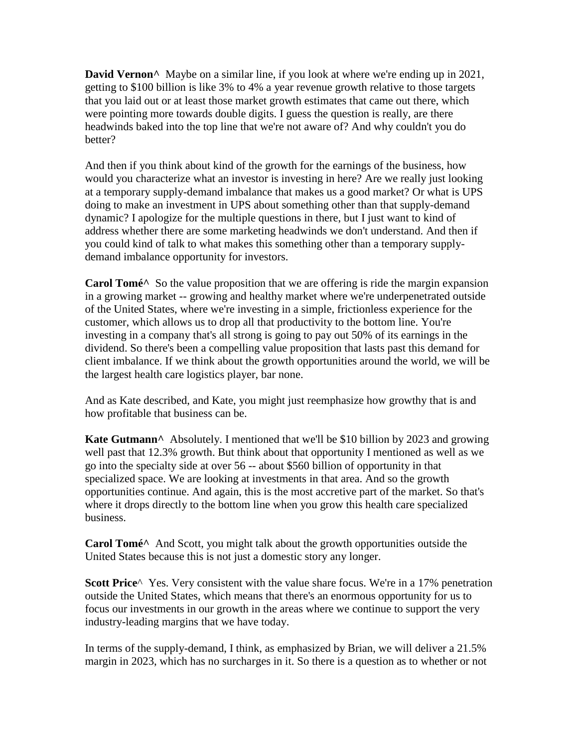**David Vernon^** Maybe on a similar line, if you look at where we're ending up in 2021, getting to $100 billion is like 3% to 4% a year revenue growth relative to those targets that you laid out or at least those market growth estimates that came out there, which were pointing more towards double digits. I guess the question is really, are there headwinds baked into the top line that we're not aware of? And why couldn't you do better?

And then if you think about kind of the growth for the earnings of the business, how would you characterize what an investor is investing in here? Are we really just looking at a temporary supply-demand imbalance that makes us a good market? Or what is UPS doing to make an investment in UPS about something other than that supply-demand dynamic? I apologize for the multiple questions in there, but I just want to kind of address whether there are some marketing headwinds we don't understand. And then if you could kind of talk to what makes this something other than a temporary supply-demand imbalance opportunity for investors.

**Carol Tomé^** So the value proposition that we are offering is ride the margin expansion in a growing market -- growing and healthy market where we're underpenetrated outside of the United States, where we're investing in a simple, frictionless experience for the customer, which allows us to drop all that productivity to the bottom line. You're investing in a company that's all strong is going to pay out 50% of its earnings in the dividend. So there's been a compelling value proposition that lasts past this demand for client imbalance. If we think about the growth opportunities around the world, we will be the largest health care logistics player, bar none.

And as Kate described, and Kate, you might just reemphasize how growthy that is and how profitable that business can be.

**Kate Gutmann^** Absolutely. I mentioned that we'll be $10 billion by 2023 and growing well past that 12.3% growth. But think about that opportunity I mentioned as well as we go into the specialty side at over 56 -- about $560 billion of opportunity in that specialized space. We are looking at investments in that area. And so the growth opportunities continue. And again, this is the most accretive part of the market. So that's where it drops directly to the bottom line when you grow this health care specialized business.

**Carol Tomé^** And Scott, you might talk about the growth opportunities outside the United States because this is not just a domestic story any longer.

**Scott Price**^ Yes. Very consistent with the value share focus. We're in a 17% penetration outside the United States, which means that there's an enormous opportunity for us to focus our investments in our growth in the areas where we continue to support the very industry-leading margins that we have today.

In terms of the supply-demand, I think, as emphasized by Brian, we will deliver a 21.5% margin in 2023, which has no surcharges in it. So there is a question as to whether or not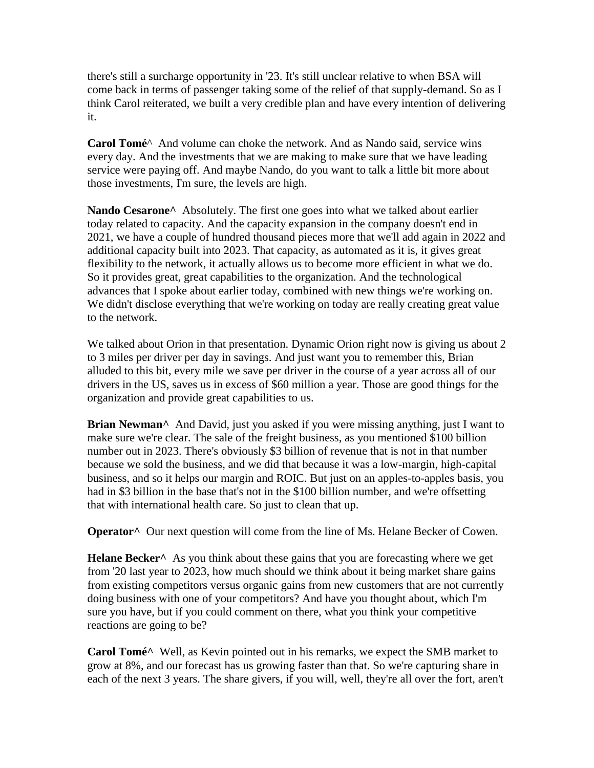there's still a surcharge opportunity in '23. It's still unclear relative to when BSA will come back in terms of passenger taking some of the relief of that supply-demand. So as I think Carol reiterated, we built a very credible plan and have every intention of delivering it.

**Carol Tomé**^ And volume can choke the network. And as Nando said, service wins every day. And the investments that we are making to make sure that we have leading service were paying off. And maybe Nando, do you want to talk a little bit more about those investments, I'm sure, the levels are high.

**Nando Cesarone^** Absolutely. The first one goes into what we talked about earlier today related to capacity. And the capacity expansion in the company doesn't end in 2021, we have a couple of hundred thousand pieces more that we'll add again in 2022 and additional capacity built into 2023. That capacity, as automated as it is, it gives great flexibility to the network, it actually allows us to become more efficient in what we do. So it provides great, great capabilities to the organization. And the technological advances that I spoke about earlier today, combined with new things we're working on. We didn't disclose everything that we're working on today are really creating great value to the network.

We talked about Orion in that presentation. Dynamic Orion right now is giving us about 2 to 3 miles per driver per day in savings. And just want you to remember this, Brian alluded to this bit, every mile we save per driver in the course of a year across all of our drivers in the US, saves us in excess of $60 million a year. Those are good things for the organization and provide great capabilities to us.

**Brian Newman^** And David, just you asked if you were missing anything, just I want to make sure we're clear. The sale of the freight business, as you mentioned $100 billion number out in 2023. There's obviously $3 billion of revenue that is not in that number because we sold the business, and we did that because it was a low-margin, high-capital business, and so it helps our margin and ROIC. But just on an apples-to-apples basis, you had in $3 billion in the base that's not in the $100 billion number, and we're offsetting that with international health care. So just to clean that up.

**Operator^** Our next question will come from the line of Ms. Helane Becker of Cowen.

**Helane Becker^** As you think about these gains that you are forecasting where we get from '20 last year to 2023, how much should we think about it being market share gains from existing competitors versus organic gains from new customers that are not currently doing business with one of your competitors? And have you thought about, which I'm sure you have, but if you could comment on there, what you think your competitive reactions are going to be?

**Carol Tomé^** Well, as Kevin pointed out in his remarks, we expect the SMB market to grow at 8%, and our forecast has us growing faster than that. So we're capturing share in each of the next 3 years. The share givers, if you will, well, they're all over the fort, aren't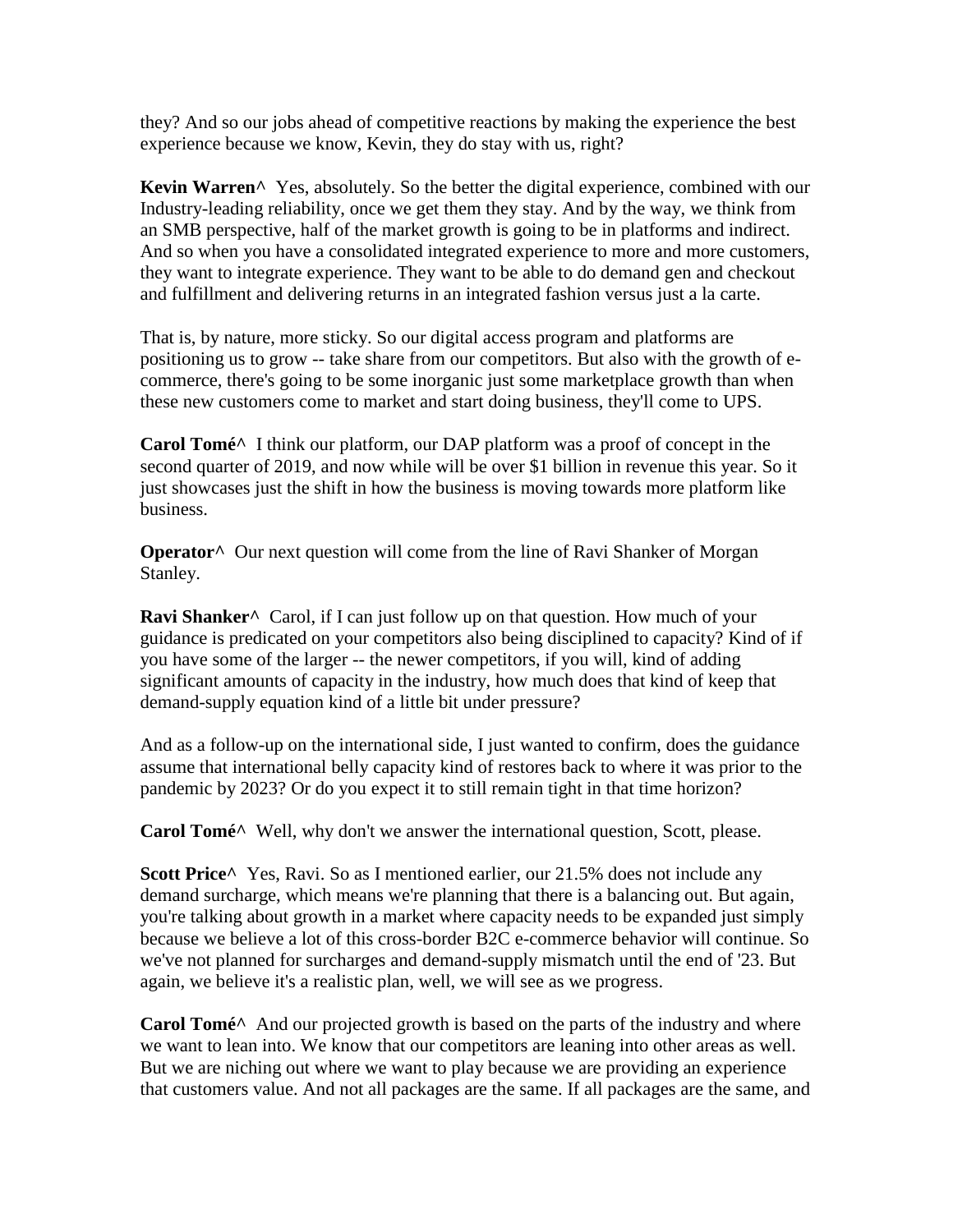they? And so our jobs ahead of competitive reactions by making the experience the best experience because we know, Kevin, they do stay with us, right?

**Kevin Warren^** Yes, absolutely. So the better the digital experience, combined with our Industry-leading reliability, once we get them they stay. And by the way, we think from an SMB perspective, half of the market growth is going to be in platforms and indirect. And so when you have a consolidated integrated experience to more and more customers, they want to integrate experience. They want to be able to do demand gen and checkout and fulfillment and delivering returns in an integrated fashion versus just a la carte.

That is, by nature, more sticky. So our digital access program and platforms are positioning us to grow -- take share from our competitors. But also with the growth of e-commerce, there's going to be some inorganic just some marketplace growth than when these new customers come to market and start doing business, they'll come to UPS.

**Carol Tomé^** I think our platform, our DAP platform was a proof of concept in the second quarter of 2019, and now while will be over $1 billion in revenue this year. So it just showcases just the shift in how the business is moving towards more platform like business.

**Operator^** Our next question will come from the line of Ravi Shanker of Morgan Stanley.

**Ravi Shanker^** Carol, if I can just follow up on that question. How much of your guidance is predicated on your competitors also being disciplined to capacity? Kind of if you have some of the larger -- the newer competitors, if you will, kind of adding significant amounts of capacity in the industry, how much does that kind of keep that demand-supply equation kind of a little bit under pressure?

And as a follow-up on the international side, I just wanted to confirm, does the guidance assume that international belly capacity kind of restores back to where it was prior to the pandemic by 2023? Or do you expect it to still remain tight in that time horizon?

**Carol Tomé^** Well, why don't we answer the international question, Scott, please.

**Scott Price^** Yes, Ravi. So as I mentioned earlier, our 21.5% does not include any demand surcharge, which means we're planning that there is a balancing out. But again, you're talking about growth in a market where capacity needs to be expanded just simply because we believe a lot of this cross-border B2C e-commerce behavior will continue. So we've not planned for surcharges and demand-supply mismatch until the end of '23. But again, we believe it's a realistic plan, well, we will see as we progress.

**Carol Tomé^** And our projected growth is based on the parts of the industry and where we want to lean into. We know that our competitors are leaning into other areas as well. But we are niching out where we want to play because we are providing an experience that customers value. And not all packages are the same. If all packages are the same, and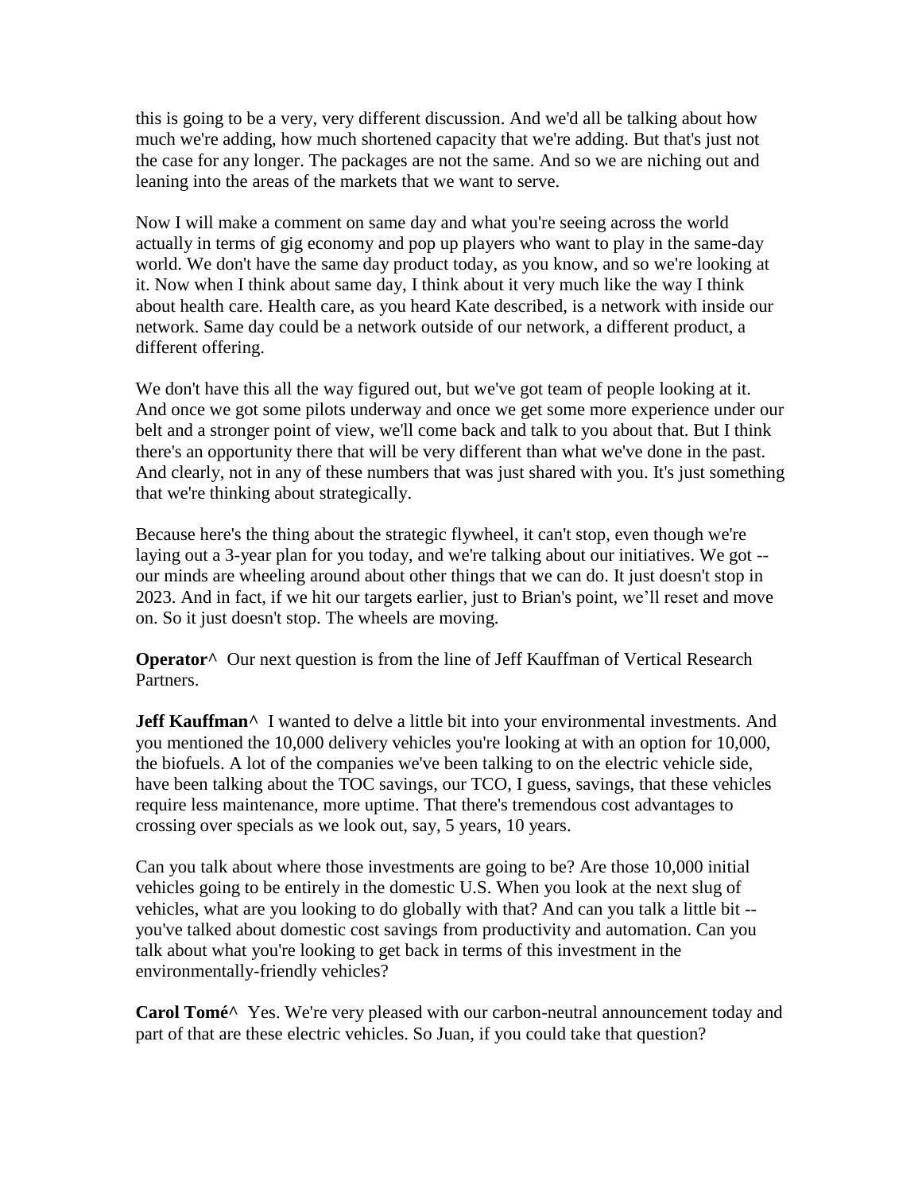this is going to be a very, very different discussion. And we'd all be talking about how much we're adding, how much shortened capacity that we're adding. But that's just not the case for any longer. The packages are not the same. And so we are niching out and leaning into the areas of the markets that we want to serve.

Now I will make a comment on same day and what you're seeing across the world actually in terms of gig economy and pop up players who want to play in the same-day world. We don't have the same day product today, as you know, and so we're looking at it. Now when I think about same day, I think about it very much like the way I think about health care. Health care, as you heard Kate described, is a network with inside our network. Same day could be a network outside of our network, a different product, a different offering.

We don't have this all the way figured out, but we've got team of people looking at it. And once we got some pilots underway and once we get some more experience under our belt and a stronger point of view, we'll come back and talk to you about that. But I think there's an opportunity there that will be very different than what we've done in the past. And clearly, not in any of these numbers that was just shared with you. It's just something that we're thinking about strategically.

Because here's the thing about the strategic flywheel, it can't stop, even though we're laying out a 3-year plan for you today, and we're talking about our initiatives. We got -- our minds are wheeling around about other things that we can do. It just doesn't stop in 2023. And in fact, if we hit our targets earlier, just to Brian's point, we'll reset and move on. So it just doesn't stop. The wheels are moving.

**Operator^** Our next question is from the line of Jeff Kauffman of Vertical Research Partners.

**Jeff Kauffman^** I wanted to delve a little bit into your environmental investments. And you mentioned the 10,000 delivery vehicles you're looking at with an option for 10,000, the biofuels. A lot of the companies we've been talking to on the electric vehicle side, have been talking about the TOC savings, our TCO, I guess, savings, that these vehicles require less maintenance, more uptime. That there's tremendous cost advantages to crossing over specials as we look out, say, 5 years, 10 years.

Can you talk about where those investments are going to be? Are those 10,000 initial vehicles going to be entirely in the domestic U.S. When you look at the next slug of vehicles, what are you looking to do globally with that? And can you talk a little bit -- you've talked about domestic cost savings from productivity and automation. Can you talk about what you're looking to get back in terms of this investment in the environmentally-friendly vehicles?

**Carol Tomé^** Yes. We're very pleased with our carbon-neutral announcement today and part of that are these electric vehicles. So Juan, if you could take that question?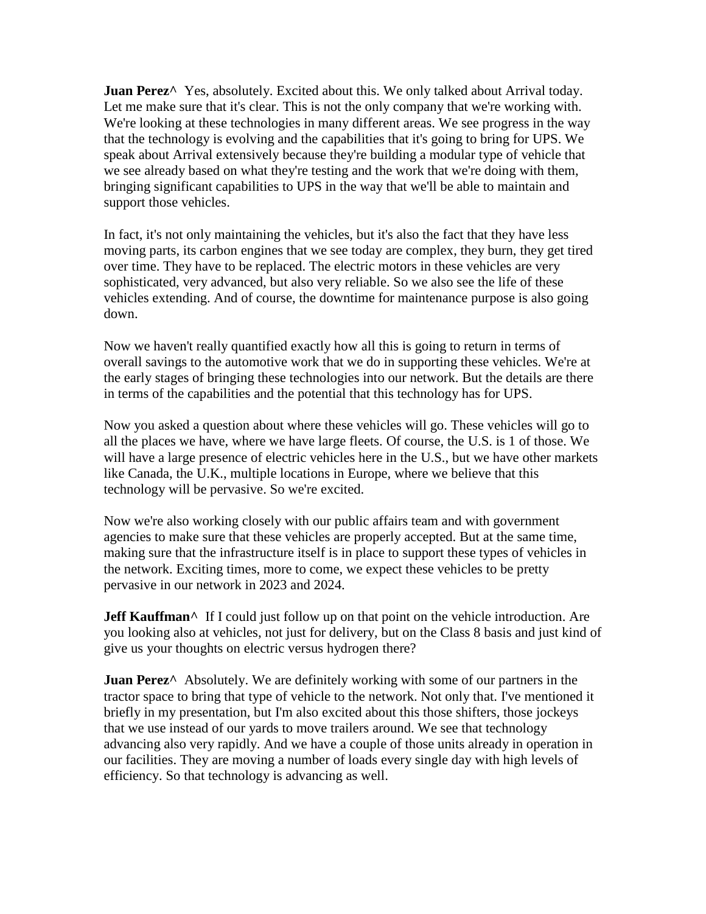**Juan Perez^** Yes, absolutely. Excited about this. We only talked about Arrival today. Let me make sure that it's clear. This is not the only company that we're working with. We're looking at these technologies in many different areas. We see progress in the way that the technology is evolving and the capabilities that it's going to bring for UPS. We speak about Arrival extensively because they're building a modular type of vehicle that we see already based on what they're testing and the work that we're doing with them, bringing significant capabilities to UPS in the way that we'll be able to maintain and support those vehicles.

In fact, it's not only maintaining the vehicles, but it's also the fact that they have less moving parts, its carbon engines that we see today are complex, they burn, they get tired over time. They have to be replaced. The electric motors in these vehicles are very sophisticated, very advanced, but also very reliable. So we also see the life of these vehicles extending. And of course, the downtime for maintenance purpose is also going down.

Now we haven't really quantified exactly how all this is going to return in terms of overall savings to the automotive work that we do in supporting these vehicles. We're at the early stages of bringing these technologies into our network. But the details are there in terms of the capabilities and the potential that this technology has for UPS.

Now you asked a question about where these vehicles will go. These vehicles will go to all the places we have, where we have large fleets. Of course, the U.S. is 1 of those. We will have a large presence of electric vehicles here in the U.S., but we have other markets like Canada, the U.K., multiple locations in Europe, where we believe that this technology will be pervasive. So we're excited.

Now we're also working closely with our public affairs team and with government agencies to make sure that these vehicles are properly accepted. But at the same time, making sure that the infrastructure itself is in place to support these types of vehicles in the network. Exciting times, more to come, we expect these vehicles to be pretty pervasive in our network in 2023 and 2024.

**Jeff Kauffman^** If I could just follow up on that point on the vehicle introduction. Are you looking also at vehicles, not just for delivery, but on the Class 8 basis and just kind of give us your thoughts on electric versus hydrogen there?

**Juan Perez^** Absolutely. We are definitely working with some of our partners in the tractor space to bring that type of vehicle to the network. Not only that. I've mentioned it briefly in my presentation, but I'm also excited about this those shifters, those jockeys that we use instead of our yards to move trailers around. We see that technology advancing also very rapidly. And we have a couple of those units already in operation in our facilities. They are moving a number of loads every single day with high levels of efficiency. So that technology is advancing as well.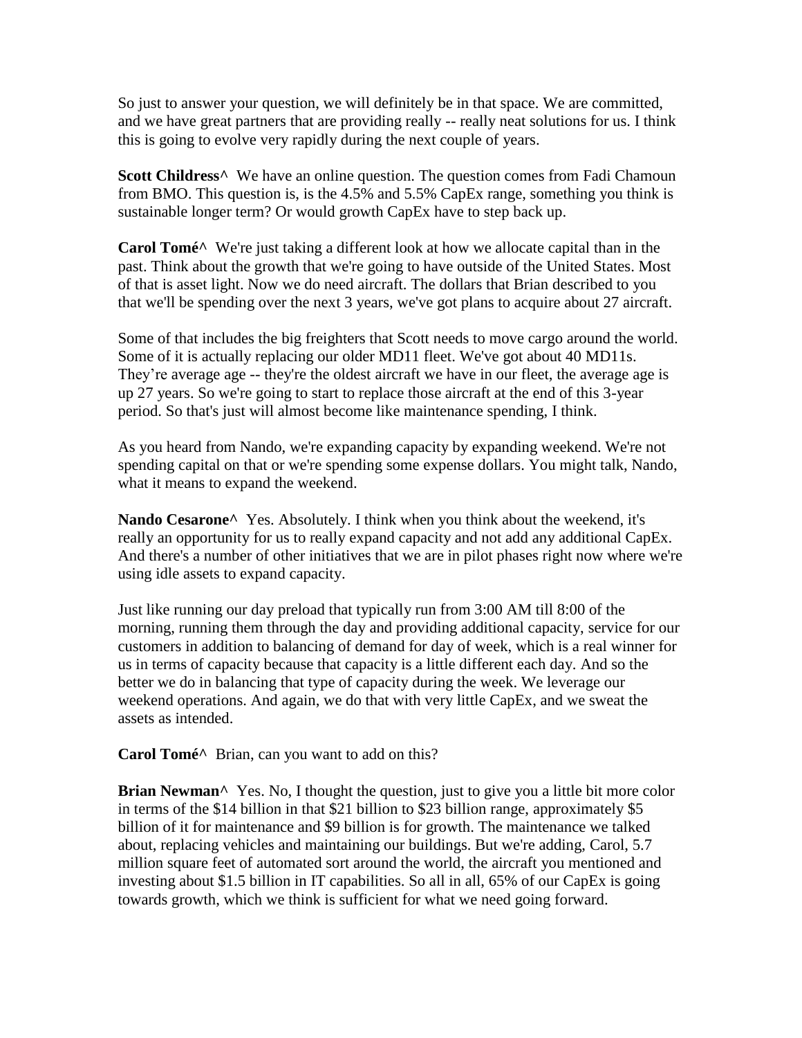So just to answer your question, we will definitely be in that space. We are committed, and we have great partners that are providing really -- really neat solutions for us. I think this is going to evolve very rapidly during the next couple of years.

**Scott Childress^** We have an online question. The question comes from Fadi Chamoun from BMO. This question is, is the 4.5% and 5.5% CapEx range, something you think is sustainable longer term? Or would growth CapEx have to step back up.

**Carol Tomé^** We're just taking a different look at how we allocate capital than in the past. Think about the growth that we're going to have outside of the United States. Most of that is asset light. Now we do need aircraft. The dollars that Brian described to you that we'll be spending over the next 3 years, we've got plans to acquire about 27 aircraft.

Some of that includes the big freighters that Scott needs to move cargo around the world. Some of it is actually replacing our older MD11 fleet. We've got about 40 MD11s. They're average age -- they're the oldest aircraft we have in our fleet, the average age is up 27 years. So we're going to start to replace those aircraft at the end of this 3-year period. So that's just will almost become like maintenance spending, I think.

As you heard from Nando, we're expanding capacity by expanding weekend. We're not spending capital on that or we're spending some expense dollars. You might talk, Nando, what it means to expand the weekend.

**Nando Cesarone^** Yes. Absolutely. I think when you think about the weekend, it's really an opportunity for us to really expand capacity and not add any additional CapEx. And there's a number of other initiatives that we are in pilot phases right now where we're using idle assets to expand capacity.

Just like running our day preload that typically run from 3:00 AM till 8:00 of the morning, running them through the day and providing additional capacity, service for our customers in addition to balancing of demand for day of week, which is a real winner for us in terms of capacity because that capacity is a little different each day. And so the better we do in balancing that type of capacity during the week. We leverage our weekend operations. And again, we do that with very little CapEx, and we sweat the assets as intended.

**Carol Tomé^** Brian, can you want to add on this?

**Brian Newman^** Yes. No, I thought the question, just to give you a little bit more color in terms of the $14 billion in that $21 billion to $23 billion range, approximately $5 billion of it for maintenance and $9 billion is for growth. The maintenance we talked about, replacing vehicles and maintaining our buildings. But we're adding, Carol, 5.7 million square feet of automated sort around the world, the aircraft you mentioned and investing about $1.5 billion in IT capabilities. So all in all, 65% of our CapEx is going towards growth, which we think is sufficient for what we need going forward.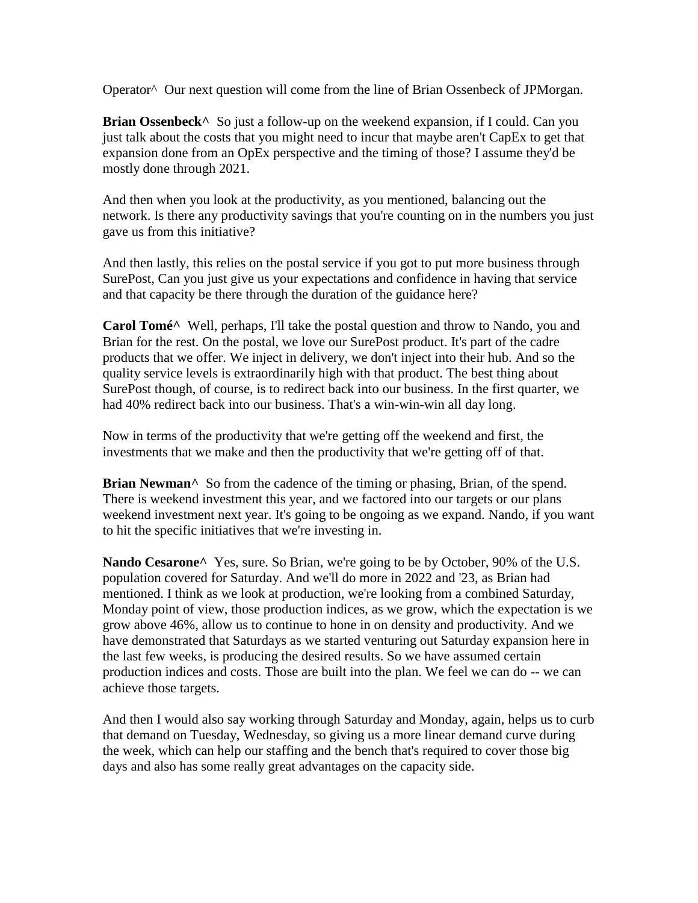Operator^ Our next question will come from the line of Brian Ossenbeck of JPMorgan.

**Brian Ossenbeck^** So just a follow-up on the weekend expansion, if I could. Can you just talk about the costs that you might need to incur that maybe aren't CapEx to get that expansion done from an OpEx perspective and the timing of those? I assume they'd be mostly done through 2021.

And then when you look at the productivity, as you mentioned, balancing out the network. Is there any productivity savings that you're counting on in the numbers you just gave us from this initiative?

And then lastly, this relies on the postal service if you got to put more business through SurePost, Can you just give us your expectations and confidence in having that service and that capacity be there through the duration of the guidance here?

**Carol Tomé^** Well, perhaps, I'll take the postal question and throw to Nando, you and Brian for the rest. On the postal, we love our SurePost product. It's part of the cadre products that we offer. We inject in delivery, we don't inject into their hub. And so the quality service levels is extraordinarily high with that product. The best thing about SurePost though, of course, is to redirect back into our business. In the first quarter, we had 40% redirect back into our business. That's a win-win-win all day long.

Now in terms of the productivity that we're getting off the weekend and first, the investments that we make and then the productivity that we're getting off of that.

**Brian Newman^** So from the cadence of the timing or phasing, Brian, of the spend. There is weekend investment this year, and we factored into our targets or our plans weekend investment next year. It's going to be ongoing as we expand. Nando, if you want to hit the specific initiatives that we're investing in.

**Nando Cesarone^** Yes, sure. So Brian, we're going to be by October, 90% of the U.S. population covered for Saturday. And we'll do more in 2022 and '23, as Brian had mentioned. I think as we look at production, we're looking from a combined Saturday, Monday point of view, those production indices, as we grow, which the expectation is we grow above 46%, allow us to continue to hone in on density and productivity. And we have demonstrated that Saturdays as we started venturing out Saturday expansion here in the last few weeks, is producing the desired results. So we have assumed certain production indices and costs. Those are built into the plan. We feel we can do -- we can achieve those targets.

And then I would also say working through Saturday and Monday, again, helps us to curb that demand on Tuesday, Wednesday, so giving us a more linear demand curve during the week, which can help our staffing and the bench that's required to cover those big days and also has some really great advantages on the capacity side.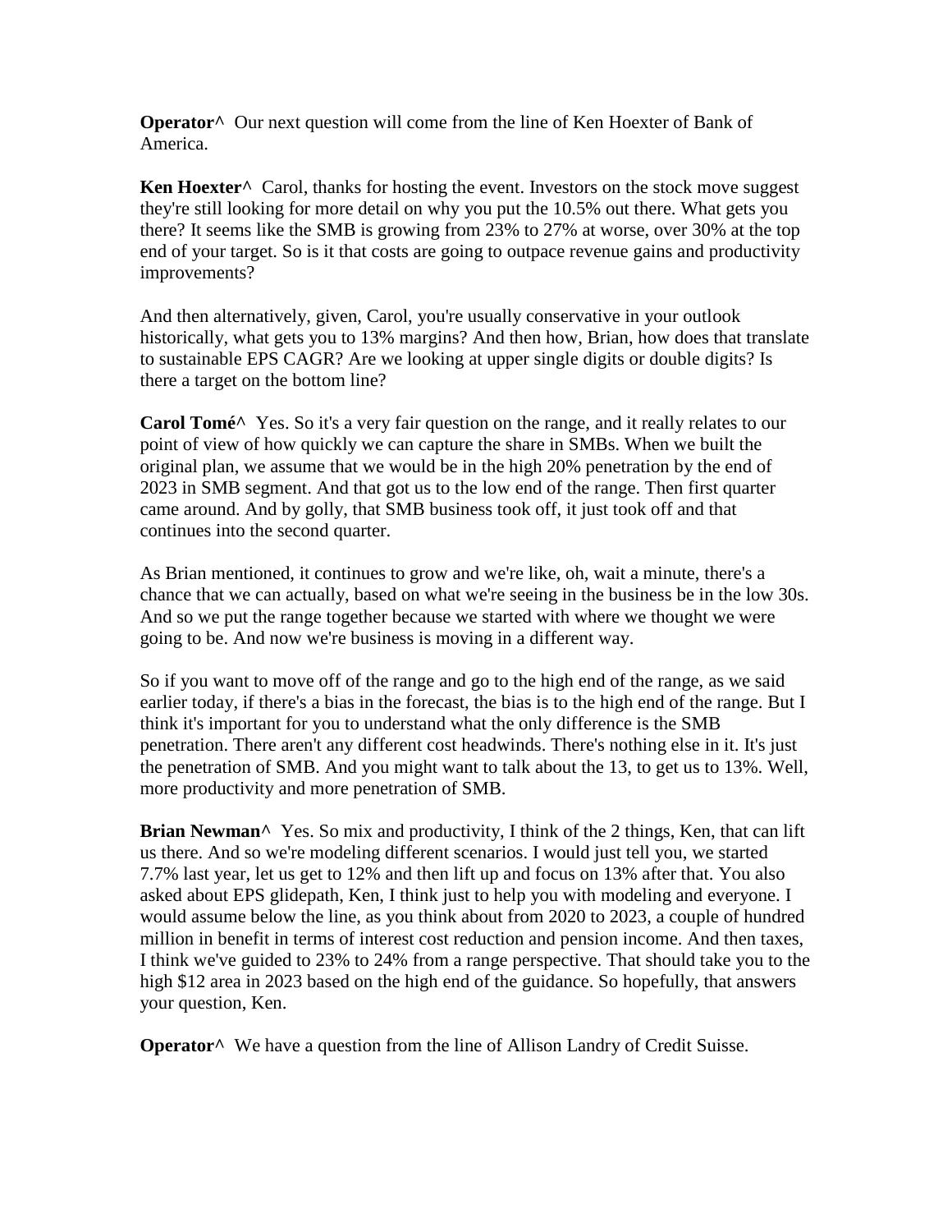**Operator^** Our next question will come from the line of Ken Hoexter of Bank of America.

**Ken Hoexter^** Carol, thanks for hosting the event. Investors on the stock move suggest they're still looking for more detail on why you put the 10.5% out there. What gets you there? It seems like the SMB is growing from 23% to 27% at worse, over 30% at the top end of your target. So is it that costs are going to outpace revenue gains and productivity improvements?

And then alternatively, given, Carol, you're usually conservative in your outlook historically, what gets you to 13% margins? And then how, Brian, how does that translate to sustainable EPS CAGR? Are we looking at upper single digits or double digits? Is there a target on the bottom line?

**Carol Tomé^** Yes. So it's a very fair question on the range, and it really relates to our point of view of how quickly we can capture the share in SMBs. When we built the original plan, we assume that we would be in the high 20% penetration by the end of 2023 in SMB segment. And that got us to the low end of the range. Then first quarter came around. And by golly, that SMB business took off, it just took off and that continues into the second quarter.

As Brian mentioned, it continues to grow and we're like, oh, wait a minute, there's a chance that we can actually, based on what we're seeing in the business be in the low 30s. And so we put the range together because we started with where we thought we were going to be. And now we're business is moving in a different way.

So if you want to move off of the range and go to the high end of the range, as we said earlier today, if there's a bias in the forecast, the bias is to the high end of the range. But I think it's important for you to understand what the only difference is the SMB penetration. There aren't any different cost headwinds. There's nothing else in it. It's just the penetration of SMB. And you might want to talk about the 13, to get us to 13%. Well, more productivity and more penetration of SMB.

**Brian Newman^** Yes. So mix and productivity, I think of the 2 things, Ken, that can lift us there. And so we're modeling different scenarios. I would just tell you, we started 7.7% last year, let us get to 12% and then lift up and focus on 13% after that. You also asked about EPS glidepath, Ken, I think just to help you with modeling and everyone. I would assume below the line, as you think about from 2020 to 2023, a couple of hundred million in benefit in terms of interest cost reduction and pension income. And then taxes, I think we've guided to 23% to 24% from a range perspective. That should take you to the high $12 area in 2023 based on the high end of the guidance. So hopefully, that answers your question, Ken.

**Operator^** We have a question from the line of Allison Landry of Credit Suisse.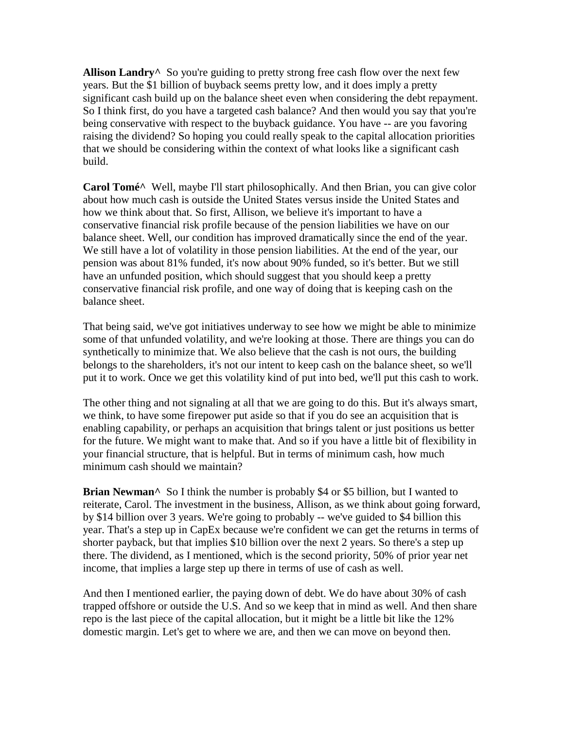**Allison Landry^** So you're guiding to pretty strong free cash flow over the next few years. But the $1 billion of buyback seems pretty low, and it does imply a pretty significant cash build up on the balance sheet even when considering the debt repayment. So I think first, do you have a targeted cash balance? And then would you say that you're being conservative with respect to the buyback guidance. You have -- are you favoring raising the dividend? So hoping you could really speak to the capital allocation priorities that we should be considering within the context of what looks like a significant cash build.

**Carol Tomé^** Well, maybe I'll start philosophically. And then Brian, you can give color about how much cash is outside the United States versus inside the United States and how we think about that. So first, Allison, we believe it's important to have a conservative financial risk profile because of the pension liabilities we have on our balance sheet. Well, our condition has improved dramatically since the end of the year. We still have a lot of volatility in those pension liabilities. At the end of the year, our pension was about 81% funded, it's now about 90% funded, so it's better. But we still have an unfunded position, which should suggest that you should keep a pretty conservative financial risk profile, and one way of doing that is keeping cash on the balance sheet.

That being said, we've got initiatives underway to see how we might be able to minimize some of that unfunded volatility, and we're looking at those. There are things you can do synthetically to minimize that. We also believe that the cash is not ours, the building belongs to the shareholders, it's not our intent to keep cash on the balance sheet, so we'll put it to work. Once we get this volatility kind of put into bed, we'll put this cash to work.

The other thing and not signaling at all that we are going to do this. But it's always smart, we think, to have some firepower put aside so that if you do see an acquisition that is enabling capability, or perhaps an acquisition that brings talent or just positions us better for the future. We might want to make that. And so if you have a little bit of flexibility in your financial structure, that is helpful. But in terms of minimum cash, how much minimum cash should we maintain?

**Brian Newman^** So I think the number is probably $4 or $5 billion, but I wanted to reiterate, Carol. The investment in the business, Allison, as we think about going forward, by $14 billion over 3 years. We're going to probably -- we've guided to $4 billion this year. That's a step up in CapEx because we're confident we can get the returns in terms of shorter payback, but that implies $10 billion over the next 2 years. So there's a step up there. The dividend, as I mentioned, which is the second priority, 50% of prior year net income, that implies a large step up there in terms of use of cash as well.

And then I mentioned earlier, the paying down of debt. We do have about 30% of cash trapped offshore or outside the U.S. And so we keep that in mind as well. And then share repo is the last piece of the capital allocation, but it might be a little bit like the 12% domestic margin. Let's get to where we are, and then we can move on beyond then.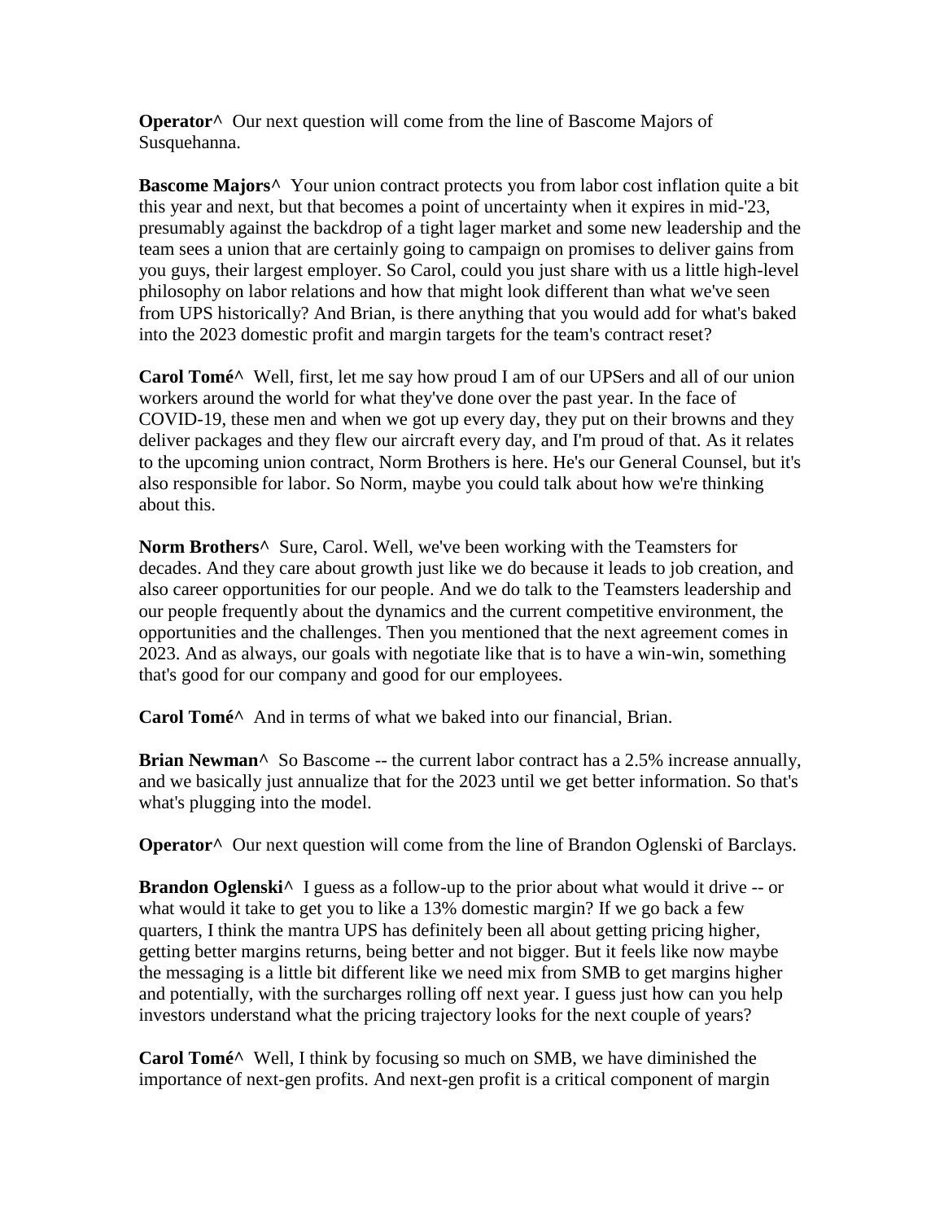**Operator^** Our next question will come from the line of Bascome Majors of Susquehanna.

**Bascome Majors^** Your union contract protects you from labor cost inflation quite a bit this year and next, but that becomes a point of uncertainty when it expires in mid-'23, presumably against the backdrop of a tight lager market and some new leadership and the team sees a union that are certainly going to campaign on promises to deliver gains from you guys, their largest employer. So Carol, could you just share with us a little high-level philosophy on labor relations and how that might look different than what we've seen from UPS historically? And Brian, is there anything that you would add for what's baked into the 2023 domestic profit and margin targets for the team's contract reset?

**Carol Tomé^** Well, first, let me say how proud I am of our UPSers and all of our union workers around the world for what they've done over the past year. In the face of COVID-19, these men and when we got up every day, they put on their browns and they deliver packages and they flew our aircraft every day, and I'm proud of that. As it relates to the upcoming union contract, Norm Brothers is here. He's our General Counsel, but it's also responsible for labor. So Norm, maybe you could talk about how we're thinking about this.

**Norm Brothers^** Sure, Carol. Well, we've been working with the Teamsters for decades. And they care about growth just like we do because it leads to job creation, and also career opportunities for our people. And we do talk to the Teamsters leadership and our people frequently about the dynamics and the current competitive environment, the opportunities and the challenges. Then you mentioned that the next agreement comes in 2023. And as always, our goals with negotiate like that is to have a win-win, something that's good for our company and good for our employees.

**Carol Tomé^** And in terms of what we baked into our financial, Brian.

**Brian Newman^** So Bascome -- the current labor contract has a 2.5% increase annually, and we basically just annualize that for the 2023 until we get better information. So that's what's plugging into the model.

**Operator^** Our next question will come from the line of Brandon Oglenski of Barclays.

**Brandon Oglenski^** I guess as a follow-up to the prior about what would it drive -- or what would it take to get you to like a 13% domestic margin? If we go back a few quarters, I think the mantra UPS has definitely been all about getting pricing higher, getting better margins returns, being better and not bigger. But it feels like now maybe the messaging is a little bit different like we need mix from SMB to get margins higher and potentially, with the surcharges rolling off next year. I guess just how can you help investors understand what the pricing trajectory looks for the next couple of years?

**Carol Tomé^** Well, I think by focusing so much on SMB, we have diminished the importance of next-gen profits. And next-gen profit is a critical component of margin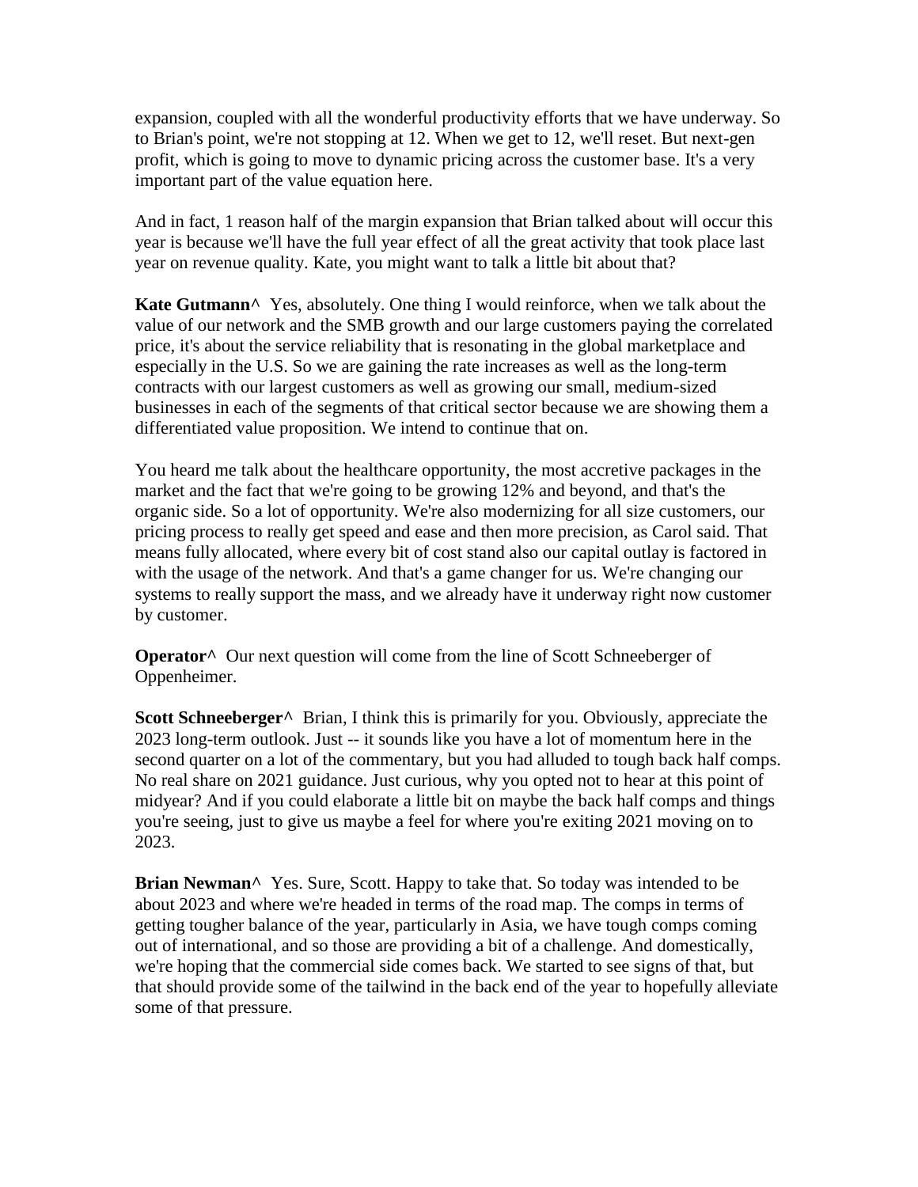expansion, coupled with all the wonderful productivity efforts that we have underway. So to Brian's point, we're not stopping at 12. When we get to 12, we'll reset. But next-gen profit, which is going to move to dynamic pricing across the customer base. It's a very important part of the value equation here.

And in fact, 1 reason half of the margin expansion that Brian talked about will occur this year is because we'll have the full year effect of all the great activity that took place last year on revenue quality. Kate, you might want to talk a little bit about that?

**Kate Gutmann^** Yes, absolutely. One thing I would reinforce, when we talk about the value of our network and the SMB growth and our large customers paying the correlated price, it's about the service reliability that is resonating in the global marketplace and especially in the U.S. So we are gaining the rate increases as well as the long-term contracts with our largest customers as well as growing our small, medium-sized businesses in each of the segments of that critical sector because we are showing them a differentiated value proposition. We intend to continue that on.

You heard me talk about the healthcare opportunity, the most accretive packages in the market and the fact that we're going to be growing 12% and beyond, and that's the organic side. So a lot of opportunity. We're also modernizing for all size customers, our pricing process to really get speed and ease and then more precision, as Carol said. That means fully allocated, where every bit of cost stand also our capital outlay is factored in with the usage of the network. And that's a game changer for us. We're changing our systems to really support the mass, and we already have it underway right now customer by customer.

**Operator^** Our next question will come from the line of Scott Schneeberger of Oppenheimer.

**Scott Schneeberger^** Brian, I think this is primarily for you. Obviously, appreciate the 2023 long-term outlook. Just -- it sounds like you have a lot of momentum here in the second quarter on a lot of the commentary, but you had alluded to tough back half comps. No real share on 2021 guidance. Just curious, why you opted not to hear at this point of midyear? And if you could elaborate a little bit on maybe the back half comps and things you're seeing, just to give us maybe a feel for where you're exiting 2021 moving on to 2023.

**Brian Newman^** Yes. Sure, Scott. Happy to take that. So today was intended to be about 2023 and where we're headed in terms of the road map. The comps in terms of getting tougher balance of the year, particularly in Asia, we have tough comps coming out of international, and so those are providing a bit of a challenge. And domestically, we're hoping that the commercial side comes back. We started to see signs of that, but that should provide some of the tailwind in the back end of the year to hopefully alleviate some of that pressure.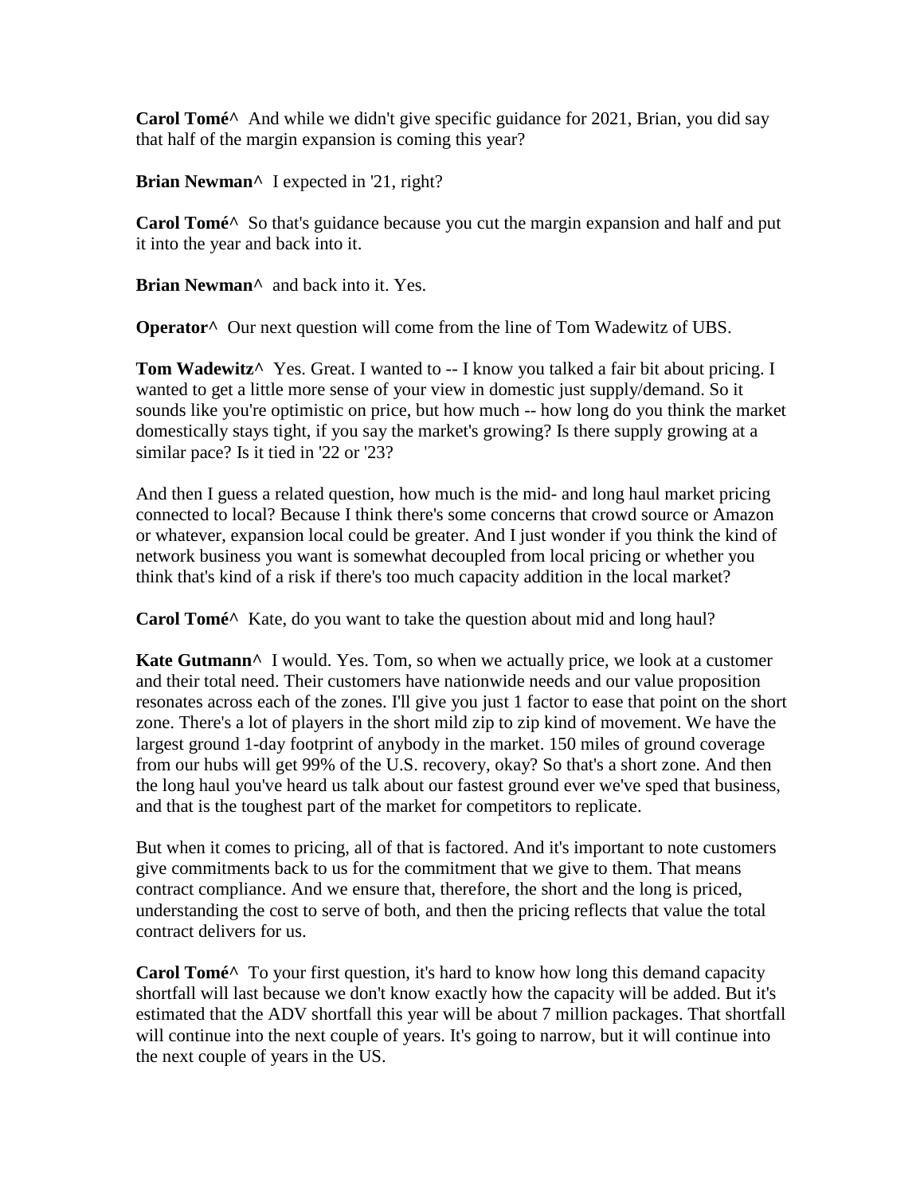**Carol Tomé^** And while we didn't give specific guidance for 2021, Brian, you did say that half of the margin expansion is coming this year?

**Brian Newman^** I expected in '21, right?

**Carol Tomé^** So that's guidance because you cut the margin expansion and half and put it into the year and back into it.

**Brian Newman^** and back into it. Yes.

**Operator^** Our next question will come from the line of Tom Wadewitz of UBS.

**Tom Wadewitz^** Yes. Great. I wanted to -- I know you talked a fair bit about pricing. I wanted to get a little more sense of your view in domestic just supply/demand. So it sounds like you're optimistic on price, but how much -- how long do you think the market domestically stays tight, if you say the market's growing? Is there supply growing at a similar pace? Is it tied in '22 or '23?

And then I guess a related question, how much is the mid- and long haul market pricing connected to local? Because I think there's some concerns that crowd source or Amazon or whatever, expansion local could be greater. And I just wonder if you think the kind of network business you want is somewhat decoupled from local pricing or whether you think that's kind of a risk if there's too much capacity addition in the local market?

**Carol Tomé^** Kate, do you want to take the question about mid and long haul?

**Kate Gutmann^** I would. Yes. Tom, so when we actually price, we look at a customer and their total need. Their customers have nationwide needs and our value proposition resonates across each of the zones. I'll give you just 1 factor to ease that point on the short zone. There's a lot of players in the short mild zip to zip kind of movement. We have the largest ground 1-day footprint of anybody in the market. 150 miles of ground coverage from our hubs will get 99% of the U.S. recovery, okay? So that's a short zone. And then the long haul you've heard us talk about our fastest ground ever we've sped that business, and that is the toughest part of the market for competitors to replicate.

But when it comes to pricing, all of that is factored. And it's important to note customers give commitments back to us for the commitment that we give to them. That means contract compliance. And we ensure that, therefore, the short and the long is priced, understanding the cost to serve of both, and then the pricing reflects that value the total contract delivers for us.

**Carol Tomé^** To your first question, it's hard to know how long this demand capacity shortfall will last because we don't know exactly how the capacity will be added. But it's estimated that the ADV shortfall this year will be about 7 million packages. That shortfall will continue into the next couple of years. It's going to narrow, but it will continue into the next couple of years in the US.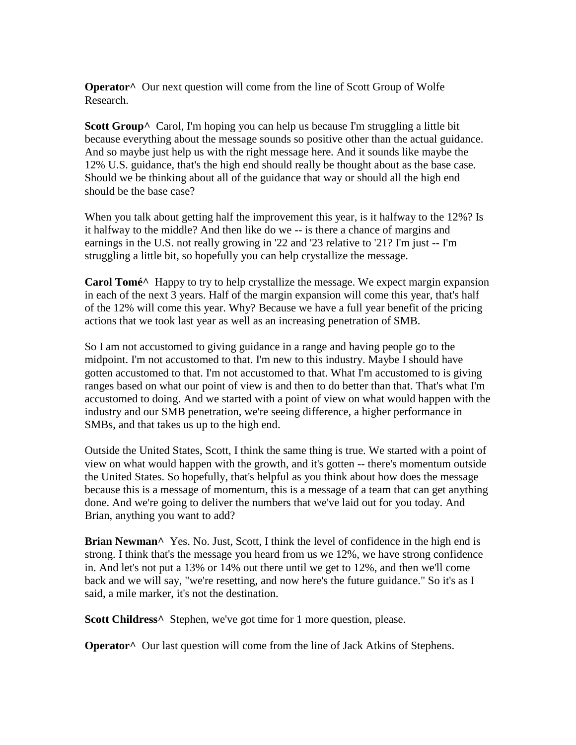**Operator^** Our next question will come from the line of Scott Group of Wolfe Research.

**Scott Group^** Carol, I'm hoping you can help us because I'm struggling a little bit because everything about the message sounds so positive other than the actual guidance. And so maybe just help us with the right message here. And it sounds like maybe the 12% U.S. guidance, that's the high end should really be thought about as the base case. Should we be thinking about all of the guidance that way or should all the high end should be the base case?

When you talk about getting half the improvement this year, is it halfway to the 12%? Is it halfway to the middle? And then like do we -- is there a chance of margins and earnings in the U.S. not really growing in '22 and '23 relative to '21? I'm just -- I'm struggling a little bit, so hopefully you can help crystallize the message.

**Carol Tomé^** Happy to try to help crystallize the message. We expect margin expansion in each of the next 3 years. Half of the margin expansion will come this year, that's half of the 12% will come this year. Why? Because we have a full year benefit of the pricing actions that we took last year as well as an increasing penetration of SMB.

So I am not accustomed to giving guidance in a range and having people go to the midpoint. I'm not accustomed to that. I'm new to this industry. Maybe I should have gotten accustomed to that. I'm not accustomed to that. What I'm accustomed to is giving ranges based on what our point of view is and then to do better than that. That's what I'm accustomed to doing. And we started with a point of view on what would happen with the industry and our SMB penetration, we're seeing difference, a higher performance in SMBs, and that takes us up to the high end.

Outside the United States, Scott, I think the same thing is true. We started with a point of view on what would happen with the growth, and it's gotten -- there's momentum outside the United States. So hopefully, that's helpful as you think about how does the message because this is a message of momentum, this is a message of a team that can get anything done. And we're going to deliver the numbers that we've laid out for you today. And Brian, anything you want to add?

**Brian Newman^** Yes. No. Just, Scott, I think the level of confidence in the high end is strong. I think that's the message you heard from us we 12%, we have strong confidence in. And let's not put a 13% or 14% out there until we get to 12%, and then we'll come back and we will say, "we're resetting, and now here's the future guidance." So it's as I said, a mile marker, it's not the destination.

**Scott Childress^** Stephen, we've got time for 1 more question, please.

**Operator^** Our last question will come from the line of Jack Atkins of Stephens.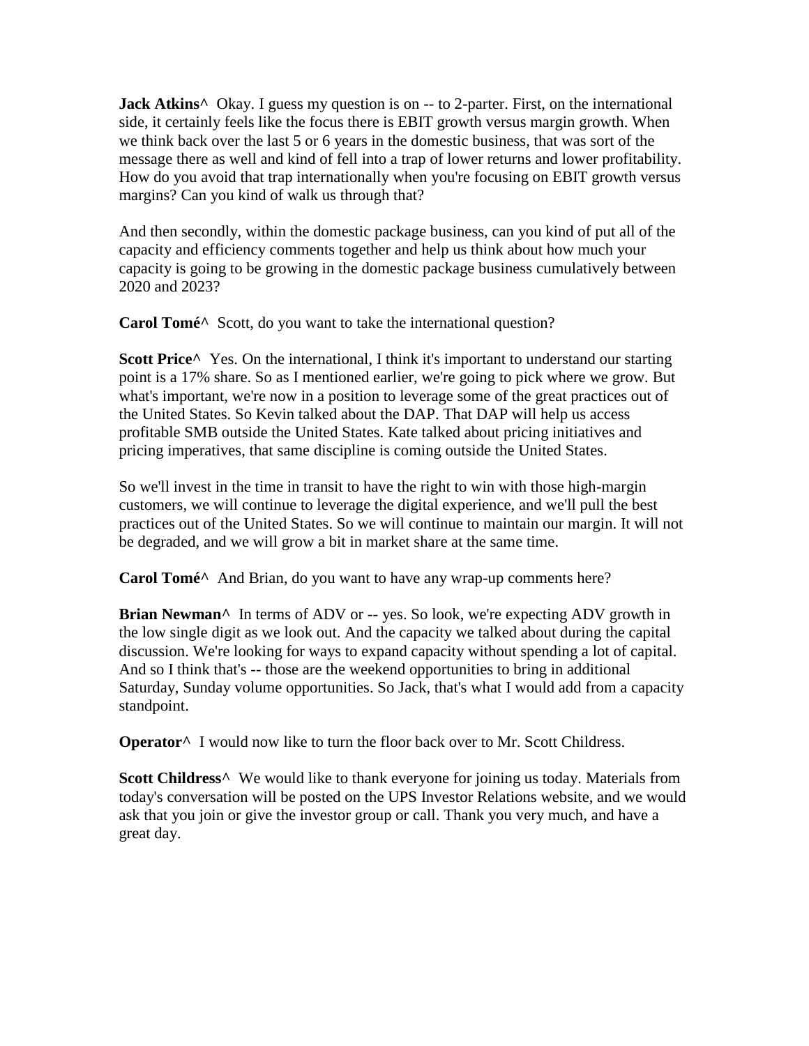**Jack Atkins^** Okay. I guess my question is on -- to 2-parter. First, on the international side, it certainly feels like the focus there is EBIT growth versus margin growth. When we think back over the last 5 or 6 years in the domestic business, that was sort of the message there as well and kind of fell into a trap of lower returns and lower profitability. How do you avoid that trap internationally when you're focusing on EBIT growth versus margins? Can you kind of walk us through that?

And then secondly, within the domestic package business, can you kind of put all of the capacity and efficiency comments together and help us think about how much your capacity is going to be growing in the domestic package business cumulatively between 2020 and 2023?

**Carol Tomé^** Scott, do you want to take the international question?

**Scott Price^** Yes. On the international, I think it's important to understand our starting point is a 17% share. So as I mentioned earlier, we're going to pick where we grow. But what's important, we're now in a position to leverage some of the great practices out of the United States. So Kevin talked about the DAP. That DAP will help us access profitable SMB outside the United States. Kate talked about pricing initiatives and pricing imperatives, that same discipline is coming outside the United States.

So we'll invest in the time in transit to have the right to win with those high-margin customers, we will continue to leverage the digital experience, and we'll pull the best practices out of the United States. So we will continue to maintain our margin. It will not be degraded, and we will grow a bit in market share at the same time.

**Carol Tomé^** And Brian, do you want to have any wrap-up comments here?

**Brian Newman^** In terms of ADV or -- yes. So look, we're expecting ADV growth in the low single digit as we look out. And the capacity we talked about during the capital discussion. We're looking for ways to expand capacity without spending a lot of capital. And so I think that's -- those are the weekend opportunities to bring in additional Saturday, Sunday volume opportunities. So Jack, that's what I would add from a capacity standpoint.

**Operator^** I would now like to turn the floor back over to Mr. Scott Childress.

**Scott Childress^** We would like to thank everyone for joining us today. Materials from today's conversation will be posted on the UPS Investor Relations website, and we would ask that you join or give the investor group or call. Thank you very much, and have a great day.